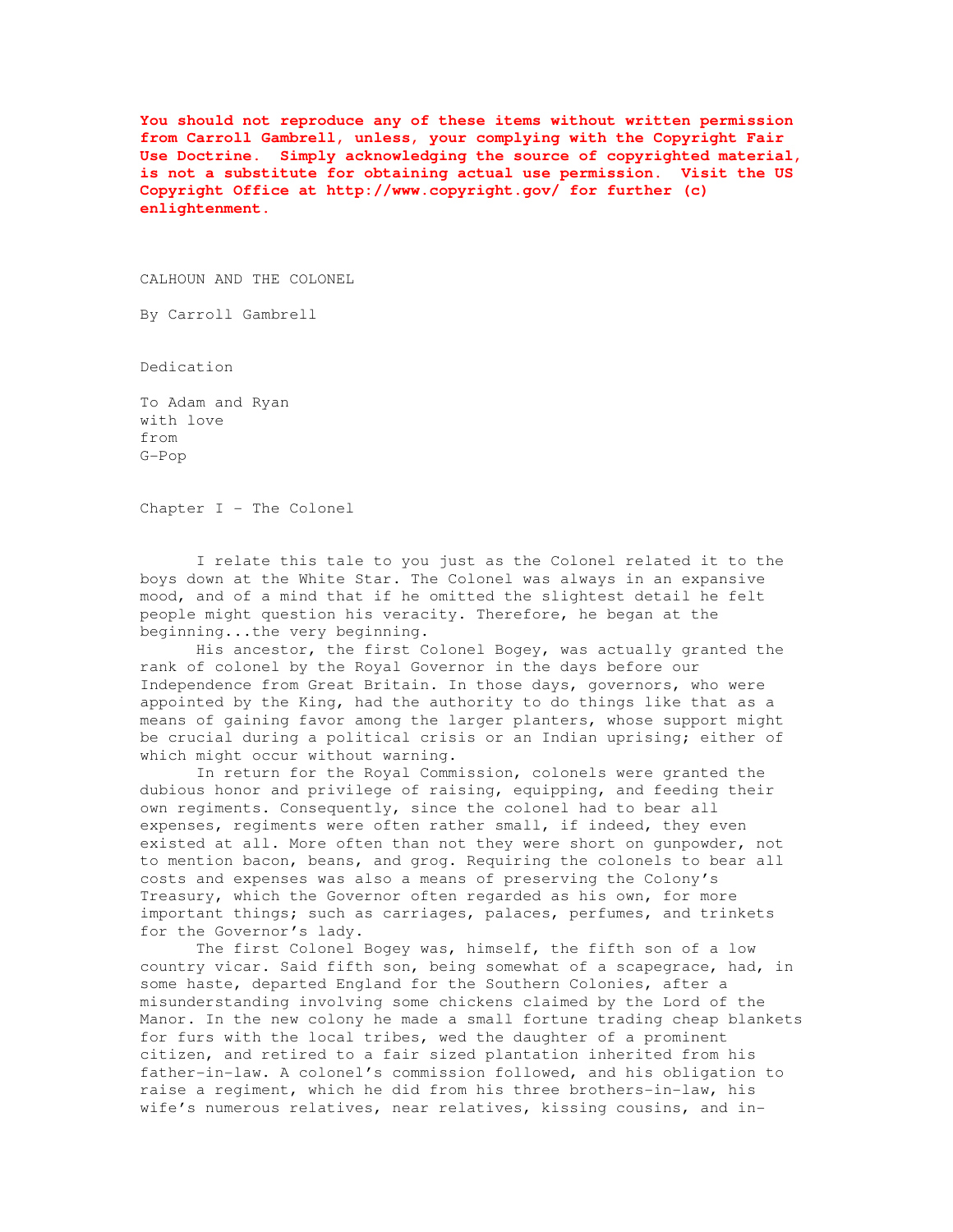**You should not reproduce any of these items without written permission from Carroll Gambrell, unless, your complying with the Copyright Fair Use Doctrine. Simply acknowledging the source of copyrighted material, is not a substitute for obtaining actual use permission. Visit the US Copyright Office at http://www.copyright.gov/ for further (c) enlightenment.**

# CALHOUN AND THE COLONEL

By Carroll Gambrell

## Dedication

To Adam and Ryan
with love
from
G-Pop

## Chapter I - The Colonel

I relate this tale to you just as the Colonel related it to the boys down at the White Star. The Colonel was always in an expansive mood, and of a mind that if he omitted the slightest detail he felt people might question his veracity. Therefore, he began at the beginning...the very beginning.

His ancestor, the first Colonel Bogey, was actually granted the rank of colonel by the Royal Governor in the days before our Independence from Great Britain. In those days, governors, who were appointed by the King, had the authority to do things like that as a means of gaining favor among the larger planters, whose support might be crucial during a political crisis or an Indian uprising; either of which might occur without warning.

In return for the Royal Commission, colonels were granted the dubious honor and privilege of raising, equipping, and feeding their own regiments. Consequently, since the colonel had to bear all expenses, regiments were often rather small, if indeed, they even existed at all. More often than not they were short on gunpowder, not to mention bacon, beans, and grog. Requiring the colonels to bear all costs and expenses was also a means of preserving the Colony's Treasury, which the Governor often regarded as his own, for more important things; such as carriages, palaces, perfumes, and trinkets for the Governor's lady.

The first Colonel Bogey was, himself, the fifth son of a low country vicar. Said fifth son, being somewhat of a scapegrace, had, in some haste, departed England for the Southern Colonies, after a misunderstanding involving some chickens claimed by the Lord of the Manor. In the new colony he made a small fortune trading cheap blankets for furs with the local tribes, wed the daughter of a prominent citizen, and retired to a fair sized plantation inherited from his father-in-law. A colonel's commission followed, and his obligation to raise a regiment, which he did from his three brothers-in-law, his wife's numerous relatives, near relatives, kissing cousins, and in-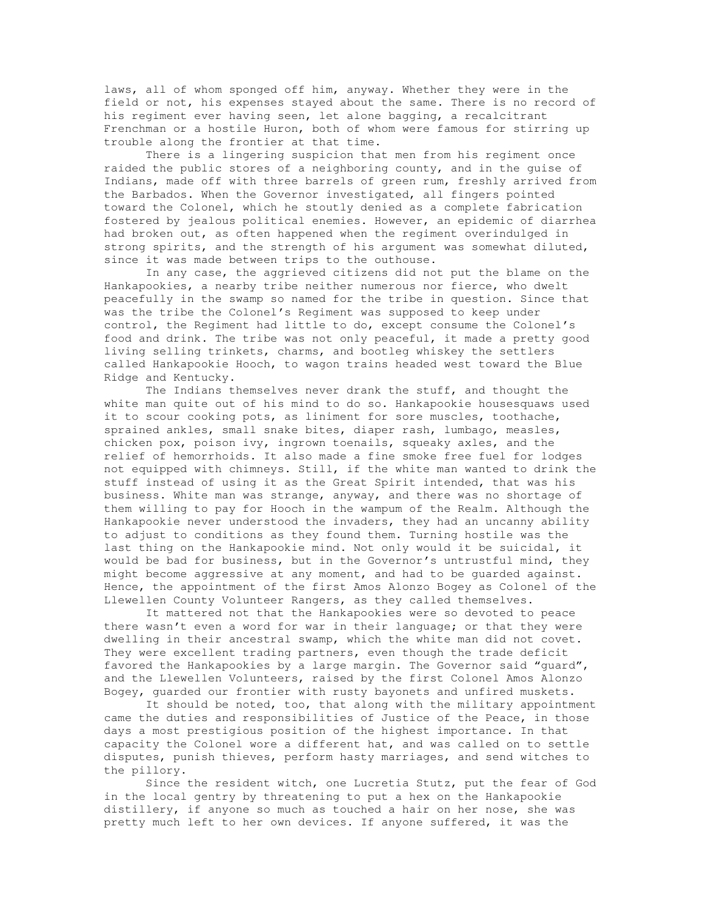laws, all of whom sponged off him, anyway. Whether they were in the field or not, his expenses stayed about the same. There is no record of his regiment ever having seen, let alone bagging, a recalcitrant Frenchman or a hostile Huron, both of whom were famous for stirring up trouble along the frontier at that time.

There is a lingering suspicion that men from his regiment once raided the public stores of a neighboring county, and in the guise of Indians, made off with three barrels of green rum, freshly arrived from the Barbados. When the Governor investigated, all fingers pointed toward the Colonel, which he stoutly denied as a complete fabrication fostered by jealous political enemies. However, an epidemic of diarrhea had broken out, as often happened when the regiment overindulged in strong spirits, and the strength of his argument was somewhat diluted, since it was made between trips to the outhouse.

In any case, the aggrieved citizens did not put the blame on the Hankapookies, a nearby tribe neither numerous nor fierce, who dwelt peacefully in the swamp so named for the tribe in question. Since that was the tribe the Colonel's Regiment was supposed to keep under control, the Regiment had little to do, except consume the Colonel's food and drink. The tribe was not only peaceful, it made a pretty good living selling trinkets, charms, and bootleg whiskey the settlers called Hankapookie Hooch, to wagon trains headed west toward the Blue Ridge and Kentucky.

The Indians themselves never drank the stuff, and thought the white man quite out of his mind to do so. Hankapookie housesquaws used it to scour cooking pots, as liniment for sore muscles, toothache, sprained ankles, small snake bites, diaper rash, lumbago, measles, chicken pox, poison ivy, ingrown toenails, squeaky axles, and the relief of hemorrhoids. It also made a fine smoke free fuel for lodges not equipped with chimneys. Still, if the white man wanted to drink the stuff instead of using it as the Great Spirit intended, that was his business. White man was strange, anyway, and there was no shortage of them willing to pay for Hooch in the wampum of the Realm. Although the Hankapookie never understood the invaders, they had an uncanny ability to adjust to conditions as they found them. Turning hostile was the last thing on the Hankapookie mind. Not only would it be suicidal, it would be bad for business, but in the Governor's untrustful mind, they might become aggressive at any moment, and had to be guarded against. Hence, the appointment of the first Amos Alonzo Bogey as Colonel of the Llewellen County Volunteer Rangers, as they called themselves.

It mattered not that the Hankapookies were so devoted to peace there wasn't even a word for war in their language; or that they were dwelling in their ancestral swamp, which the white man did not covet. They were excellent trading partners, even though the trade deficit favored the Hankapookies by a large margin. The Governor said "guard", and the Llewellen Volunteers, raised by the first Colonel Amos Alonzo Bogey, guarded our frontier with rusty bayonets and unfired muskets.

It should be noted, too, that along with the military appointment came the duties and responsibilities of Justice of the Peace, in those days a most prestigious position of the highest importance. In that capacity the Colonel wore a different hat, and was called on to settle disputes, punish thieves, perform hasty marriages, and send witches to the pillory.

Since the resident witch, one Lucretia Stutz, put the fear of God in the local gentry by threatening to put a hex on the Hankapookie distillery, if anyone so much as touched a hair on her nose, she was pretty much left to her own devices. If anyone suffered, it was the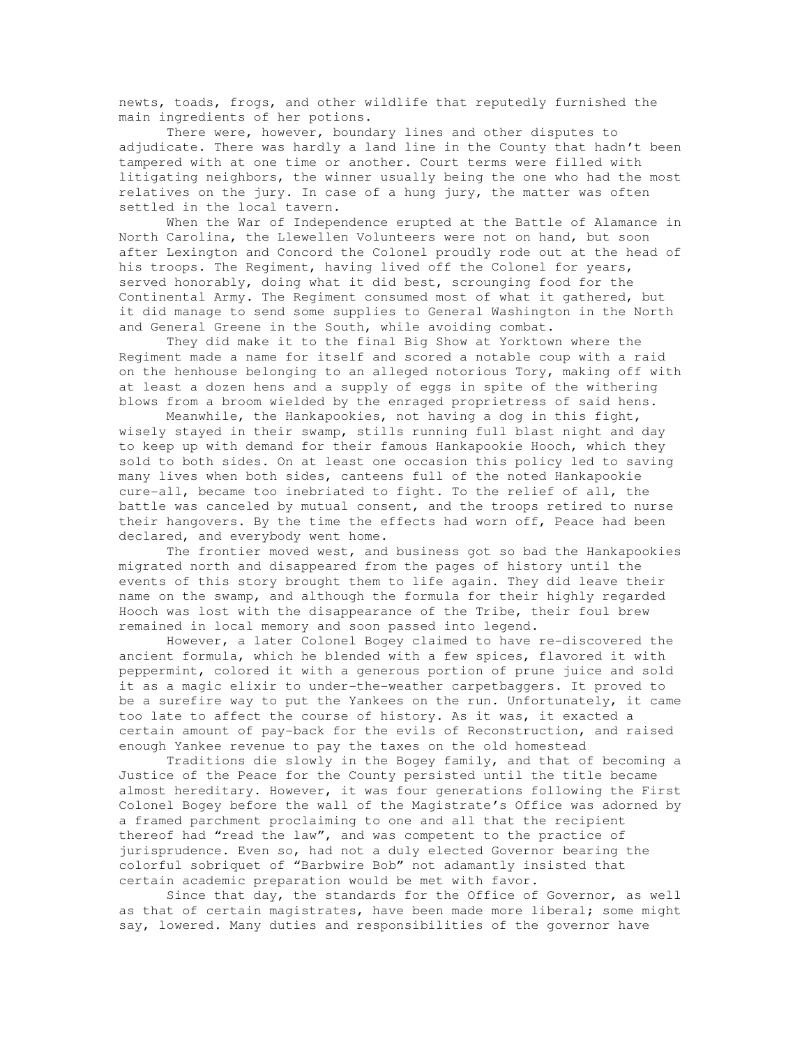newts, toads, frogs, and other wildlife that reputedly furnished the main ingredients of her potions.

There were, however, boundary lines and other disputes to adjudicate. There was hardly a land line in the County that hadn't been tampered with at one time or another. Court terms were filled with litigating neighbors, the winner usually being the one who had the most relatives on the jury. In case of a hung jury, the matter was often settled in the local tavern.

When the War of Independence erupted at the Battle of Alamance in North Carolina, the Llewellen Volunteers were not on hand, but soon after Lexington and Concord the Colonel proudly rode out at the head of his troops. The Regiment, having lived off the Colonel for years, served honorably, doing what it did best, scrounging food for the Continental Army. The Regiment consumed most of what it gathered, but it did manage to send some supplies to General Washington in the North and General Greene in the South, while avoiding combat.

They did make it to the final Big Show at Yorktown where the Regiment made a name for itself and scored a notable coup with a raid on the henhouse belonging to an alleged notorious Tory, making off with at least a dozen hens and a supply of eggs in spite of the withering blows from a broom wielded by the enraged proprietress of said hens.

Meanwhile, the Hankapookies, not having a dog in this fight, wisely stayed in their swamp, stills running full blast night and day to keep up with demand for their famous Hankapookie Hooch, which they sold to both sides. On at least one occasion this policy led to saving many lives when both sides, canteens full of the noted Hankapookie cure-all, became too inebriated to fight. To the relief of all, the battle was canceled by mutual consent, and the troops retired to nurse their hangovers. By the time the effects had worn off, Peace had been declared, and everybody went home.

The frontier moved west, and business got so bad the Hankapookies migrated north and disappeared from the pages of history until the events of this story brought them to life again. They did leave their name on the swamp, and although the formula for their highly regarded Hooch was lost with the disappearance of the Tribe, their foul brew remained in local memory and soon passed into legend.

However, a later Colonel Bogey claimed to have re-discovered the ancient formula, which he blended with a few spices, flavored it with peppermint, colored it with a generous portion of prune juice and sold it as a magic elixir to under-the-weather carpetbaggers. It proved to be a surefire way to put the Yankees on the run. Unfortunately, it came too late to affect the course of history. As it was, it exacted a certain amount of pay-back for the evils of Reconstruction, and raised enough Yankee revenue to pay the taxes on the old homestead

Traditions die slowly in the Bogey family, and that of becoming a Justice of the Peace for the County persisted until the title became almost hereditary. However, it was four generations following the First Colonel Bogey before the wall of the Magistrate's Office was adorned by a framed parchment proclaiming to one and all that the recipient thereof had "read the law", and was competent to the practice of jurisprudence. Even so, had not a duly elected Governor bearing the colorful sobriquet of "Barbwire Bob" not adamantly insisted that certain academic preparation would be met with favor.

Since that day, the standards for the Office of Governor, as well as that of certain magistrates, have been made more liberal; some might say, lowered. Many duties and responsibilities of the governor have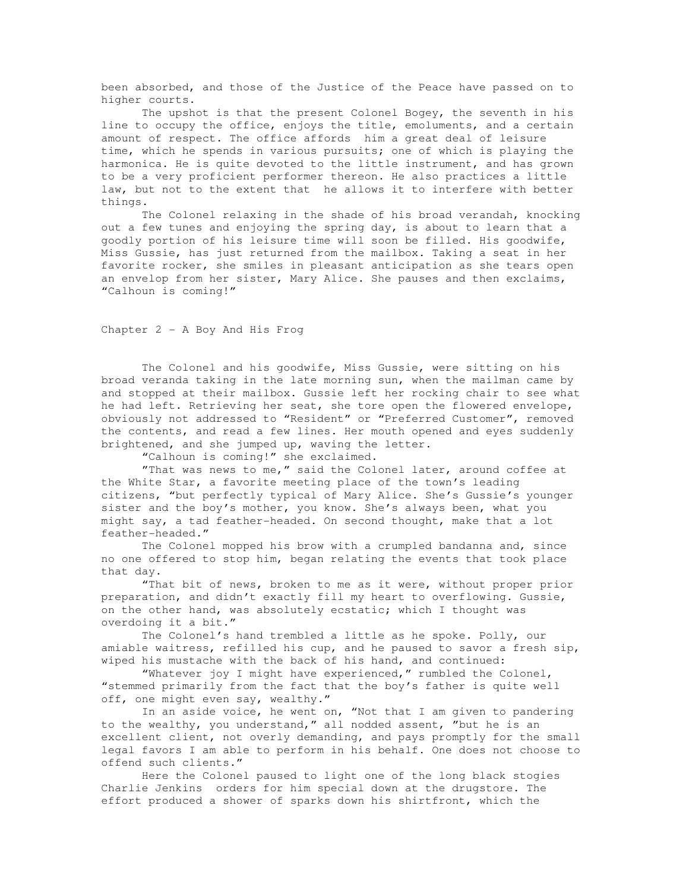been absorbed, and those of the Justice of the Peace have passed on to higher courts.

The upshot is that the present Colonel Bogey, the seventh in his line to occupy the office, enjoys the title, emoluments, and a certain amount of respect. The office affords him a great deal of leisure time, which he spends in various pursuits; one of which is playing the harmonica. He is quite devoted to the little instrument, and has grown to be a very proficient performer thereon. He also practices a little law, but not to the extent that he allows it to interfere with better things.

The Colonel relaxing in the shade of his broad verandah, knocking out a few tunes and enjoying the spring day, is about to learn that a goodly portion of his leisure time will soon be filled. His goodwife, Miss Gussie, has just returned from the mailbox. Taking a seat in her favorite rocker, she smiles in pleasant anticipation as she tears open an envelop from her sister, Mary Alice. She pauses and then exclaims, "Calhoun is coming!"

## Chapter 2 – A Boy And His Frog

The Colonel and his goodwife, Miss Gussie, were sitting on his broad veranda taking in the late morning sun, when the mailman came by and stopped at their mailbox. Gussie left her rocking chair to see what he had left. Retrieving her seat, she tore open the flowered envelope, obviously not addressed to "Resident" or "Preferred Customer", removed the contents, and read a few lines. Her mouth opened and eyes suddenly brightened, and she jumped up, waving the letter.

"Calhoun is coming!" she exclaimed.

"That was news to me," said the Colonel later, around coffee at the White Star, a favorite meeting place of the town's leading citizens, "but perfectly typical of Mary Alice. She's Gussie's younger sister and the boy's mother, you know. She's always been, what you might say, a tad feather-headed. On second thought, make that a lot feather-headed."

The Colonel mopped his brow with a crumpled bandanna and, since no one offered to stop him, began relating the events that took place that day.

"That bit of news, broken to me as it were, without proper prior preparation, and didn't exactly fill my heart to overflowing. Gussie, on the other hand, was absolutely ecstatic; which I thought was overdoing it a bit."

The Colonel's hand trembled a little as he spoke. Polly, our amiable waitress, refilled his cup, and he paused to savor a fresh sip, wiped his mustache with the back of his hand, and continued:

"Whatever joy I might have experienced," rumbled the Colonel, "stemmed primarily from the fact that the boy's father is quite well off, one might even say, wealthy."

In an aside voice, he went on, "Not that I am given to pandering to the wealthy, you understand," all nodded assent, "but he is an excellent client, not overly demanding, and pays promptly for the small legal favors I am able to perform in his behalf. One does not choose to offend such clients."

Here the Colonel paused to light one of the long black stogies Charlie Jenkins orders for him special down at the drugstore. The effort produced a shower of sparks down his shirtfront, which the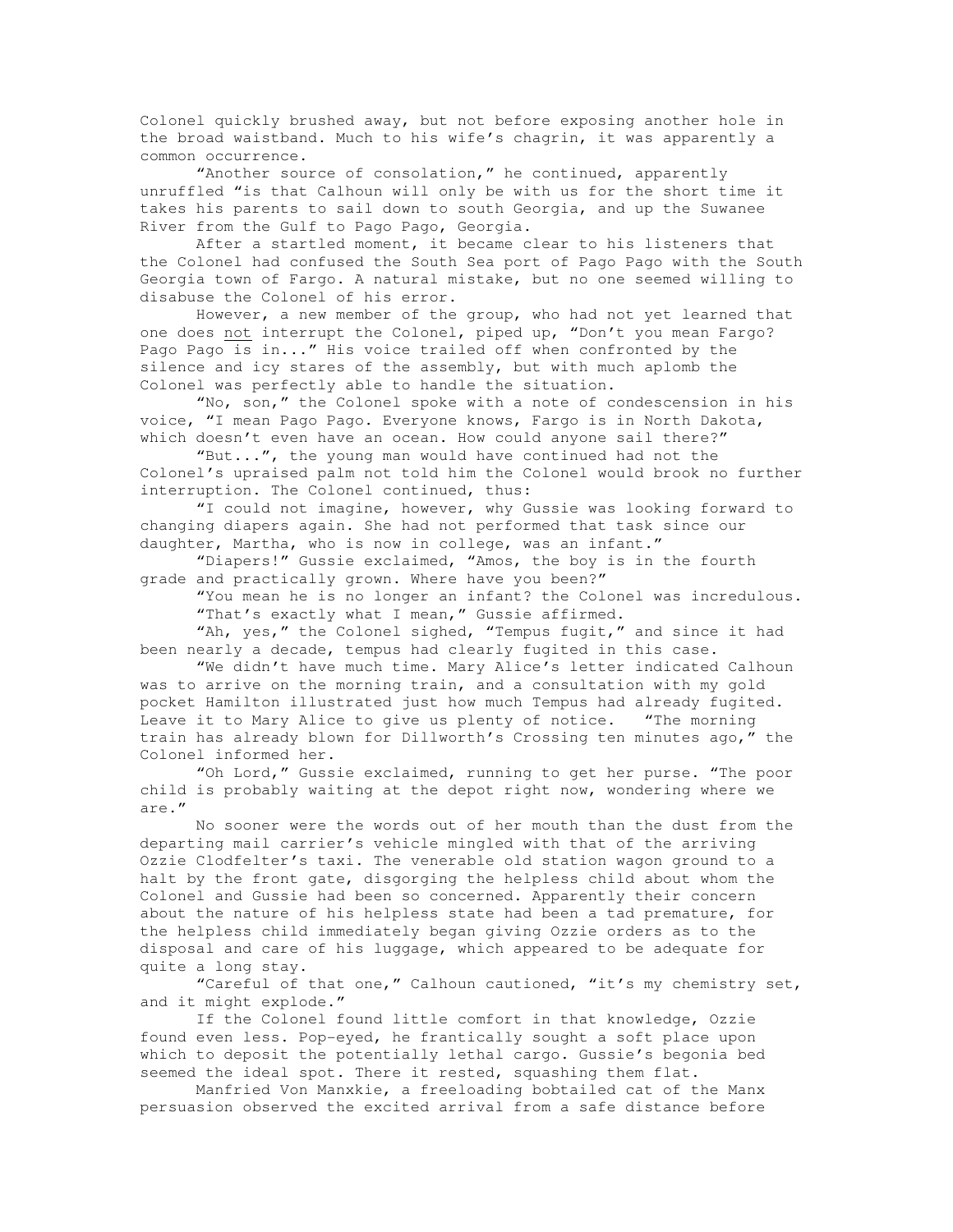Colonel quickly brushed away, but not before exposing another hole in the broad waistband. Much to his wife's chagrin, it was apparently a common occurrence.

"Another source of consolation," he continued, apparently unruffled "is that Calhoun will only be with us for the short time it takes his parents to sail down to south Georgia, and up the Suwanee River from the Gulf to Pago Pago, Georgia.

After a startled moment, it became clear to his listeners that the Colonel had confused the South Sea port of Pago Pago with the South Georgia town of Fargo. A natural mistake, but no one seemed willing to disabuse the Colonel of his error.

However, a new member of the group, who had not yet learned that one does <u>not</u> interrupt the Colonel, piped up, "Don't you mean Fargo? Pago Pago is in..." His voice trailed off when confronted by the silence and icy stares of the assembly, but with much aplomb the Colonel was perfectly able to handle the situation.

"No, son," the Colonel spoke with a note of condescension in his voice, "I mean Pago Pago. Everyone knows, Fargo is in North Dakota, which doesn't even have an ocean. How could anyone sail there?"

"But...", the young man would have continued had not the Colonel's upraised palm not told him the Colonel would brook no further interruption. The Colonel continued, thus:

"I could not imagine, however, why Gussie was looking forward to changing diapers again. She had not performed that task since our daughter, Martha, who is now in college, was an infant."

"Diapers!" Gussie exclaimed, "Amos, the boy is in the fourth grade and practically grown. Where have you been?"

"You mean he is no longer an infant? the Colonel was incredulous.

"That's exactly what I mean," Gussie affirmed.

"Ah, yes," the Colonel sighed, "Tempus fugit," and since it had been nearly a decade, tempus had clearly fugited in this case.

"We didn't have much time. Mary Alice's letter indicated Calhoun was to arrive on the morning train, and a consultation with my gold pocket Hamilton illustrated just how much Tempus had already fugited. Leave it to Mary Alice to give us plenty of notice. "The morning train has already blown for Dillworth's Crossing ten minutes ago," the Colonel informed her.

"Oh Lord," Gussie exclaimed, running to get her purse. "The poor child is probably waiting at the depot right now, wondering where we are."

No sooner were the words out of her mouth than the dust from the departing mail carrier's vehicle mingled with that of the arriving Ozzie Clodfelter's taxi. The venerable old station wagon ground to a halt by the front gate, disgorging the helpless child about whom the Colonel and Gussie had been so concerned. Apparently their concern about the nature of his helpless state had been a tad premature, for the helpless child immediately began giving Ozzie orders as to the disposal and care of his luggage, which appeared to be adequate for quite a long stay.

"Careful of that one," Calhoun cautioned, "it's my chemistry set, and it might explode."

If the Colonel found little comfort in that knowledge, Ozzie found even less. Pop-eyed, he frantically sought a soft place upon which to deposit the potentially lethal cargo. Gussie's begonia bed seemed the ideal spot. There it rested, squashing them flat.

Manfried Von Manxkie, a freeloading bobtailed cat of the Manx persuasion observed the excited arrival from a safe distance before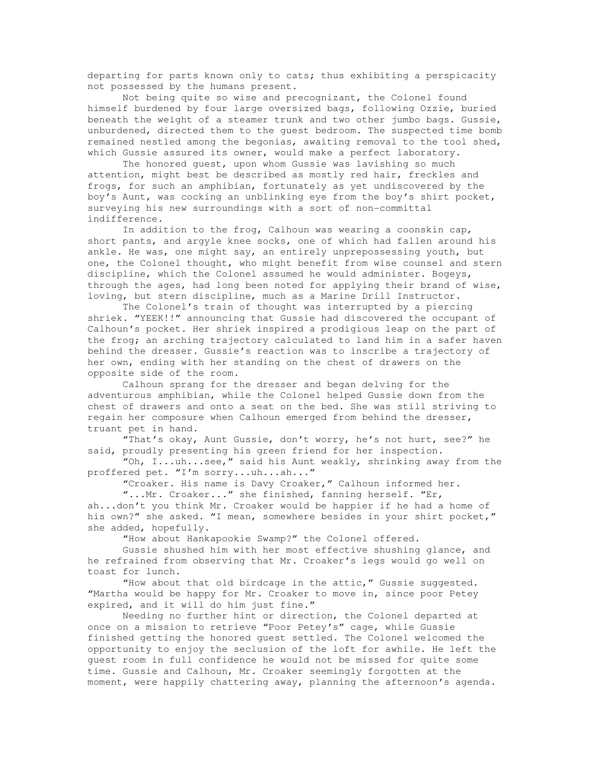departing for parts known only to cats; thus exhibiting a perspicacity not possessed by the humans present.

Not being quite so wise and precognizant, the Colonel found himself burdened by four large oversized bags, following Ozzie, buried beneath the weight of a steamer trunk and two other jumbo bags. Gussie, unburdened, directed them to the guest bedroom. The suspected time bomb remained nestled among the begonias, awaiting removal to the tool shed, which Gussie assured its owner, would make a perfect laboratory.

The honored guest, upon whom Gussie was lavishing so much attention, might best be described as mostly red hair, freckles and frogs, for such an amphibian, fortunately as yet undiscovered by the boy's Aunt, was cocking an unblinking eye from the boy's shirt pocket, surveying his new surroundings with a sort of non-committal indifference.

In addition to the frog, Calhoun was wearing a coonskin cap, short pants, and argyle knee socks, one of which had fallen around his ankle. He was, one might say, an entirely unprepossessing youth, but one, the Colonel thought, who might benefit from wise counsel and stern discipline, which the Colonel assumed he would administer. Bogeys, through the ages, had long been noted for applying their brand of wise, loving, but stern discipline, much as a Marine Drill Instructor.

The Colonel's train of thought was interrupted by a piercing shriek. "YEEK!!" announcing that Gussie had discovered the occupant of Calhoun's pocket. Her shriek inspired a prodigious leap on the part of the frog; an arching trajectory calculated to land him in a safer haven behind the dresser. Gussie's reaction was to inscribe a trajectory of her own, ending with her standing on the chest of drawers on the opposite side of the room.

Calhoun sprang for the dresser and began delving for the adventurous amphibian, while the Colonel helped Gussie down from the chest of drawers and onto a seat on the bed. She was still striving to regain her composure when Calhoun emerged from behind the dresser, truant pet in hand.

"That's okay, Aunt Gussie, don't worry, he's not hurt, see?" he said, proudly presenting his green friend for her inspection.

"Oh, I...uh...see," said his Aunt weakly, shrinking away from the proffered pet. "I'm sorry...uh...ah..."

"Croaker. His name is Davy Croaker," Calhoun informed her.

"...Mr. Croaker..." she finished, fanning herself. "Er, ah...don't you think Mr. Croaker would be happier if he had a home of his own?" she asked. "I mean, somewhere besides in your shirt pocket," she added, hopefully.

"How about Hankapookie Swamp?" the Colonel offered.

Gussie shushed him with her most effective shushing glance, and he refrained from observing that Mr. Croaker's legs would go well on toast for lunch.

"How about that old birdcage in the attic," Gussie suggested. "Martha would be happy for Mr. Croaker to move in, since poor Petey expired, and it will do him just fine."

Needing no further hint or direction, the Colonel departed at once on a mission to retrieve "Poor Petey's" cage, while Gussie finished getting the honored guest settled. The Colonel welcomed the opportunity to enjoy the seclusion of the loft for awhile. He left the guest room in full confidence he would not be missed for quite some time. Gussie and Calhoun, Mr. Croaker seemingly forgotten at the moment, were happily chattering away, planning the afternoon's agenda.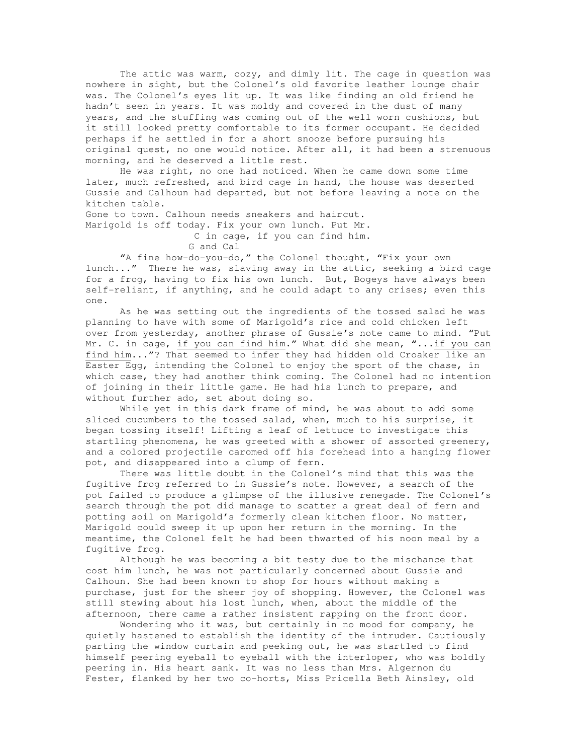The attic was warm, cozy, and dimly lit. The cage in question was nowhere in sight, but the Colonel's old favorite leather lounge chair was. The Colonel's eyes lit up. It was like finding an old friend he hadn't seen in years. It was moldy and covered in the dust of many years, and the stuffing was coming out of the well worn cushions, but it still looked pretty comfortable to its former occupant. He decided perhaps if he settled in for a short snooze before pursuing his original quest, no one would notice. After all, it had been a strenuous morning, and he deserved a little rest.

He was right, no one had noticed. When he came down some time later, much refreshed, and bird cage in hand, the house was deserted Gussie and Calhoun had departed, but not before leaving a note on the kitchen table.

Gone to town. Calhoun needs sneakers and haircut.
Marigold is off today. Fix your own lunch. Put Mr.
C in cage, if you can find him.
G and Cal

"A fine how-do-you-do," the Colonel thought, "Fix your own lunch..." There he was, slaving away in the attic, seeking a bird cage for a frog, having to fix his own lunch. But, Bogeys have always been self-reliant, if anything, and he could adapt to any crises; even this one.

As he was setting out the ingredients of the tossed salad he was planning to have with some of Marigold's rice and cold chicken left over from yesterday, another phrase of Gussie's note came to mind. "Put Mr. C. in cage, <u>if you can find him</u>." What did she mean, "...<u>if you can find him</u>..."? That seemed to infer they had hidden old Croaker like an Easter Egg, intending the Colonel to enjoy the sport of the chase, in which case, they had another think coming. The Colonel had no intention of joining in their little game. He had his lunch to prepare, and without further ado, set about doing so.

While yet in this dark frame of mind, he was about to add some sliced cucumbers to the tossed salad, when, much to his surprise, it began tossing itself! Lifting a leaf of lettuce to investigate this startling phenomena, he was greeted with a shower of assorted greenery, and a colored projectile caromed off his forehead into a hanging flower pot, and disappeared into a clump of fern.

There was little doubt in the Colonel's mind that this was the fugitive frog referred to in Gussie's note. However, a search of the pot failed to produce a glimpse of the illusive renegade. The Colonel's search through the pot did manage to scatter a great deal of fern and potting soil on Marigold's formerly clean kitchen floor. No matter, Marigold could sweep it up upon her return in the morning. In the meantime, the Colonel felt he had been thwarted of his noon meal by a fugitive frog.

Although he was becoming a bit testy due to the mischance that cost him lunch, he was not particularly concerned about Gussie and Calhoun. She had been known to shop for hours without making a purchase, just for the sheer joy of shopping. However, the Colonel was still stewing about his lost lunch, when, about the middle of the afternoon, there came a rather insistent rapping on the front door.

Wondering who it was, but certainly in no mood for company, he quietly hastened to establish the identity of the intruder. Cautiously parting the window curtain and peeking out, he was startled to find himself peering eyeball to eyeball with the interloper, who was boldly peering in. His heart sank. It was no less than Mrs. Algernon du Fester, flanked by her two co-horts, Miss Pricella Beth Ainsley, old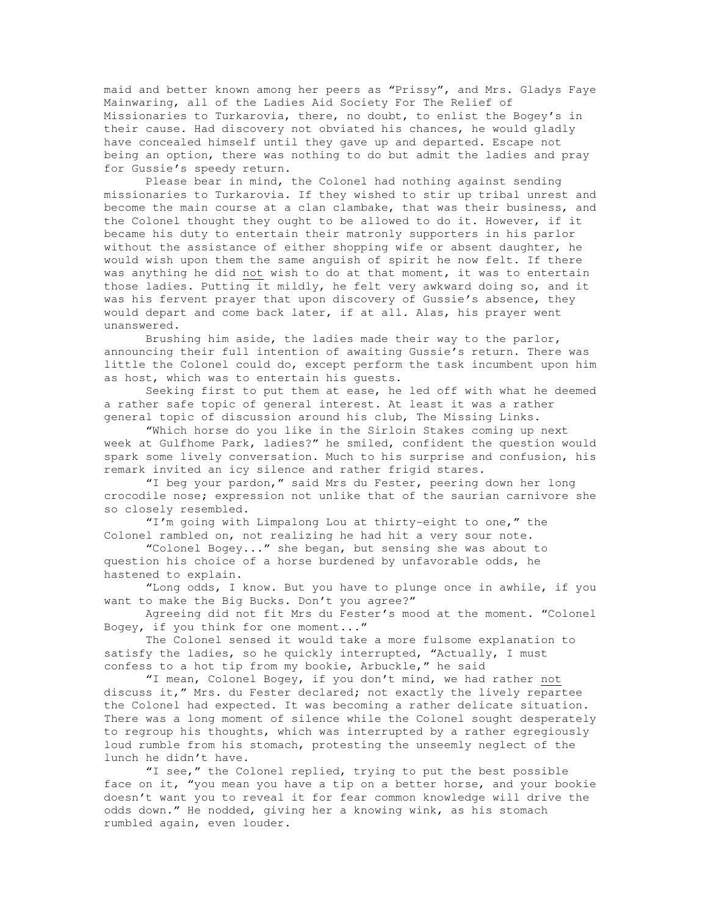maid and better known among her peers as "Prissy", and Mrs. Gladys Faye Mainwaring, all of the Ladies Aid Society For The Relief of Missionaries to Turkarovia, there, no doubt, to enlist the Bogey's in their cause. Had discovery not obviated his chances, he would gladly have concealed himself until they gave up and departed. Escape not being an option, there was nothing to do but admit the ladies and pray for Gussie's speedy return.

Please bear in mind, the Colonel had nothing against sending missionaries to Turkarovia. If they wished to stir up tribal unrest and become the main course at a clan clambake, that was their business, and the Colonel thought they ought to be allowed to do it. However, if it became his duty to entertain their matronly supporters in his parlor without the assistance of either shopping wife or absent daughter, he would wish upon them the same anguish of spirit he now felt. If there was anything he did <u>not</u> wish to do at that moment, it was to entertain those ladies. Putting it mildly, he felt very awkward doing so, and it was his fervent prayer that upon discovery of Gussie's absence, they would depart and come back later, if at all. Alas, his prayer went unanswered.

Brushing him aside, the ladies made their way to the parlor, announcing their full intention of awaiting Gussie's return. There was little the Colonel could do, except perform the task incumbent upon him as host, which was to entertain his guests.

Seeking first to put them at ease, he led off with what he deemed a rather safe topic of general interest. At least it was a rather general topic of discussion around his club, The Missing Links.

"Which horse do you like in the Sirloin Stakes coming up next week at Gulfhome Park, ladies?" he smiled, confident the question would spark some lively conversation. Much to his surprise and confusion, his remark invited an icy silence and rather frigid stares.

"I beg your pardon," said Mrs du Fester, peering down her long crocodile nose; expression not unlike that of the saurian carnivore she so closely resembled.

"I'm going with Limpalong Lou at thirty-eight to one," the Colonel rambled on, not realizing he had hit a very sour note.

"Colonel Bogey..." she began, but sensing she was about to question his choice of a horse burdened by unfavorable odds, he hastened to explain.

"Long odds, I know. But you have to plunge once in awhile, if you want to make the Big Bucks. Don't you agree?"

Agreeing did not fit Mrs du Fester's mood at the moment. "Colonel Bogey, if you think for one moment..."

The Colonel sensed it would take a more fulsome explanation to satisfy the ladies, so he quickly interrupted, "Actually, I must confess to a hot tip from my bookie, Arbuckle," he said

"I mean, Colonel Bogey, if you don't mind, we had rather <u>not</u> discuss it," Mrs. du Fester declared; not exactly the lively repartee the Colonel had expected. It was becoming a rather delicate situation. There was a long moment of silence while the Colonel sought desperately to regroup his thoughts, which was interrupted by a rather egregiously loud rumble from his stomach, protesting the unseemly neglect of the lunch he didn't have.

"I see," the Colonel replied, trying to put the best possible face on it, "you mean you have a tip on a better horse, and your bookie doesn't want you to reveal it for fear common knowledge will drive the odds down." He nodded, giving her a knowing wink, as his stomach rumbled again, even louder.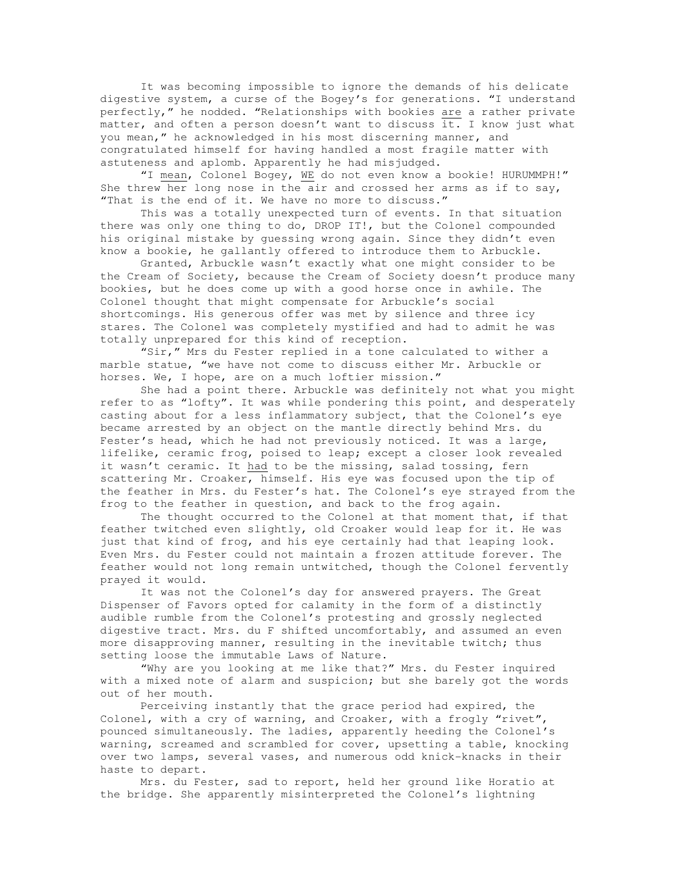It was becoming impossible to ignore the demands of his delicate digestive system, a curse of the Bogey's for generations. "I understand perfectly," he nodded. "Relationships with bookies are a rather private matter, and often a person doesn't want to discuss it. I know just what you mean," he acknowledged in his most discerning manner, and congratulated himself for having handled a most fragile matter with astuteness and aplomb. Apparently he had misjudged.

"I mean, Colonel Bogey, WE do not even know a bookie! HURUMMPH!" She threw her long nose in the air and crossed her arms as if to say, "That is the end of it. We have no more to discuss."

This was a totally unexpected turn of events. In that situation there was only one thing to do, DROP IT!, but the Colonel compounded his original mistake by guessing wrong again. Since they didn't even know a bookie, he gallantly offered to introduce them to Arbuckle.

Granted, Arbuckle wasn't exactly what one might consider to be the Cream of Society, because the Cream of Society doesn't produce many bookies, but he does come up with a good horse once in awhile. The Colonel thought that might compensate for Arbuckle's social shortcomings. His generous offer was met by silence and three icy stares. The Colonel was completely mystified and had to admit he was totally unprepared for this kind of reception.

"Sir," Mrs du Fester replied in a tone calculated to wither a marble statue, "we have not come to discuss either Mr. Arbuckle or horses. We, I hope, are on a much loftier mission."

She had a point there. Arbuckle was definitely not what you might refer to as "lofty". It was while pondering this point, and desperately casting about for a less inflammatory subject, that the Colonel's eye became arrested by an object on the mantle directly behind Mrs. du Fester's head, which he had not previously noticed. It was a large, lifelike, ceramic frog, poised to leap; except a closer look revealed it wasn't ceramic. It had to be the missing, salad tossing, fern scattering Mr. Croaker, himself. His eye was focused upon the tip of the feather in Mrs. du Fester's hat. The Colonel's eye strayed from the frog to the feather in question, and back to the frog again.

The thought occurred to the Colonel at that moment that, if that feather twitched even slightly, old Croaker would leap for it. He was just that kind of frog, and his eye certainly had that leaping look. Even Mrs. du Fester could not maintain a frozen attitude forever. The feather would not long remain untwitched, though the Colonel fervently prayed it would.

It was not the Colonel's day for answered prayers. The Great Dispenser of Favors opted for calamity in the form of a distinctly audible rumble from the Colonel's protesting and grossly neglected digestive tract. Mrs. du F shifted uncomfortably, and assumed an even more disapproving manner, resulting in the inevitable twitch; thus setting loose the immutable Laws of Nature.

"Why are you looking at me like that?" Mrs. du Fester inquired with a mixed note of alarm and suspicion; but she barely got the words out of her mouth.

Perceiving instantly that the grace period had expired, the Colonel, with a cry of warning, and Croaker, with a frogly "rivet", pounced simultaneously. The ladies, apparently heeding the Colonel's warning, screamed and scrambled for cover, upsetting a table, knocking over two lamps, several vases, and numerous odd knick-knacks in their haste to depart.

Mrs. du Fester, sad to report, held her ground like Horatio at the bridge. She apparently misinterpreted the Colonel's lightning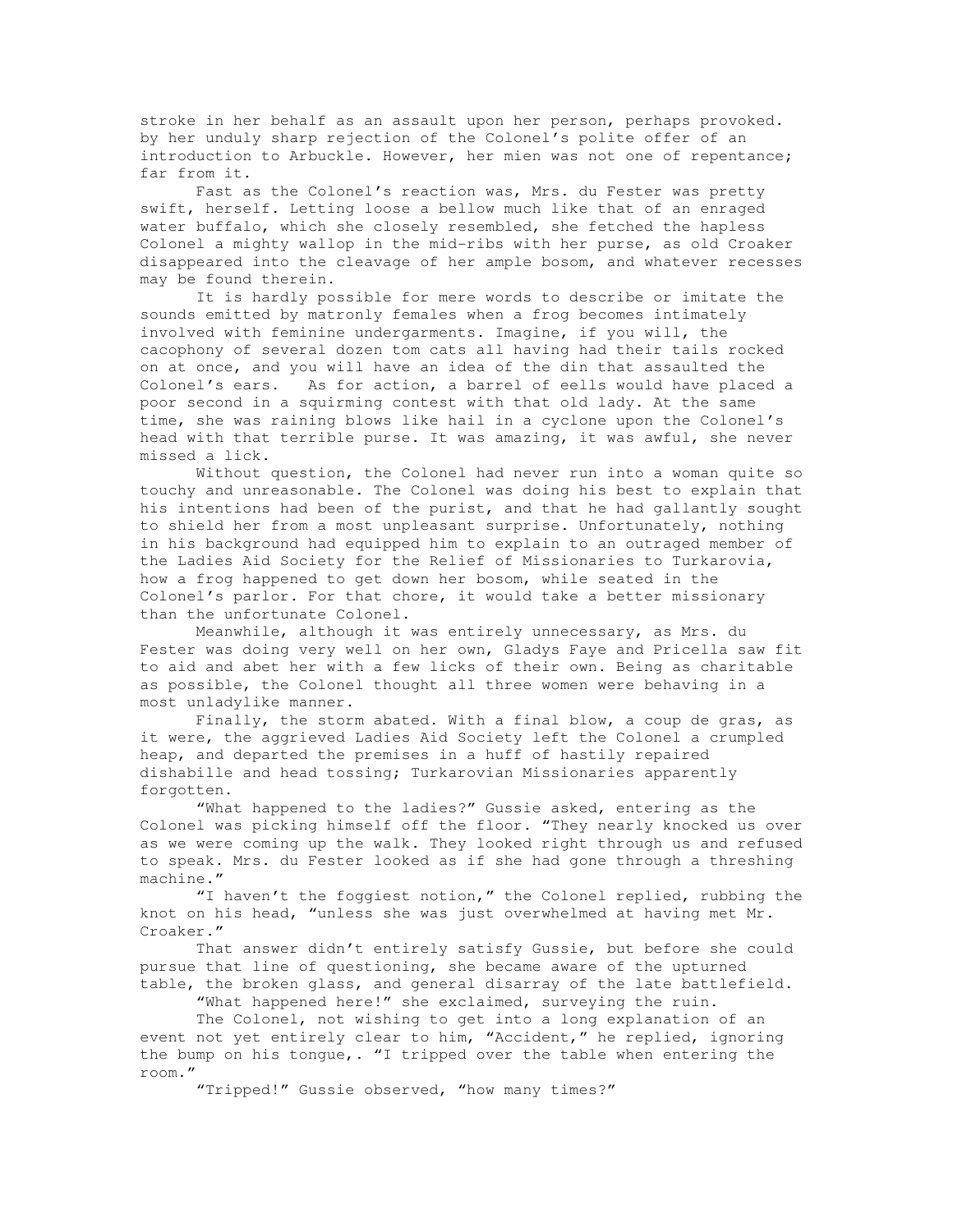stroke in her behalf as an assault upon her person, perhaps provoked. by her unduly sharp rejection of the Colonel's polite offer of an introduction to Arbuckle. However, her mien was not one of repentance; far from it.

Fast as the Colonel's reaction was, Mrs. du Fester was pretty swift, herself. Letting loose a bellow much like that of an enraged water buffalo, which she closely resembled, she fetched the hapless Colonel a mighty wallop in the mid-ribs with her purse, as old Croaker disappeared into the cleavage of her ample bosom, and whatever recesses may be found therein.

It is hardly possible for mere words to describe or imitate the sounds emitted by matronly females when a frog becomes intimately involved with feminine undergarments. Imagine, if you will, the cacophony of several dozen tom cats all having had their tails rocked on at once, and you will have an idea of the din that assaulted the Colonel's ears. As for action, a barrel of eells would have placed a poor second in a squirming contest with that old lady. At the same time, she was raining blows like hail in a cyclone upon the Colonel's head with that terrible purse. It was amazing, it was awful, she never missed a lick.

Without question, the Colonel had never run into a woman quite so touchy and unreasonable. The Colonel was doing his best to explain that his intentions had been of the purist, and that he had gallantly sought to shield her from a most unpleasant surprise. Unfortunately, nothing in his background had equipped him to explain to an outraged member of the Ladies Aid Society for the Relief of Missionaries to Turkarovia, how a frog happened to get down her bosom, while seated in the Colonel's parlor. For that chore, it would take a better missionary than the unfortunate Colonel.

Meanwhile, although it was entirely unnecessary, as Mrs. du Fester was doing very well on her own, Gladys Faye and Pricella saw fit to aid and abet her with a few licks of their own. Being as charitable as possible, the Colonel thought all three women were behaving in a most unladylike manner.

Finally, the storm abated. With a final blow, a coup de gras, as it were, the aggrieved Ladies Aid Society left the Colonel a crumpled heap, and departed the premises in a huff of hastily repaired dishabille and head tossing; Turkarovian Missionaries apparently forgotten.

"What happened to the ladies?" Gussie asked, entering as the Colonel was picking himself off the floor. "They nearly knocked us over as we were coming up the walk. They looked right through us and refused to speak. Mrs. du Fester looked as if she had gone through a threshing machine."

"I haven't the foggiest notion," the Colonel replied, rubbing the knot on his head, "unless she was just overwhelmed at having met Mr. Croaker."

That answer didn't entirely satisfy Gussie, but before she could pursue that line of questioning, she became aware of the upturned table, the broken glass, and general disarray of the late battlefield.

"What happened here!" she exclaimed, surveying the ruin.

The Colonel, not wishing to get into a long explanation of an event not yet entirely clear to him, "Accident," he replied, ignoring the bump on his tongue,. "I tripped over the table when entering the room."

"Tripped!" Gussie observed, "how many times?"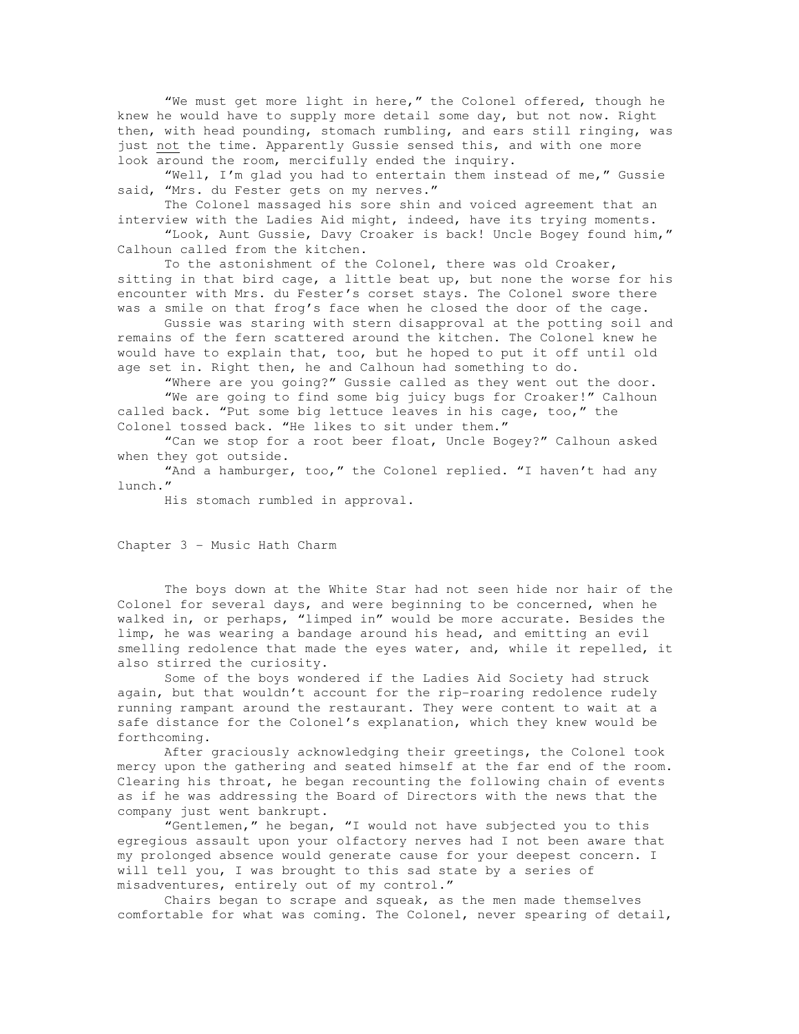"We must get more light in here," the Colonel offered, though he knew he would have to supply more detail some day, but not now. Right then, with head pounding, stomach rumbling, and ears still ringing, was just <u>not</u> the time. Apparently Gussie sensed this, and with one more look around the room, mercifully ended the inquiry.

"Well, I'm glad you had to entertain them instead of me," Gussie said, "Mrs. du Fester gets on my nerves."

The Colonel massaged his sore shin and voiced agreement that an interview with the Ladies Aid might, indeed, have its trying moments.

"Look, Aunt Gussie, Davy Croaker is back! Uncle Bogey found him," Calhoun called from the kitchen.

To the astonishment of the Colonel, there was old Croaker, sitting in that bird cage, a little beat up, but none the worse for his encounter with Mrs. du Fester's corset stays. The Colonel swore there was a smile on that frog's face when he closed the door of the cage.

Gussie was staring with stern disapproval at the potting soil and remains of the fern scattered around the kitchen. The Colonel knew he would have to explain that, too, but he hoped to put it off until old age set in. Right then, he and Calhoun had something to do.

"Where are you going?" Gussie called as they went out the door.

"We are going to find some big juicy bugs for Croaker!" Calhoun called back. "Put some big lettuce leaves in his cage, too," the Colonel tossed back. "He likes to sit under them."

"Can we stop for a root beer float, Uncle Bogey?" Calhoun asked when they got outside.

"And a hamburger, too," the Colonel replied. "I haven't had any lunch."

His stomach rumbled in approval.

## Chapter 3 – Music Hath Charm

The boys down at the White Star had not seen hide nor hair of the Colonel for several days, and were beginning to be concerned, when he walked in, or perhaps, "limped in" would be more accurate. Besides the limp, he was wearing a bandage around his head, and emitting an evil smelling redolence that made the eyes water, and, while it repelled, it also stirred the curiosity.

Some of the boys wondered if the Ladies Aid Society had struck again, but that wouldn't account for the rip-roaring redolence rudely running rampant around the restaurant. They were content to wait at a safe distance for the Colonel's explanation, which they knew would be forthcoming.

After graciously acknowledging their greetings, the Colonel took mercy upon the gathering and seated himself at the far end of the room. Clearing his throat, he began recounting the following chain of events as if he was addressing the Board of Directors with the news that the company just went bankrupt.

"Gentlemen," he began, "I would not have subjected you to this egregious assault upon your olfactory nerves had I not been aware that my prolonged absence would generate cause for your deepest concern. I will tell you, I was brought to this sad state by a series of misadventures, entirely out of my control."

Chairs began to scrape and squeak, as the men made themselves comfortable for what was coming. The Colonel, never spearing of detail,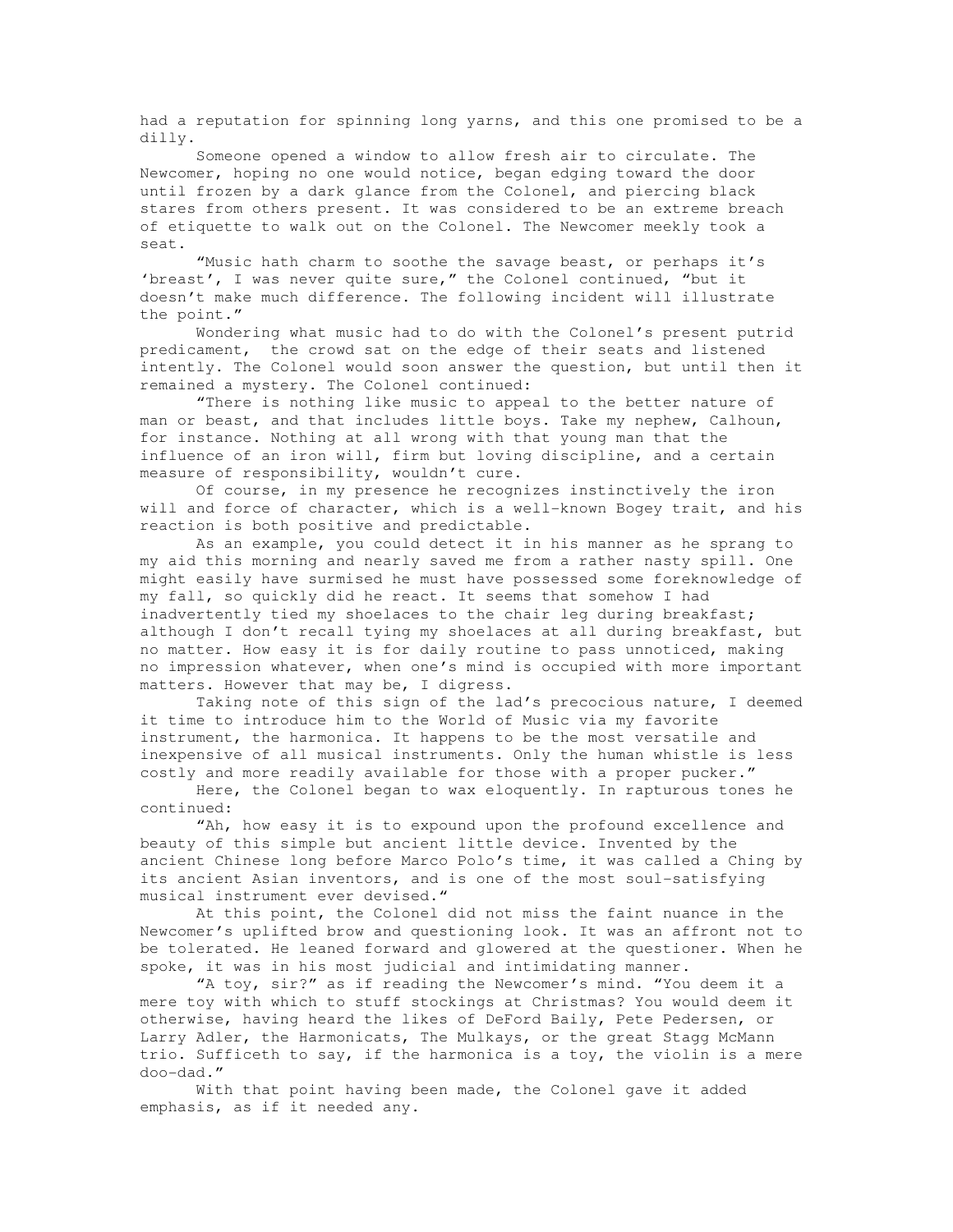had a reputation for spinning long yarns, and this one promised to be a dilly.

Someone opened a window to allow fresh air to circulate. The Newcomer, hoping no one would notice, began edging toward the door until frozen by a dark glance from the Colonel, and piercing black stares from others present. It was considered to be an extreme breach of etiquette to walk out on the Colonel. The Newcomer meekly took a seat.

"Music hath charm to soothe the savage beast, or perhaps it's 'breast', I was never quite sure," the Colonel continued, "but it doesn't make much difference. The following incident will illustrate the point."

Wondering what music had to do with the Colonel's present putrid predicament, the crowd sat on the edge of their seats and listened intently. The Colonel would soon answer the question, but until then it remained a mystery. The Colonel continued:

"There is nothing like music to appeal to the better nature of man or beast, and that includes little boys. Take my nephew, Calhoun, for instance. Nothing at all wrong with that young man that the influence of an iron will, firm but loving discipline, and a certain measure of responsibility, wouldn't cure.

Of course, in my presence he recognizes instinctively the iron will and force of character, which is a well-known Bogey trait, and his reaction is both positive and predictable.

As an example, you could detect it in his manner as he sprang to my aid this morning and nearly saved me from a rather nasty spill. One might easily have surmised he must have possessed some foreknowledge of my fall, so quickly did he react. It seems that somehow I had inadvertently tied my shoelaces to the chair leg during breakfast; although I don't recall tying my shoelaces at all during breakfast, but no matter. How easy it is for daily routine to pass unnoticed, making no impression whatever, when one's mind is occupied with more important matters. However that may be, I digress.

Taking note of this sign of the lad's precocious nature, I deemed it time to introduce him to the World of Music via my favorite instrument, the harmonica. It happens to be the most versatile and inexpensive of all musical instruments. Only the human whistle is less costly and more readily available for those with a proper pucker."

Here, the Colonel began to wax eloquently. In rapturous tones he continued:

"Ah, how easy it is to expound upon the profound excellence and beauty of this simple but ancient little device. Invented by the ancient Chinese long before Marco Polo's time, it was called a Ching by its ancient Asian inventors, and is one of the most soul-satisfying musical instrument ever devised."

At this point, the Colonel did not miss the faint nuance in the Newcomer's uplifted brow and questioning look. It was an affront not to be tolerated. He leaned forward and glowered at the questioner. When he spoke, it was in his most judicial and intimidating manner.

"A toy, sir?" as if reading the Newcomer's mind. "You deem it a mere toy with which to stuff stockings at Christmas? You would deem it otherwise, having heard the likes of DeFord Baily, Pete Pedersen, or Larry Adler, the Harmonicats, The Mulkays, or the great Stagg McMann trio. Sufficeth to say, if the harmonica is a toy, the violin is a mere doo-dad."

With that point having been made, the Colonel gave it added emphasis, as if it needed any.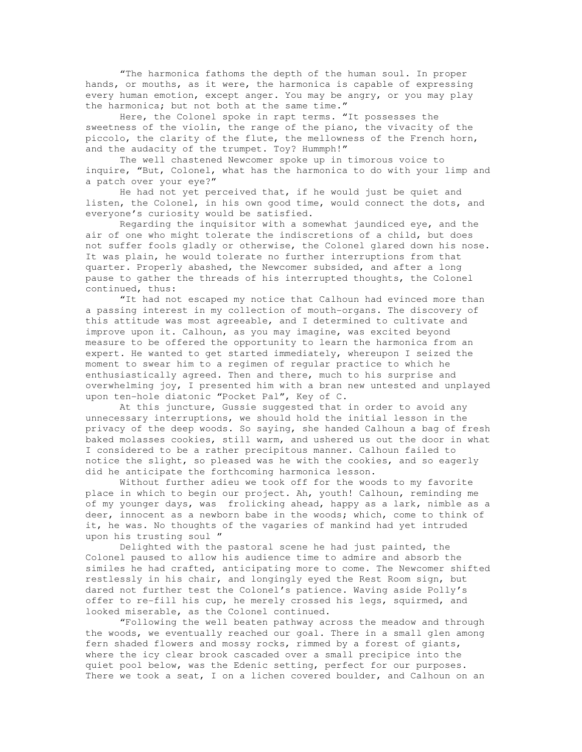"The harmonica fathoms the depth of the human soul. In proper hands, or mouths, as it were, the harmonica is capable of expressing every human emotion, except anger. You may be angry, or you may play the harmonica; but not both at the same time."

Here, the Colonel spoke in rapt terms. "It possesses the sweetness of the violin, the range of the piano, the vivacity of the piccolo, the clarity of the flute, the mellowness of the French horn, and the audacity of the trumpet. Toy? Hummph!"

The well chastened Newcomer spoke up in timorous voice to inquire, "But, Colonel, what has the harmonica to do with your limp and a patch over your eye?"

He had not yet perceived that, if he would just be quiet and listen, the Colonel, in his own good time, would connect the dots, and everyone's curiosity would be satisfied.

Regarding the inquisitor with a somewhat jaundiced eye, and the air of one who might tolerate the indiscretions of a child, but does not suffer fools gladly or otherwise, the Colonel glared down his nose. It was plain, he would tolerate no further interruptions from that quarter. Properly abashed, the Newcomer subsided, and after a long pause to gather the threads of his interrupted thoughts, the Colonel continued, thus:

"It had not escaped my notice that Calhoun had evinced more than a passing interest in my collection of mouth-organs. The discovery of this attitude was most agreeable, and I determined to cultivate and improve upon it. Calhoun, as you may imagine, was excited beyond measure to be offered the opportunity to learn the harmonica from an expert. He wanted to get started immediately, whereupon I seized the moment to swear him to a regimen of regular practice to which he enthusiastically agreed. Then and there, much to his surprise and overwhelming joy, I presented him with a bran new untested and unplayed upon ten-hole diatonic "Pocket Pal", Key of C.

At this juncture, Gussie suggested that in order to avoid any unnecessary interruptions, we should hold the initial lesson in the privacy of the deep woods. So saying, she handed Calhoun a bag of fresh baked molasses cookies, still warm, and ushered us out the door in what I considered to be a rather precipitous manner. Calhoun failed to notice the slight, so pleased was he with the cookies, and so eagerly did he anticipate the forthcoming harmonica lesson.

Without further adieu we took off for the woods to my favorite place in which to begin our project. Ah, youth! Calhoun, reminding me of my younger days, was frolicking ahead, happy as a lark, nimble as a deer, innocent as a newborn babe in the woods; which, come to think of it, he was. No thoughts of the vagaries of mankind had yet intruded upon his trusting soul "

Delighted with the pastoral scene he had just painted, the Colonel paused to allow his audience time to admire and absorb the similes he had crafted, anticipating more to come. The Newcomer shifted restlessly in his chair, and longingly eyed the Rest Room sign, but dared not further test the Colonel's patience. Waving aside Polly's offer to re-fill his cup, he merely crossed his legs, squirmed, and looked miserable, as the Colonel continued.

"Following the well beaten pathway across the meadow and through the woods, we eventually reached our goal. There in a small glen among fern shaded flowers and mossy rocks, rimmed by a forest of giants, where the icy clear brook cascaded over a small precipice into the quiet pool below, was the Edenic setting, perfect for our purposes. There we took a seat, I on a lichen covered boulder, and Calhoun on an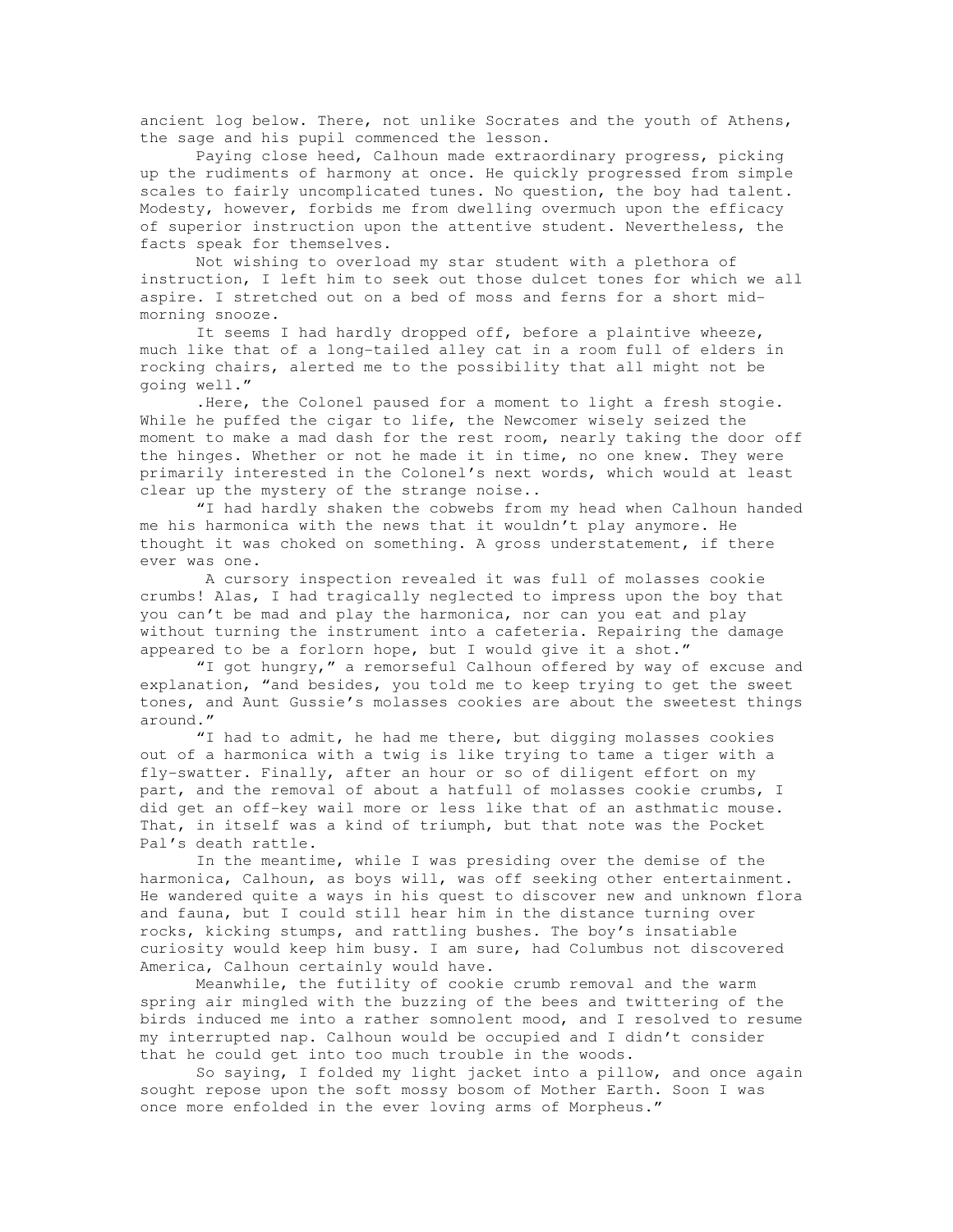ancient log below. There, not unlike Socrates and the youth of Athens, the sage and his pupil commenced the lesson.

Paying close heed, Calhoun made extraordinary progress, picking up the rudiments of harmony at once. He quickly progressed from simple scales to fairly uncomplicated tunes. No question, the boy had talent. Modesty, however, forbids me from dwelling overmuch upon the efficacy of superior instruction upon the attentive student. Nevertheless, the facts speak for themselves.

Not wishing to overload my star student with a plethora of instruction, I left him to seek out those dulcet tones for which we all aspire. I stretched out on a bed of moss and ferns for a short mid-morning snooze.

It seems I had hardly dropped off, before a plaintive wheeze, much like that of a long-tailed alley cat in a room full of elders in rocking chairs, alerted me to the possibility that all might not be going well."

.Here, the Colonel paused for a moment to light a fresh stogie. While he puffed the cigar to life, the Newcomer wisely seized the moment to make a mad dash for the rest room, nearly taking the door off the hinges. Whether or not he made it in time, no one knew. They were primarily interested in the Colonel's next words, which would at least clear up the mystery of the strange noise..

"I had hardly shaken the cobwebs from my head when Calhoun handed me his harmonica with the news that it wouldn't play anymore. He thought it was choked on something. A gross understatement, if there ever was one.

A cursory inspection revealed it was full of molasses cookie crumbs! Alas, I had tragically neglected to impress upon the boy that you can't be mad and play the harmonica, nor can you eat and play without turning the instrument into a cafeteria. Repairing the damage appeared to be a forlorn hope, but I would give it a shot."

"I got hungry," a remorseful Calhoun offered by way of excuse and explanation, "and besides, you told me to keep trying to get the sweet tones, and Aunt Gussie's molasses cookies are about the sweetest things around."

"I had to admit, he had me there, but digging molasses cookies out of a harmonica with a twig is like trying to tame a tiger with a fly-swatter. Finally, after an hour or so of diligent effort on my part, and the removal of about a hatfull of molasses cookie crumbs, I did get an off-key wail more or less like that of an asthmatic mouse. That, in itself was a kind of triumph, but that note was the Pocket Pal's death rattle.

In the meantime, while I was presiding over the demise of the harmonica, Calhoun, as boys will, was off seeking other entertainment. He wandered quite a ways in his quest to discover new and unknown flora and fauna, but I could still hear him in the distance turning over rocks, kicking stumps, and rattling bushes. The boy's insatiable curiosity would keep him busy. I am sure, had Columbus not discovered America, Calhoun certainly would have.

Meanwhile, the futility of cookie crumb removal and the warm spring air mingled with the buzzing of the bees and twittering of the birds induced me into a rather somnolent mood, and I resolved to resume my interrupted nap. Calhoun would be occupied and I didn't consider that he could get into too much trouble in the woods.

So saying, I folded my light jacket into a pillow, and once again sought repose upon the soft mossy bosom of Mother Earth. Soon I was once more enfolded in the ever loving arms of Morpheus."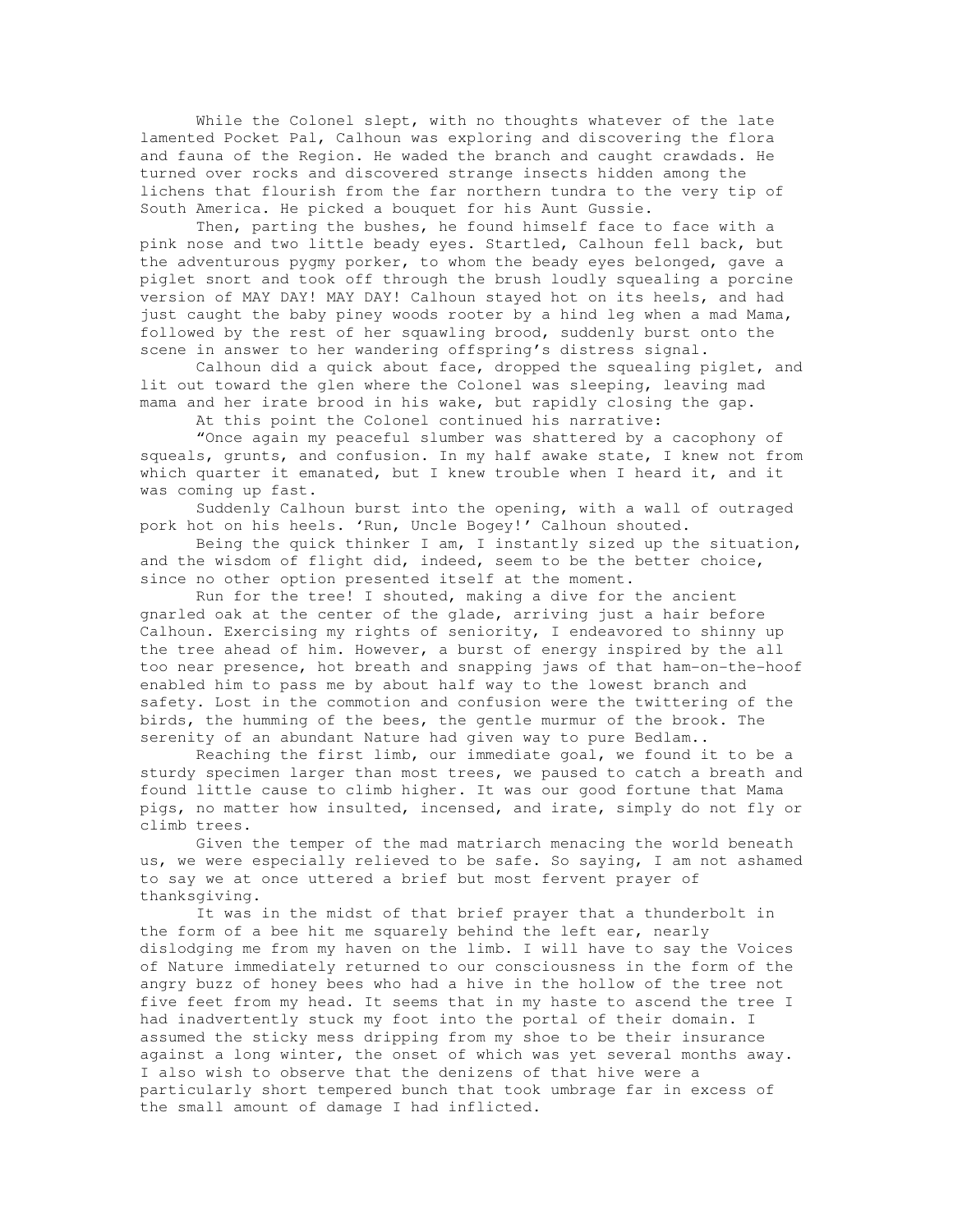While the Colonel slept, with no thoughts whatever of the late lamented Pocket Pal, Calhoun was exploring and discovering the flora and fauna of the Region. He waded the branch and caught crawdads. He turned over rocks and discovered strange insects hidden among the lichens that flourish from the far northern tundra to the very tip of South America. He picked a bouquet for his Aunt Gussie.

Then, parting the bushes, he found himself face to face with a pink nose and two little beady eyes. Startled, Calhoun fell back, but the adventurous pygmy porker, to whom the beady eyes belonged, gave a piglet snort and took off through the brush loudly squealing a porcine version of MAY DAY! MAY DAY! Calhoun stayed hot on its heels, and had just caught the baby piney woods rooter by a hind leg when a mad Mama, followed by the rest of her squawling brood, suddenly burst onto the scene in answer to her wandering offspring's distress signal.

Calhoun did a quick about face, dropped the squealing piglet, and lit out toward the glen where the Colonel was sleeping, leaving mad mama and her irate brood in his wake, but rapidly closing the gap.

At this point the Colonel continued his narrative:

"Once again my peaceful slumber was shattered by a cacophony of squeals, grunts, and confusion. In my half awake state, I knew not from which quarter it emanated, but I knew trouble when I heard it, and it was coming up fast.

Suddenly Calhoun burst into the opening, with a wall of outraged pork hot on his heels. 'Run, Uncle Bogey!' Calhoun shouted.

Being the quick thinker I am, I instantly sized up the situation, and the wisdom of flight did, indeed, seem to be the better choice, since no other option presented itself at the moment.

Run for the tree! I shouted, making a dive for the ancient gnarled oak at the center of the glade, arriving just a hair before Calhoun. Exercising my rights of seniority, I endeavored to shinny up the tree ahead of him. However, a burst of energy inspired by the all too near presence, hot breath and snapping jaws of that ham-on-the-hoof enabled him to pass me by about half way to the lowest branch and safety. Lost in the commotion and confusion were the twittering of the birds, the humming of the bees, the gentle murmur of the brook. The serenity of an abundant Nature had given way to pure Bedlam..

Reaching the first limb, our immediate goal, we found it to be a sturdy specimen larger than most trees, we paused to catch a breath and found little cause to climb higher. It was our good fortune that Mama pigs, no matter how insulted, incensed, and irate, simply do not fly or climb trees.

Given the temper of the mad matriarch menacing the world beneath us, we were especially relieved to be safe. So saying, I am not ashamed to say we at once uttered a brief but most fervent prayer of thanksgiving.

It was in the midst of that brief prayer that a thunderbolt in the form of a bee hit me squarely behind the left ear, nearly dislodging me from my haven on the limb. I will have to say the Voices of Nature immediately returned to our consciousness in the form of the angry buzz of honey bees who had a hive in the hollow of the tree not five feet from my head. It seems that in my haste to ascend the tree I had inadvertently stuck my foot into the portal of their domain. I assumed the sticky mess dripping from my shoe to be their insurance against a long winter, the onset of which was yet several months away. I also wish to observe that the denizens of that hive were a particularly short tempered bunch that took umbrage far in excess of the small amount of damage I had inflicted.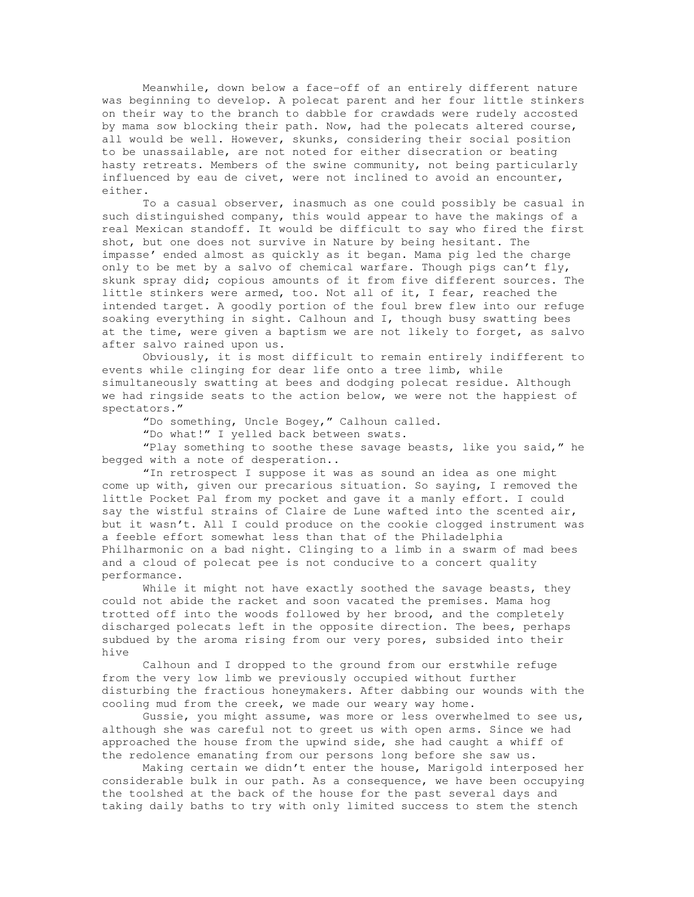Meanwhile, down below a face-off of an entirely different nature was beginning to develop. A polecat parent and her four little stinkers on their way to the branch to dabble for crawdads were rudely accosted by mama sow blocking their path. Now, had the polecats altered course, all would be well. However, skunks, considering their social position to be unassailable, are not noted for either disecration or beating hasty retreats. Members of the swine community, not being particularly influenced by eau de civet, were not inclined to avoid an encounter, either.

To a casual observer, inasmuch as one could possibly be casual in such distinguished company, this would appear to have the makings of a real Mexican standoff. It would be difficult to say who fired the first shot, but one does not survive in Nature by being hesitant. The impasse' ended almost as quickly as it began. Mama pig led the charge only to be met by a salvo of chemical warfare. Though pigs can't fly, skunk spray did; copious amounts of it from five different sources. The little stinkers were armed, too. Not all of it, I fear, reached the intended target. A goodly portion of the foul brew flew into our refuge soaking everything in sight. Calhoun and I, though busy swatting bees at the time, were given a baptism we are not likely to forget, as salvo after salvo rained upon us.

Obviously, it is most difficult to remain entirely indifferent to events while clinging for dear life onto a tree limb, while simultaneously swatting at bees and dodging polecat residue. Although we had ringside seats to the action below, we were not the happiest of spectators."

"Do something, Uncle Bogey," Calhoun called.

"Do what!" I yelled back between swats.

"Play something to soothe these savage beasts, like you said," he begged with a note of desperation..

"In retrospect I suppose it was as sound an idea as one might come up with, given our precarious situation. So saying, I removed the little Pocket Pal from my pocket and gave it a manly effort. I could say the wistful strains of Claire de Lune wafted into the scented air, but it wasn't. All I could produce on the cookie clogged instrument was a feeble effort somewhat less than that of the Philadelphia Philharmonic on a bad night. Clinging to a limb in a swarm of mad bees and a cloud of polecat pee is not conducive to a concert quality performance.

While it might not have exactly soothed the savage beasts, they could not abide the racket and soon vacated the premises. Mama hog trotted off into the woods followed by her brood, and the completely discharged polecats left in the opposite direction. The bees, perhaps subdued by the aroma rising from our very pores, subsided into their hive

Calhoun and I dropped to the ground from our erstwhile refuge from the very low limb we previously occupied without further disturbing the fractious honeymakers. After dabbing our wounds with the cooling mud from the creek, we made our weary way home.

Gussie, you might assume, was more or less overwhelmed to see us, although she was careful not to greet us with open arms. Since we had approached the house from the upwind side, she had caught a whiff of the redolence emanating from our persons long before she saw us.

Making certain we didn't enter the house, Marigold interposed her considerable bulk in our path. As a consequence, we have been occupying the toolshed at the back of the house for the past several days and taking daily baths to try with only limited success to stem the stench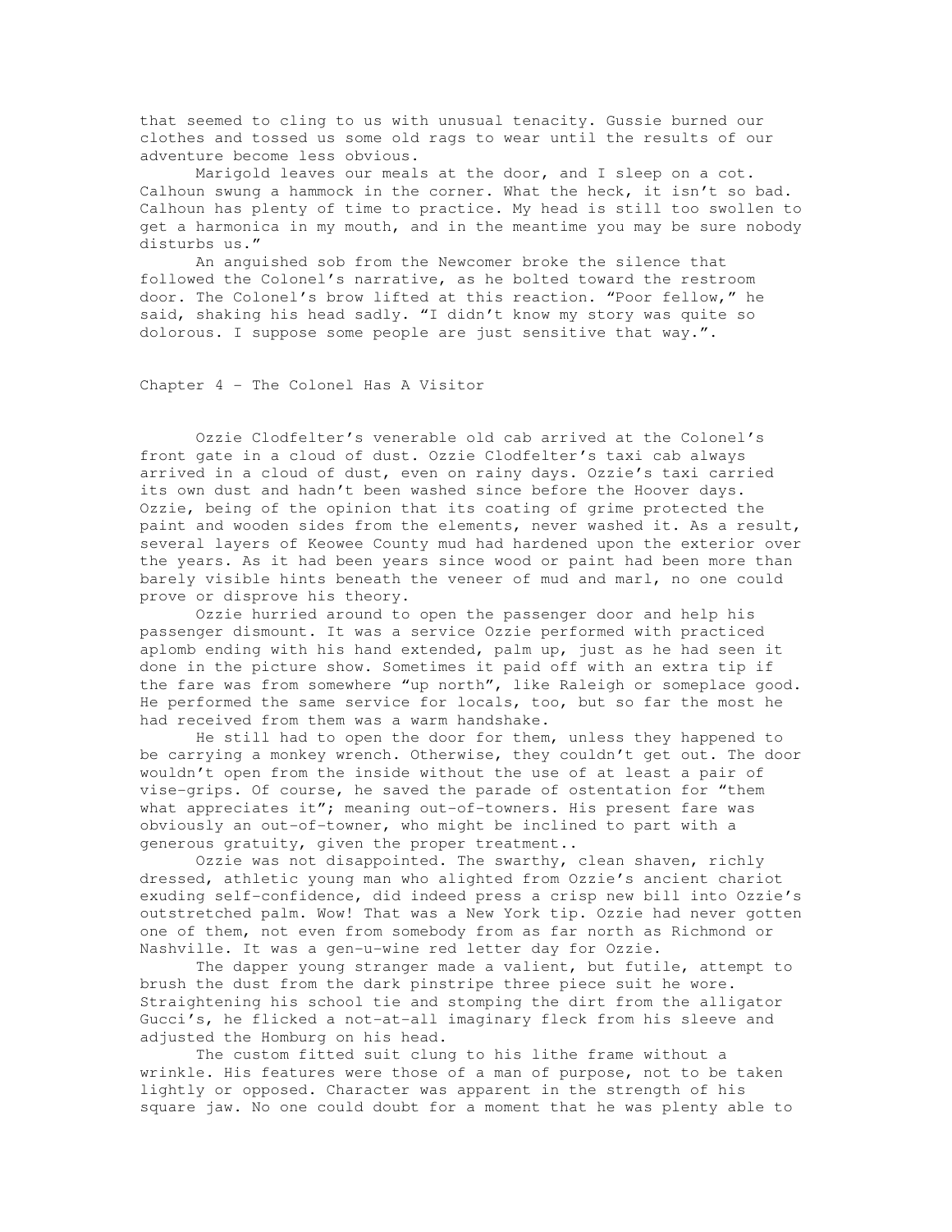that seemed to cling to us with unusual tenacity. Gussie burned our clothes and tossed us some old rags to wear until the results of our adventure become less obvious.

Marigold leaves our meals at the door, and I sleep on a cot. Calhoun swung a hammock in the corner. What the heck, it isn't so bad. Calhoun has plenty of time to practice. My head is still too swollen to get a harmonica in my mouth, and in the meantime you may be sure nobody disturbs us."

An anguished sob from the Newcomer broke the silence that followed the Colonel's narrative, as he bolted toward the restroom door. The Colonel's brow lifted at this reaction. "Poor fellow," he said, shaking his head sadly. "I didn't know my story was quite so dolorous. I suppose some people are just sensitive that way.".

## Chapter 4 – The Colonel Has A Visitor

Ozzie Clodfelter's venerable old cab arrived at the Colonel's front gate in a cloud of dust. Ozzie Clodfelter's taxi cab always arrived in a cloud of dust, even on rainy days. Ozzie's taxi carried its own dust and hadn't been washed since before the Hoover days. Ozzie, being of the opinion that its coating of grime protected the paint and wooden sides from the elements, never washed it. As a result, several layers of Keowee County mud had hardened upon the exterior over the years. As it had been years since wood or paint had been more than barely visible hints beneath the veneer of mud and marl, no one could prove or disprove his theory.

Ozzie hurried around to open the passenger door and help his passenger dismount. It was a service Ozzie performed with practiced aplomb ending with his hand extended, palm up, just as he had seen it done in the picture show. Sometimes it paid off with an extra tip if the fare was from somewhere "up north", like Raleigh or someplace good. He performed the same service for locals, too, but so far the most he had received from them was a warm handshake.

He still had to open the door for them, unless they happened to be carrying a monkey wrench. Otherwise, they couldn't get out. The door wouldn't open from the inside without the use of at least a pair of vise-grips. Of course, he saved the parade of ostentation for "them what appreciates it"; meaning out-of-towners. His present fare was obviously an out-of-towner, who might be inclined to part with a generous gratuity, given the proper treatment..

Ozzie was not disappointed. The swarthy, clean shaven, richly dressed, athletic young man who alighted from Ozzie's ancient chariot exuding self-confidence, did indeed press a crisp new bill into Ozzie's outstretched palm. Wow! That was a New York tip. Ozzie had never gotten one of them, not even from somebody from as far north as Richmond or Nashville. It was a gen-u-wine red letter day for Ozzie.

The dapper young stranger made a valient, but futile, attempt to brush the dust from the dark pinstripe three piece suit he wore. Straightening his school tie and stomping the dirt from the alligator Gucci's, he flicked a not-at-all imaginary fleck from his sleeve and adjusted the Homburg on his head.

The custom fitted suit clung to his lithe frame without a wrinkle. His features were those of a man of purpose, not to be taken lightly or opposed. Character was apparent in the strength of his square jaw. No one could doubt for a moment that he was plenty able to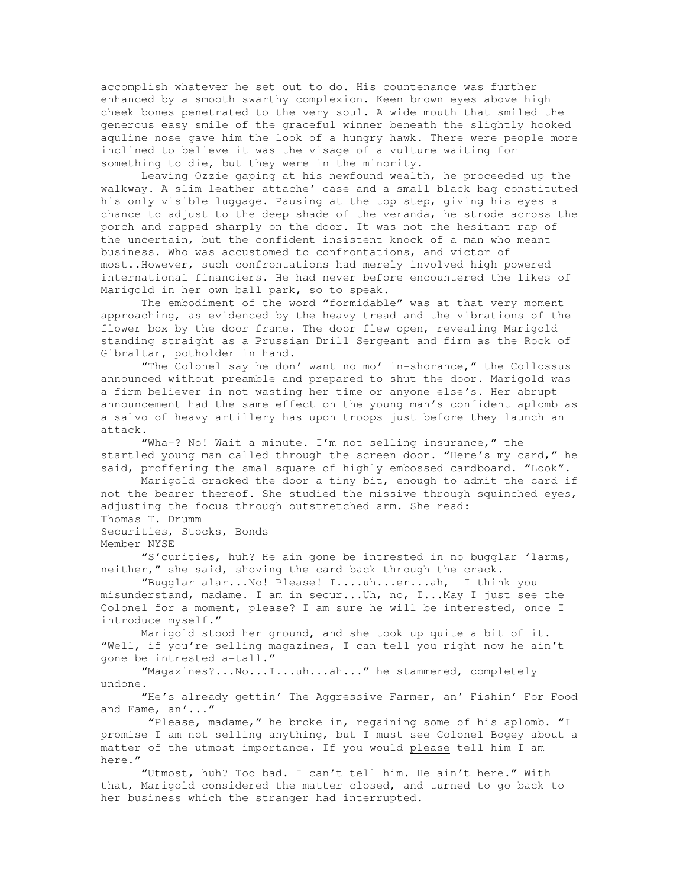accomplish whatever he set out to do. His countenance was further enhanced by a smooth swarthy complexion. Keen brown eyes above high cheek bones penetrated to the very soul. A wide mouth that smiled the generous easy smile of the graceful winner beneath the slightly hooked aquline nose gave him the look of a hungry hawk. There were people more inclined to believe it was the visage of a vulture waiting for something to die, but they were in the minority.

Leaving Ozzie gaping at his newfound wealth, he proceeded up the walkway. A slim leather attache' case and a small black bag constituted his only visible luggage. Pausing at the top step, giving his eyes a chance to adjust to the deep shade of the veranda, he strode across the porch and rapped sharply on the door. It was not the hesitant rap of the uncertain, but the confident insistent knock of a man who meant business. Who was accustomed to confrontations, and victor of most..However, such confrontations had merely involved high powered international financiers. He had never before encountered the likes of Marigold in her own ball park, so to speak.

The embodiment of the word "formidable" was at that very moment approaching, as evidenced by the heavy tread and the vibrations of the flower box by the door frame. The door flew open, revealing Marigold standing straight as a Prussian Drill Sergeant and firm as the Rock of Gibraltar, potholder in hand.

"The Colonel say he don' want no mo' in-shorance," the Collossus announced without preamble and prepared to shut the door. Marigold was a firm believer in not wasting her time or anyone else's. Her abrupt announcement had the same effect on the young man's confident aplomb as a salvo of heavy artillery has upon troops just before they launch an attack.

"Wha-? No! Wait a minute. I'm not selling insurance," the startled young man called through the screen door. "Here's my card," he said, proffering the smal square of highly embossed cardboard. "Look".

Marigold cracked the door a tiny bit, enough to admit the card if not the bearer thereof. She studied the missive through squinched eyes, adjusting the focus through outstretched arm. She read:

Thomas T. Drumm
Securities, Stocks, Bonds
Member NYSE

"S'curities, huh? He ain gone be intrested in no bugglar 'larms, neither," she said, shoving the card back through the crack.

"Bugglar alar...No! Please! I....uh...er...ah, I think you misunderstand, madame. I am in secur...Uh, no, I...May I just see the Colonel for a moment, please? I am sure he will be interested, once I introduce myself."

Marigold stood her ground, and she took up quite a bit of it. "Well, if you're selling magazines, I can tell you right now he ain't gone be intrested a-tall."

"Magazines?...No...I...uh...ah..." he stammered, completely undone.

"He's already gettin' The Aggressive Farmer, an' Fishin' For Food and Fame, an'..."

"Please, madame," he broke in, regaining some of his aplomb. "I promise I am not selling anything, but I must see Colonel Bogey about a matter of the utmost importance. If you would <u>please</u> tell him I am here."

"Utmost, huh? Too bad. I can't tell him. He ain't here." With that, Marigold considered the matter closed, and turned to go back to her business which the stranger had interrupted.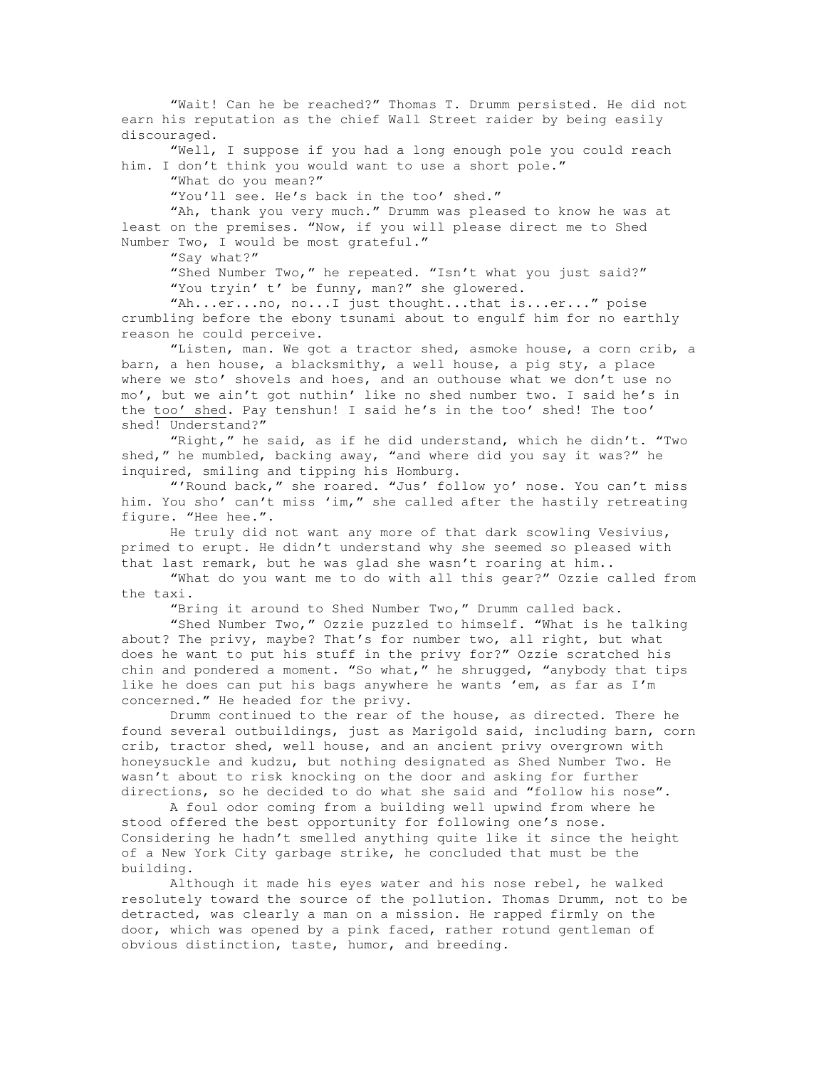"Wait! Can he be reached?" Thomas T. Drumm persisted. He did not earn his reputation as the chief Wall Street raider by being easily discouraged.

"Well, I suppose if you had a long enough pole you could reach him. I don't think you would want to use a short pole."

"What do you mean?"

"You'll see. He's back in the too' shed."

"Ah, thank you very much." Drumm was pleased to know he was at least on the premises. "Now, if you will please direct me to Shed Number Two, I would be most grateful."

"Say what?"

"Shed Number Two," he repeated. "Isn't what you just said?"

"You tryin' t' be funny, man?" she glowered.

"Ah...er...no, no...I just thought...that is...er..." poise crumbling before the ebony tsunami about to engulf him for no earthly reason he could perceive.

"Listen, man. We got a tractor shed, asmoke house, a corn crib, a barn, a hen house, a blacksmithy, a well house, a pig sty, a place where we sto' shovels and hoes, and an outhouse what we don't use no mo', but we ain't got nuthin' like no shed number two. I said he's in the too' shed. Pay tenshun! I said he's in the too' shed! The too' shed! Understand?"

"Right," he said, as if he did understand, which he didn't. "Two shed," he mumbled, backing away, "and where did you say it was?" he inquired, smiling and tipping his Homburg.

"'Round back," she roared. "Jus' follow yo' nose. You can't miss him. You sho' can't miss 'im," she called after the hastily retreating figure. "Hee hee.".

He truly did not want any more of that dark scowling Vesivius, primed to erupt. He didn't understand why she seemed so pleased with that last remark, but he was glad she wasn't roaring at him..

"What do you want me to do with all this gear?" Ozzie called from the taxi.

"Bring it around to Shed Number Two," Drumm called back.

"Shed Number Two," Ozzie puzzled to himself. "What is he talking about? The privy, maybe? That's for number two, all right, but what does he want to put his stuff in the privy for?" Ozzie scratched his chin and pondered a moment. "So what," he shrugged, "anybody that tips like he does can put his bags anywhere he wants 'em, as far as I'm concerned." He headed for the privy.

Drumm continued to the rear of the house, as directed. There he found several outbuildings, just as Marigold said, including barn, corn crib, tractor shed, well house, and an ancient privy overgrown with honeysuckle and kudzu, but nothing designated as Shed Number Two. He wasn't about to risk knocking on the door and asking for further directions, so he decided to do what she said and "follow his nose".

A foul odor coming from a building well upwind from where he stood offered the best opportunity for following one's nose. Considering he hadn't smelled anything quite like it since the height of a New York City garbage strike, he concluded that must be the building.

Although it made his eyes water and his nose rebel, he walked resolutely toward the source of the pollution. Thomas Drumm, not to be detracted, was clearly a man on a mission. He rapped firmly on the door, which was opened by a pink faced, rather rotund gentleman of obvious distinction, taste, humor, and breeding.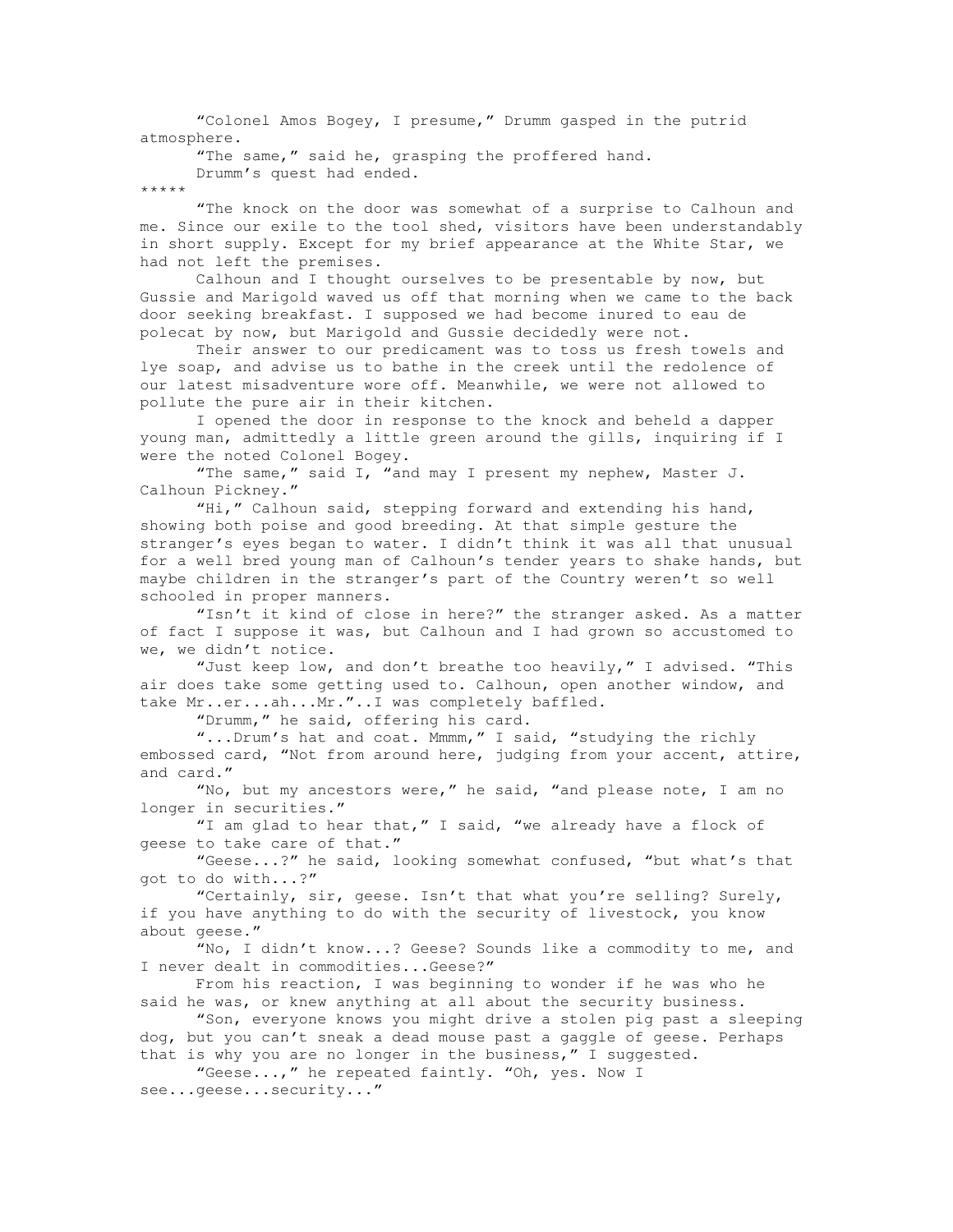"Colonel Amos Bogey, I presume," Drumm gasped in the putrid atmosphere.

"The same," said he, grasping the proffered hand.

Drumm's quest had ended.

*****

"The knock on the door was somewhat of a surprise to Calhoun and me. Since our exile to the tool shed, visitors have been understandably in short supply. Except for my brief appearance at the White Star, we had not left the premises.

Calhoun and I thought ourselves to be presentable by now, but Gussie and Marigold waved us off that morning when we came to the back door seeking breakfast. I supposed we had become inured to eau de polecat by now, but Marigold and Gussie decidedly were not.

Their answer to our predicament was to toss us fresh towels and lye soap, and advise us to bathe in the creek until the redolence of our latest misadventure wore off. Meanwhile, we were not allowed to pollute the pure air in their kitchen.

I opened the door in response to the knock and beheld a dapper young man, admittedly a little green around the gills, inquiring if I were the noted Colonel Bogey.

"The same," said I, "and may I present my nephew, Master J. Calhoun Pickney."

"Hi," Calhoun said, stepping forward and extending his hand, showing both poise and good breeding. At that simple gesture the stranger's eyes began to water. I didn't think it was all that unusual for a well bred young man of Calhoun's tender years to shake hands, but maybe children in the stranger's part of the Country weren't so well schooled in proper manners.

"Isn't it kind of close in here?" the stranger asked. As a matter of fact I suppose it was, but Calhoun and I had grown so accustomed to we, we didn't notice.

"Just keep low, and don't breathe too heavily," I advised. "This air does take some getting used to. Calhoun, open another window, and take Mr..er...ah...Mr."..I was completely baffled.

"Drumm," he said, offering his card.

"...Drum's hat and coat. Mmmm," I said, "studying the richly embossed card, "Not from around here, judging from your accent, attire, and card."

"No, but my ancestors were," he said, "and please note, I am no longer in securities."

"I am glad to hear that," I said, "we already have a flock of geese to take care of that."

"Geese...?" he said, looking somewhat confused, "but what's that got to do with...?"

"Certainly, sir, geese. Isn't that what you're selling? Surely, if you have anything to do with the security of livestock, you know about geese."

"No, I didn't know...? Geese? Sounds like a commodity to me, and I never dealt in commodities...Geese?"

From his reaction, I was beginning to wonder if he was who he said he was, or knew anything at all about the security business.

"Son, everyone knows you might drive a stolen pig past a sleeping dog, but you can't sneak a dead mouse past a gaggle of geese. Perhaps that is why you are no longer in the business," I suggested.

"Geese...," he repeated faintly. "Oh, yes. Now I see...geese...security..."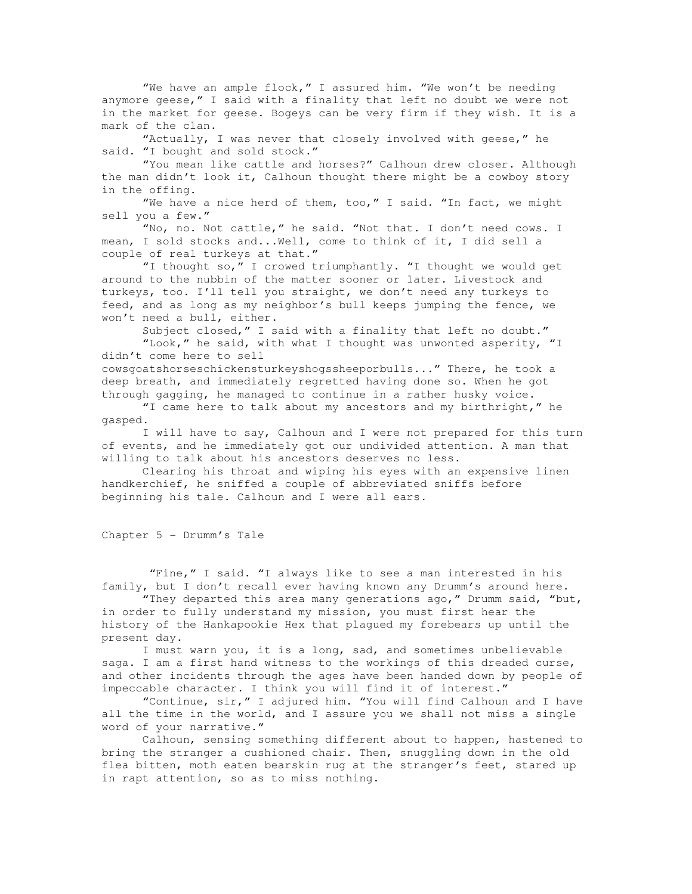"We have an ample flock," I assured him. "We won't be needing anymore geese," I said with a finality that left no doubt we were not in the market for geese. Bogeys can be very firm if they wish. It is a mark of the clan.

"Actually, I was never that closely involved with geese," he said. "I bought and sold stock."

"You mean like cattle and horses?" Calhoun drew closer. Although the man didn't look it, Calhoun thought there might be a cowboy story in the offing.

"We have a nice herd of them, too," I said. "In fact, we might sell you a few."

"No, no. Not cattle," he said. "Not that. I don't need cows. I mean, I sold stocks and...Well, come to think of it, I did sell a couple of real turkeys at that."

"I thought so," I crowed triumphantly. "I thought we would get around to the nubbin of the matter sooner or later. Livestock and turkeys, too. I'll tell you straight, we don't need any turkeys to feed, and as long as my neighbor's bull keeps jumping the fence, we won't need a bull, either.

Subject closed," I said with a finality that left no doubt."

"Look," he said, with what I thought was unwonted asperity, "I didn't come here to sell cowsgoatshorseschickensturkeyshogssheeporbulls..." There, he took a deep breath, and immediately regretted having done so. When he got through gagging, he managed to continue in a rather husky voice.

"I came here to talk about my ancestors and my birthright," he gasped.

I will have to say, Calhoun and I were not prepared for this turn of events, and he immediately got our undivided attention. A man that willing to talk about his ancestors deserves no less.

Clearing his throat and wiping his eyes with an expensive linen handkerchief, he sniffed a couple of abbreviated sniffs before beginning his tale. Calhoun and I were all ears.

## Chapter 5 – Drumm's Tale

"Fine," I said. "I always like to see a man interested in his family, but I don't recall ever having known any Drumm's around here.

"They departed this area many generations ago," Drumm said, "but, in order to fully understand my mission, you must first hear the history of the Hankapookie Hex that plagued my forebears up until the present day.

I must warn you, it is a long, sad, and sometimes unbelievable saga. I am a first hand witness to the workings of this dreaded curse, and other incidents through the ages have been handed down by people of impeccable character. I think you will find it of interest."

"Continue, sir," I adjured him. "You will find Calhoun and I have all the time in the world, and I assure you we shall not miss a single word of your narrative."

Calhoun, sensing something different about to happen, hastened to bring the stranger a cushioned chair. Then, snuggling down in the old flea bitten, moth eaten bearskin rug at the stranger's feet, stared up in rapt attention, so as to miss nothing.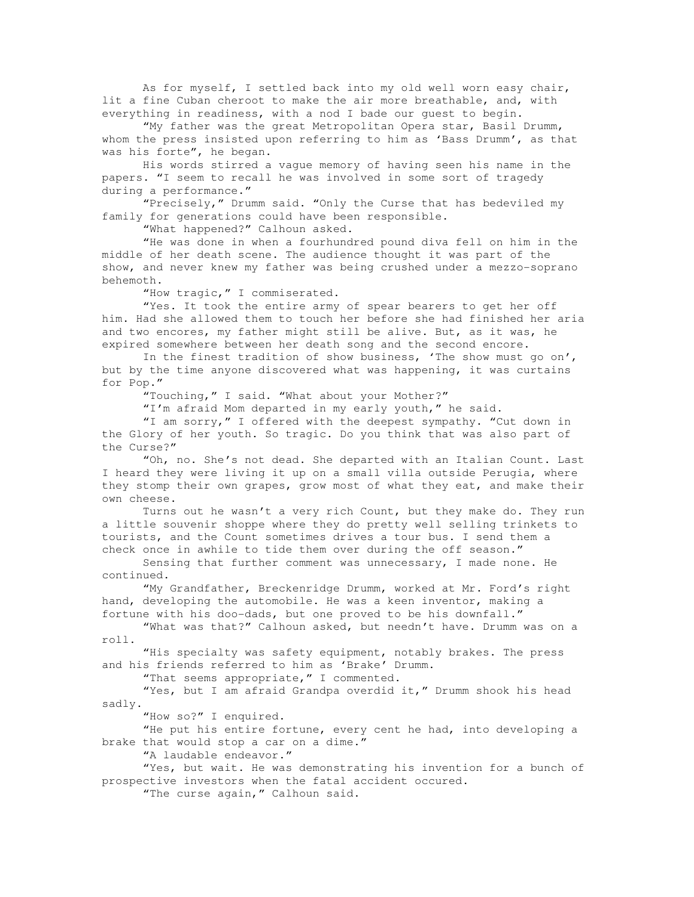As for myself, I settled back into my old well worn easy chair, lit a fine Cuban cheroot to make the air more breathable, and, with everything in readiness, with a nod I bade our guest to begin.

"My father was the great Metropolitan Opera star, Basil Drumm, whom the press insisted upon referring to him as 'Bass Drumm', as that was his forte", he began.

His words stirred a vague memory of having seen his name in the papers. "I seem to recall he was involved in some sort of tragedy during a performance."

"Precisely," Drumm said. "Only the Curse that has bedeviled my family for generations could have been responsible.

"What happened?" Calhoun asked.

"He was done in when a fourhundred pound diva fell on him in the middle of her death scene. The audience thought it was part of the show, and never knew my father was being crushed under a mezzo-soprano behemoth.

"How tragic," I commiserated.

"Yes. It took the entire army of spear bearers to get her off him. Had she allowed them to touch her before she had finished her aria and two encores, my father might still be alive. But, as it was, he expired somewhere between her death song and the second encore.

In the finest tradition of show business, 'The show must go on', but by the time anyone discovered what was happening, it was curtains for Pop."

"Touching," I said. "What about your Mother?"

"I'm afraid Mom departed in my early youth," he said.

"I am sorry," I offered with the deepest sympathy. "Cut down in the Glory of her youth. So tragic. Do you think that was also part of the Curse?"

"Oh, no. She's not dead. She departed with an Italian Count. Last I heard they were living it up on a small villa outside Perugia, where they stomp their own grapes, grow most of what they eat, and make their own cheese.

Turns out he wasn't a very rich Count, but they make do. They run a little souvenir shoppe where they do pretty well selling trinkets to tourists, and the Count sometimes drives a tour bus. I send them a check once in awhile to tide them over during the off season."

Sensing that further comment was unnecessary, I made none. He continued.

"My Grandfather, Breckenridge Drumm, worked at Mr. Ford's right hand, developing the automobile. He was a keen inventor, making a fortune with his doo-dads, but one proved to be his downfall."

"What was that?" Calhoun asked, but needn't have. Drumm was on a roll.

"His specialty was safety equipment, notably brakes. The press and his friends referred to him as 'Brake' Drumm.

"That seems appropriate," I commented.

"Yes, but I am afraid Grandpa overdid it," Drumm shook his head sadly.

"How so?" I enquired.

"He put his entire fortune, every cent he had, into developing a brake that would stop a car on a dime."

"A laudable endeavor."

"Yes, but wait. He was demonstrating his invention for a bunch of prospective investors when the fatal accident occured.

"The curse again," Calhoun said.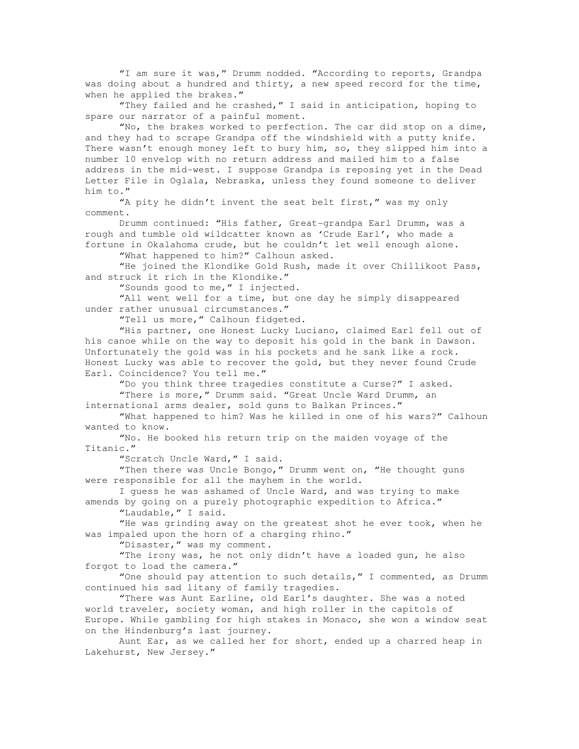"I am sure it was," Drumm nodded. "According to reports, Grandpa was doing about a hundred and thirty, a new speed record for the time, when he applied the brakes."

"They failed and he crashed," I said in anticipation, hoping to spare our narrator of a painful moment.

"No, the brakes worked to perfection. The car did stop on a dime, and they had to scrape Grandpa off the windshield with a putty knife. There wasn't enough money left to bury him, so, they slipped him into a number 10 envelop with no return address and mailed him to a false address in the mid-west. I suppose Grandpa is reposing yet in the Dead Letter File in Oglala, Nebraska, unless they found someone to deliver him to."

"A pity he didn't invent the seat belt first," was my only comment.

Drumm continued: "His father, Great-grandpa Earl Drumm, was a rough and tumble old wildcatter known as 'Crude Earl', who made a fortune in Okalahoma crude, but he couldn't let well enough alone.

"What happened to him?" Calhoun asked.

"He joined the Klondike Gold Rush, made it over Chillikoot Pass, and struck it rich in the Klondike."

"Sounds good to me," I injected.

"All went well for a time, but one day he simply disappeared under rather unusual circumstances."

"Tell us more," Calhoun fidgeted.

"His partner, one Honest Lucky Luciano, claimed Earl fell out of his canoe while on the way to deposit his gold in the bank in Dawson. Unfortunately the gold was in his pockets and he sank like a rock. Honest Lucky was able to recover the gold, but they never found Crude Earl. Coincidence? You tell me."

"Do you think three tragedies constitute a Curse?" I asked.

"There is more," Drumm said. "Great Uncle Ward Drumm, an international arms dealer, sold guns to Balkan Princes."

"What happened to him? Was he killed in one of his wars?" Calhoun wanted to know.

"No. He booked his return trip on the maiden voyage of the Titanic."

"Scratch Uncle Ward," I said.

"Then there was Uncle Bongo," Drumm went on, "He thought guns were responsible for all the mayhem in the world.

I guess he was ashamed of Uncle Ward, and was trying to make amends by going on a purely photographic expedition to Africa."

"Laudable," I said.

"He was grinding away on the greatest shot he ever took, when he was impaled upon the horn of a charging rhino."

"Disaster," was my comment.

"The irony was, he not only didn't have a loaded gun, he also forgot to load the camera."

"One should pay attention to such details," I commented, as Drumm continued his sad litany of family tragedies.

"There was Aunt Earline, old Earl's daughter. She was a noted world traveler, society woman, and high roller in the capitols of Europe. While gambling for high stakes in Monaco, she won a window seat on the Hindenburg's last journey.

Aunt Ear, as we called her for short, ended up a charred heap in Lakehurst, New Jersey."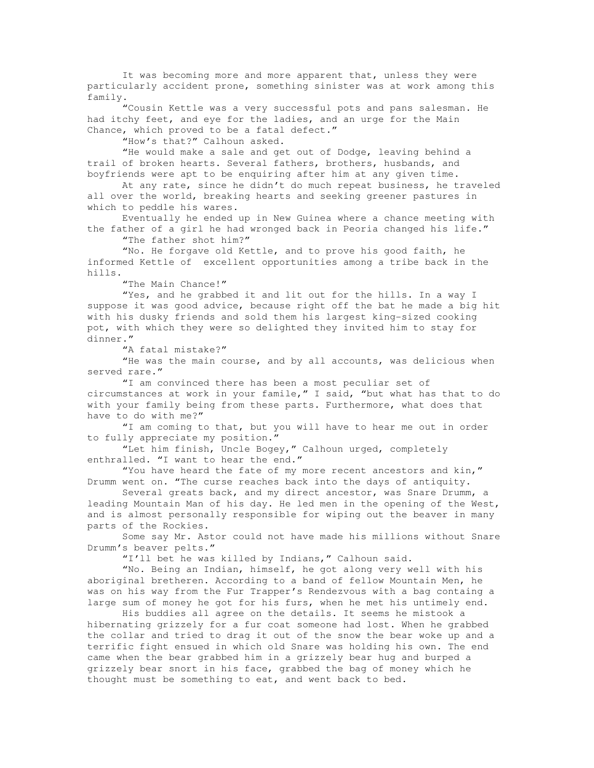It was becoming more and more apparent that, unless they were particularly accident prone, something sinister was at work among this family.

"Cousin Kettle was a very successful pots and pans salesman. He had itchy feet, and eye for the ladies, and an urge for the Main Chance, which proved to be a fatal defect."

"How's that?" Calhoun asked.

"He would make a sale and get out of Dodge, leaving behind a trail of broken hearts. Several fathers, brothers, husbands, and boyfriends were apt to be enquiring after him at any given time.

At any rate, since he didn't do much repeat business, he traveled all over the world, breaking hearts and seeking greener pastures in which to peddle his wares.

Eventually he ended up in New Guinea where a chance meeting with the father of a girl he had wronged back in Peoria changed his life."

"The father shot him?"

"No. He forgave old Kettle, and to prove his good faith, he informed Kettle of excellent opportunities among a tribe back in the hills.

"The Main Chance!"

"Yes, and he grabbed it and lit out for the hills. In a way I suppose it was good advice, because right off the bat he made a big hit with his dusky friends and sold them his largest king-sized cooking pot, with which they were so delighted they invited him to stay for dinner."

"A fatal mistake?"

"He was the main course, and by all accounts, was delicious when served rare."

"I am convinced there has been a most peculiar set of circumstances at work in your famile," I said, "but what has that to do with your family being from these parts. Furthermore, what does that have to do with me?"

"I am coming to that, but you will have to hear me out in order to fully appreciate my position."

"Let him finish, Uncle Bogey," Calhoun urged, completely enthralled. "I want to hear the end."

"You have heard the fate of my more recent ancestors and kin," Drumm went on. "The curse reaches back into the days of antiquity.

Several greats back, and my direct ancestor, was Snare Drumm, a leading Mountain Man of his day. He led men in the opening of the West, and is almost personally responsible for wiping out the beaver in many parts of the Rockies.

Some say Mr. Astor could not have made his millions without Snare Drumm's beaver pelts."

"I'll bet he was killed by Indians," Calhoun said.

"No. Being an Indian, himself, he got along very well with his aboriginal bretheren. According to a band of fellow Mountain Men, he was on his way from the Fur Trapper's Rendezvous with a bag containg a large sum of money he got for his furs, when he met his untimely end.

His buddies all agree on the details. It seems he mistook a hibernating grizzely for a fur coat someone had lost. When he grabbed the collar and tried to drag it out of the snow the bear woke up and a terrific fight ensued in which old Snare was holding his own. The end came when the bear grabbed him in a grizzely bear hug and burped a grizzely bear snort in his face, grabbed the bag of money which he thought must be something to eat, and went back to bed.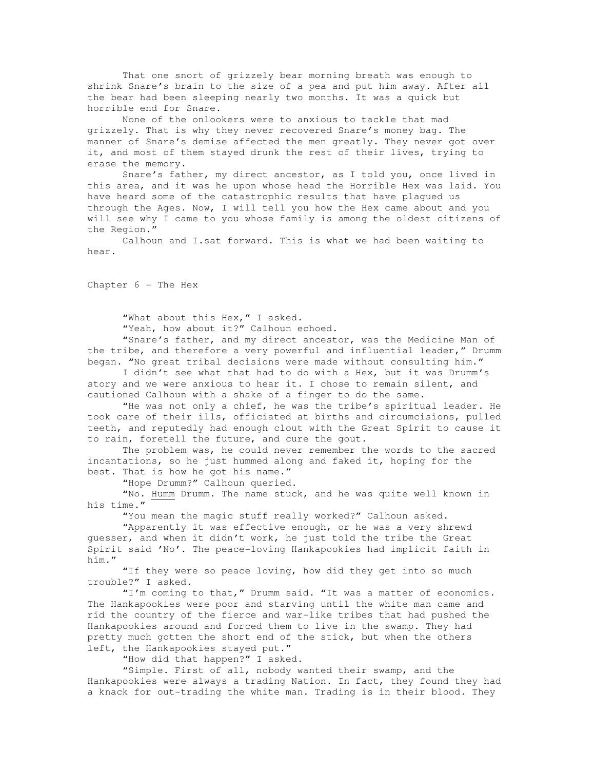That one snort of grizzely bear morning breath was enough to shrink Snare's brain to the size of a pea and put him away. After all the bear had been sleeping nearly two months. It was a quick but horrible end for Snare.

None of the onlookers were to anxious to tackle that mad grizzely. That is why they never recovered Snare's money bag. The manner of Snare's demise affected the men greatly. They never got over it, and most of them stayed drunk the rest of their lives, trying to erase the memory.

Snare's father, my direct ancestor, as I told you, once lived in this area, and it was he upon whose head the Horrible Hex was laid. You have heard some of the catastrophic results that have plagued us through the Ages. Now, I will tell you how the Hex came about and you will see why I came to you whose family is among the oldest citizens of the Region."

Calhoun and I.sat forward. This is what we had been waiting to hear.

## Chapter 6 – The Hex

"What about this Hex," I asked.

"Yeah, how about it?" Calhoun echoed.

"Snare's father, and my direct ancestor, was the Medicine Man of the tribe, and therefore a very powerful and influential leader," Drumm began. "No great tribal decisions were made without consulting him."

I didn't see what that had to do with a Hex, but it was Drumm's story and we were anxious to hear it. I chose to remain silent, and cautioned Calhoun with a shake of a finger to do the same.

"He was not only a chief, he was the tribe's spiritual leader. He took care of their ills, officiated at births and circumcisions, pulled teeth, and reputedly had enough clout with the Great Spirit to cause it to rain, foretell the future, and cure the gout.

The problem was, he could never remember the words to the sacred incantations, so he just hummed along and faked it, hoping for the best. That is how he got his name."

"Hope Drumm?" Calhoun queried.

"No. <u>Humm</u> Drumm. The name stuck, and he was quite well known in his time."

"You mean the magic stuff really worked?" Calhoun asked.

"Apparently it was effective enough, or he was a very shrewd guesser, and when it didn't work, he just told the tribe the Great Spirit said 'No'. The peace-loving Hankapookies had implicit faith in him."

"If they were so peace loving, how did they get into so much trouble?" I asked.

"I'm coming to that," Drumm said. "It was a matter of economics. The Hankapookies were poor and starving until the white man came and rid the country of the fierce and war-like tribes that had pushed the Hankapookies around and forced them to live in the swamp. They had pretty much gotten the short end of the stick, but when the others left, the Hankapookies stayed put."

"How did that happen?" I asked.

"Simple. First of all, nobody wanted their swamp, and the Hankapookies were always a trading Nation. In fact, they found they had a knack for out-trading the white man. Trading is in their blood. They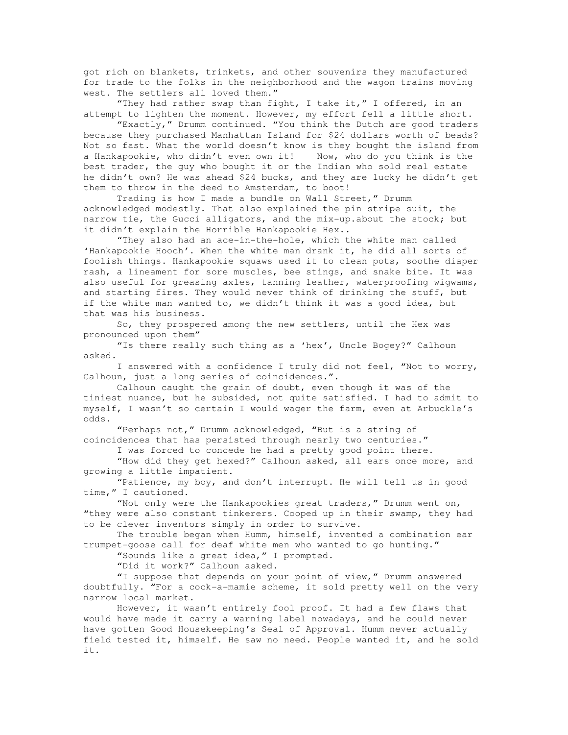got rich on blankets, trinkets, and other souvenirs they manufactured for trade to the folks in the neighborhood and the wagon trains moving west. The settlers all loved them."

"They had rather swap than fight, I take it," I offered, in an attempt to lighten the moment. However, my effort fell a little short.

"Exactly," Drumm continued. "You think the Dutch are good traders because they purchased Manhattan Island for $24 dollars worth of beads? Not so fast. What the world doesn't know is they bought the island from a Hankapookie, who didn't even own it! Now, who do you think is the best trader, the guy who bought it or the Indian who sold real estate he didn't own? He was ahead $24 bucks, and they are lucky he didn't get them to throw in the deed to Amsterdam, to boot!

Trading is how I made a bundle on Wall Street," Drumm acknowledged modestly. That also explained the pin stripe suit, the narrow tie, the Gucci alligators, and the mix-up.about the stock; but it didn't explain the Horrible Hankapookie Hex..

"They also had an ace-in-the-hole, which the white man called 'Hankapookie Hooch'. When the white man drank it, he did all sorts of foolish things. Hankapookie squaws used it to clean pots, soothe diaper rash, a lineament for sore muscles, bee stings, and snake bite. It was also useful for greasing axles, tanning leather, waterproofing wigwams, and starting fires. They would never think of drinking the stuff, but if the white man wanted to, we didn't think it was a good idea, but that was his business.

So, they prospered among the new settlers, until the Hex was pronounced upon them"

"Is there really such thing as a 'hex', Uncle Bogey?" Calhoun asked.

I answered with a confidence I truly did not feel, "Not to worry, Calhoun, just a long series of coincidences.".

Calhoun caught the grain of doubt, even though it was of the tiniest nuance, but he subsided, not quite satisfied. I had to admit to myself, I wasn't so certain I would wager the farm, even at Arbuckle's odds.

"Perhaps not," Drumm acknowledged, "But is a string of coincidences that has persisted through nearly two centuries."

I was forced to concede he had a pretty good point there.

"How did they get hexed?" Calhoun asked, all ears once more, and growing a little impatient.

"Patience, my boy, and don't interrupt. He will tell us in good time," I cautioned.

"Not only were the Hankapookies great traders," Drumm went on, "they were also constant tinkerers. Cooped up in their swamp, they had to be clever inventors simply in order to survive.

The trouble began when Humm, himself, invented a combination ear trumpet-goose call for deaf white men who wanted to go hunting."

"Sounds like a great idea," I prompted.

"Did it work?" Calhoun asked.

"I suppose that depends on your point of view," Drumm answered doubtfully. "For a cock-a-mamie scheme, it sold pretty well on the very narrow local market.

However, it wasn't entirely fool proof. It had a few flaws that would have made it carry a warning label nowadays, and he could never have gotten Good Housekeeping's Seal of Approval. Humm never actually field tested it, himself. He saw no need. People wanted it, and he sold it.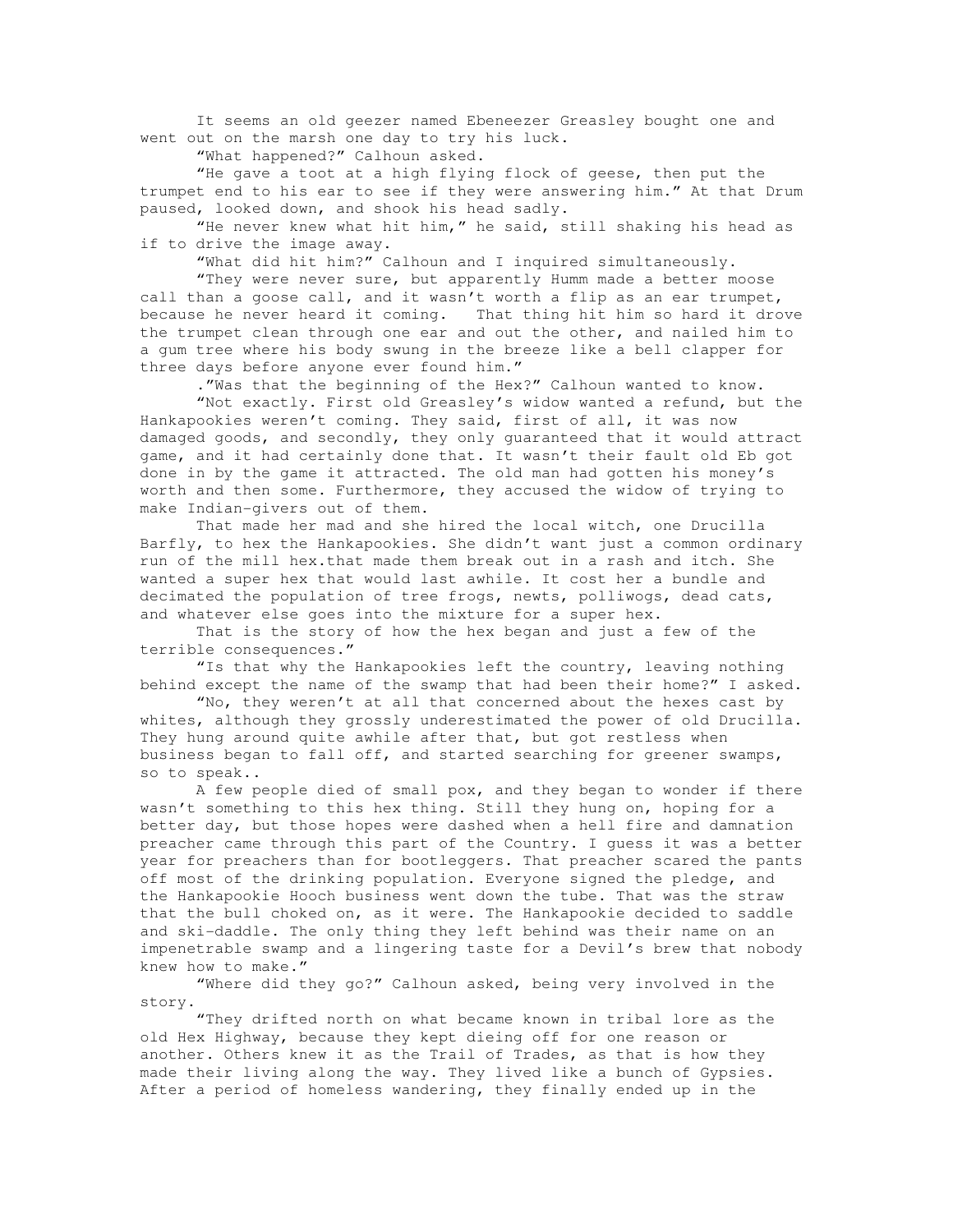It seems an old geezer named Ebeneezer Greasley bought one and went out on the marsh one day to try his luck.

"What happened?" Calhoun asked.

"He gave a toot at a high flying flock of geese, then put the trumpet end to his ear to see if they were answering him." At that Drum paused, looked down, and shook his head sadly.

"He never knew what hit him," he said, still shaking his head as if to drive the image away.

"What did hit him?" Calhoun and I inquired simultaneously.

"They were never sure, but apparently Humm made a better moose call than a goose call, and it wasn't worth a flip as an ear trumpet, because he never heard it coming. That thing hit him so hard it drove the trumpet clean through one ear and out the other, and nailed him to a gum tree where his body swung in the breeze like a bell clapper for three days before anyone ever found him."

."Was that the beginning of the Hex?" Calhoun wanted to know.

"Not exactly. First old Greasley's widow wanted a refund, but the Hankapookies weren't coming. They said, first of all, it was now damaged goods, and secondly, they only guaranteed that it would attract game, and it had certainly done that. It wasn't their fault old Eb got done in by the game it attracted. The old man had gotten his money's worth and then some. Furthermore, they accused the widow of trying to make Indian-givers out of them.

That made her mad and she hired the local witch, one Drucilla Barfly, to hex the Hankapookies. She didn't want just a common ordinary run of the mill hex.that made them break out in a rash and itch. She wanted a super hex that would last awhile. It cost her a bundle and decimated the population of tree frogs, newts, polliwogs, dead cats, and whatever else goes into the mixture for a super hex.

That is the story of how the hex began and just a few of the terrible consequences."

"Is that why the Hankapookies left the country, leaving nothing behind except the name of the swamp that had been their home?" I asked.

"No, they weren't at all that concerned about the hexes cast by whites, although they grossly underestimated the power of old Drucilla. They hung around quite awhile after that, but got restless when business began to fall off, and started searching for greener swamps, so to speak..

A few people died of small pox, and they began to wonder if there wasn't something to this hex thing. Still they hung on, hoping for a better day, but those hopes were dashed when a hell fire and damnation preacher came through this part of the Country. I guess it was a better year for preachers than for bootleggers. That preacher scared the pants off of most of the drinking population. Everyone signed the pledge, and the Hankapookie Hooch business went down the tube. That was the straw that the bull choked on, as it were. The Hankapookie decided to saddle and ski-daddle. The only thing they left behind was their name on an impenetrable swamp and a lingering taste for a Devil's brew that nobody knew how to make."

"Where did they go?" Calhoun asked, being very involved in the story.

"They drifted north on what became known in tribal lore as the old Hex Highway, because they kept dieing off for one reason or another. Others knew it as the Trail of Trades, as that is how they made their living along the way. They lived like a bunch of Gypsies. After a period of homeless wandering, they finally ended up in the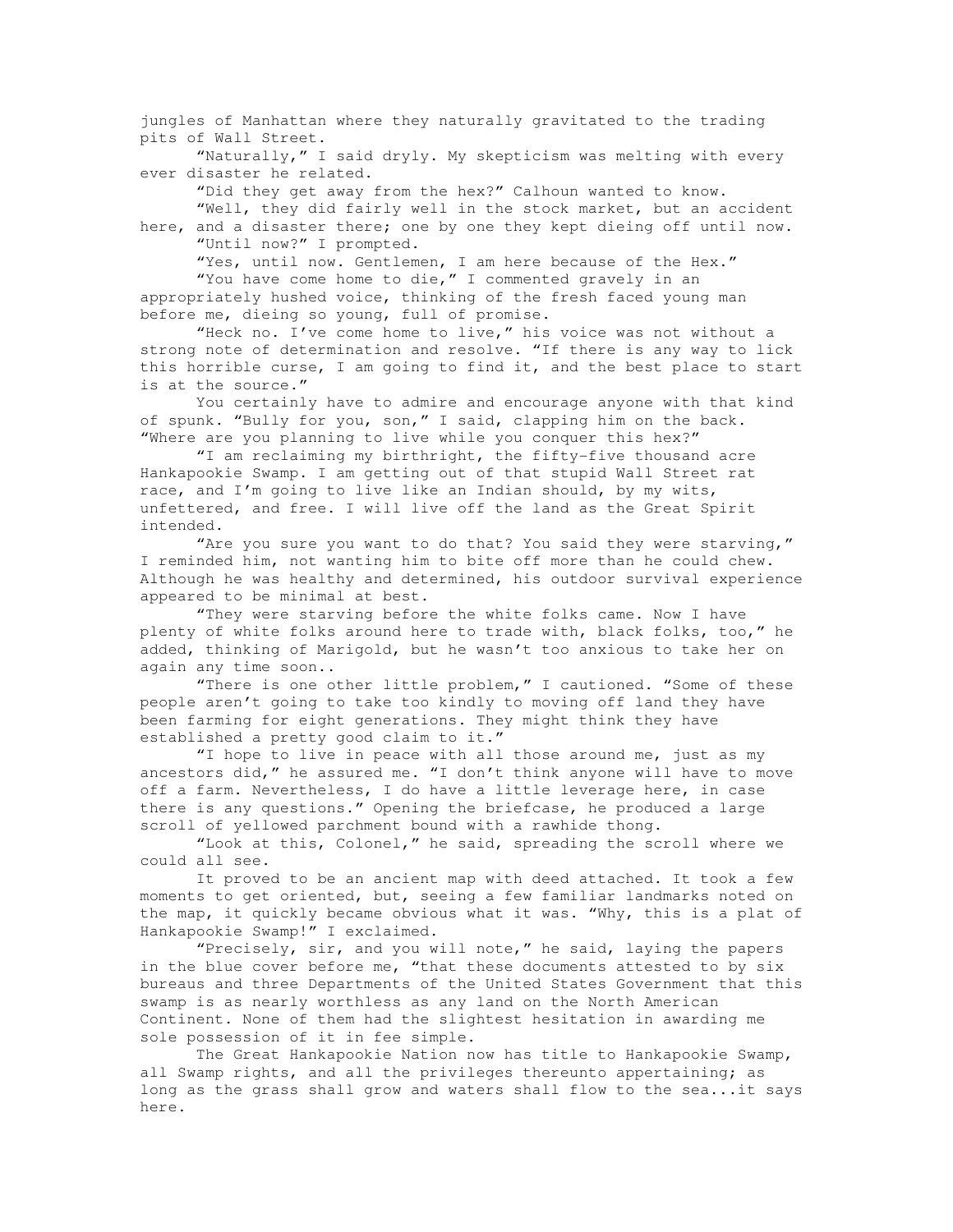jungles of Manhattan where they naturally gravitated to the trading pits of Wall Street.

"Naturally," I said dryly. My skepticism was melting with every ever disaster he related.

"Did they get away from the hex?" Calhoun wanted to know.

"Well, they did fairly well in the stock market, but an accident here, and a disaster there; one by one they kept dieing off until now.

"Until now?" I prompted.

"Yes, until now. Gentlemen, I am here because of the Hex."

"You have come home to die," I commented gravely in an appropriately hushed voice, thinking of the fresh faced young man before me, dieing so young, full of promise.

"Heck no. I've come home to live," his voice was not without a strong note of determination and resolve. "If there is any way to lick this horrible curse, I am going to find it, and the best place to start is at the source."

You certainly have to admire and encourage anyone with that kind of spunk. "Bully for you, son," I said, clapping him on the back. "Where are you planning to live while you conquer this hex?"

"I am reclaiming my birthright, the fifty-five thousand acre Hankapookie Swamp. I am getting out of that stupid Wall Street rat race, and I'm going to live like an Indian should, by my wits, unfettered, and free. I will live off the land as the Great Spirit intended.

"Are you sure you want to do that? You said they were starving," I reminded him, not wanting him to bite off more than he could chew. Although he was healthy and determined, his outdoor survival experience appeared to be minimal at best.

"They were starving before the white folks came. Now I have plenty of white folks around here to trade with, black folks, too," he added, thinking of Marigold, but he wasn't too anxious to take her on again any time soon..

"There is one other little problem," I cautioned. "Some of these people aren't going to take too kindly to moving off land they have been farming for eight generations. They might think they have established a pretty good claim to it."

"I hope to live in peace with all those around me, just as my ancestors did," he assured me. "I don't think anyone will have to move off a farm. Nevertheless, I do have a little leverage here, in case there is any questions." Opening the briefcase, he produced a large scroll of yellowed parchment bound with a rawhide thong.

"Look at this, Colonel," he said, spreading the scroll where we could all see.

It proved to be an ancient map with deed attached. It took a few moments to get oriented, but, seeing a few familiar landmarks noted on the map, it quickly became obvious what it was. "Why, this is a plat of Hankapookie Swamp!" I exclaimed.

"Precisely, sir, and you will note," he said, laying the papers in the blue cover before me, "that these documents attested to by six bureaus and three Departments of the United States Government that this swamp is as nearly worthless as any land on the North American Continent. None of them had the slightest hesitation in awarding me sole possession of it in fee simple.

The Great Hankapookie Nation now has title to Hankapookie Swamp, all Swamp rights, and all the privileges thereunto appertaining; as long as the grass shall grow and waters shall flow to the sea...it says here.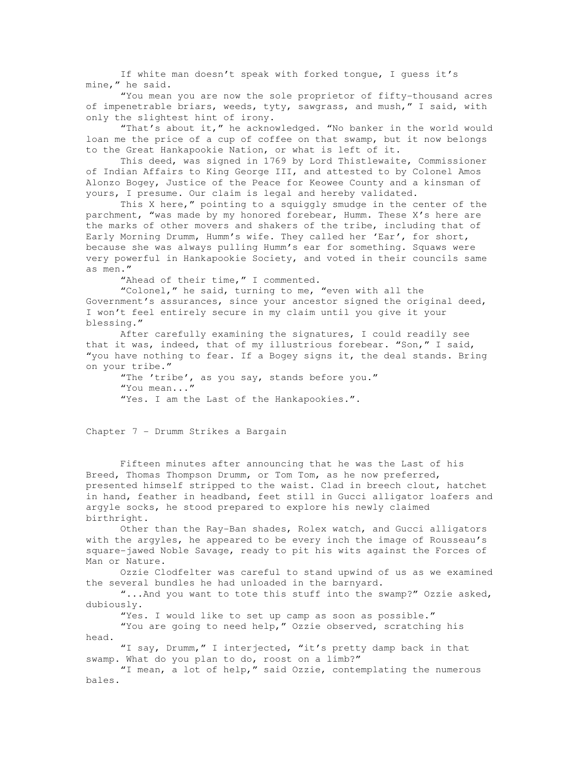If white man doesn't speak with forked tongue, I guess it's mine," he said.

"You mean you are now the sole proprietor of fifty-thousand acres of impenetrable briars, weeds, tyty, sawgrass, and mush," I said, with only the slightest hint of irony.

"That's about it," he acknowledged. "No banker in the world would loan me the price of a cup of coffee on that swamp, but it now belongs to the Great Hankapookie Nation, or what is left of it.

This deed, was signed in 1769 by Lord Thistlewaite, Commissioner of Indian Affairs to King George III, and attested to by Colonel Amos Alonzo Bogey, Justice of the Peace for Keowee County and a kinsman of yours, I presume. Our claim is legal and hereby validated.

This X here," pointing to a squiggly smudge in the center of the parchment, "was made by my honored forebear, Humm. These X's here are the marks of other movers and shakers of the tribe, including that of Early Morning Drumm, Humm's wife. They called her 'Ear', for short, because she was always pulling Humm's ear for something. Squaws were very powerful in Hankapookie Society, and voted in their councils same as men."

"Ahead of their time," I commented.

"Colonel," he said, turning to me, "even with all the Government's assurances, since your ancestor signed the original deed, I won't feel entirely secure in my claim until you give it your blessing."

After carefully examining the signatures, I could readily see that it was, indeed, that of my illustrious forebear. "Son," I said, "you have nothing to fear. If a Bogey signs it, the deal stands. Bring on your tribe."

"The 'tribe', as you say, stands before you."

"You mean..."

"Yes. I am the Last of the Hankapookies.".

## Chapter 7 – Drumm Strikes a Bargain

Fifteen minutes after announcing that he was the Last of his Breed, Thomas Thompson Drumm, or Tom Tom, as he now preferred, presented himself stripped to the waist. Clad in breech clout, hatchet in hand, feather in headband, feet still in Gucci alligator loafers and argyle socks, he stood prepared to explore his newly claimed birthright.

Other than the Ray-Ban shades, Rolex watch, and Gucci alligators with the argyles, he appeared to be every inch the image of Rousseau's square-jawed Noble Savage, ready to pit his wits against the Forces of Man or Nature.

Ozzie Clodfelter was careful to stand upwind of us as we examined the several bundles he had unloaded in the barnyard.

"...And you want to tote this stuff into the swamp?" Ozzie asked, dubiously.

"Yes. I would like to set up camp as soon as possible."

"You are going to need help," Ozzie observed, scratching his head.

"I say, Drumm," I interjected, "it's pretty damp back in that swamp. What do you plan to do, roost on a limb?"

"I mean, a lot of help," said Ozzie, contemplating the numerous bales.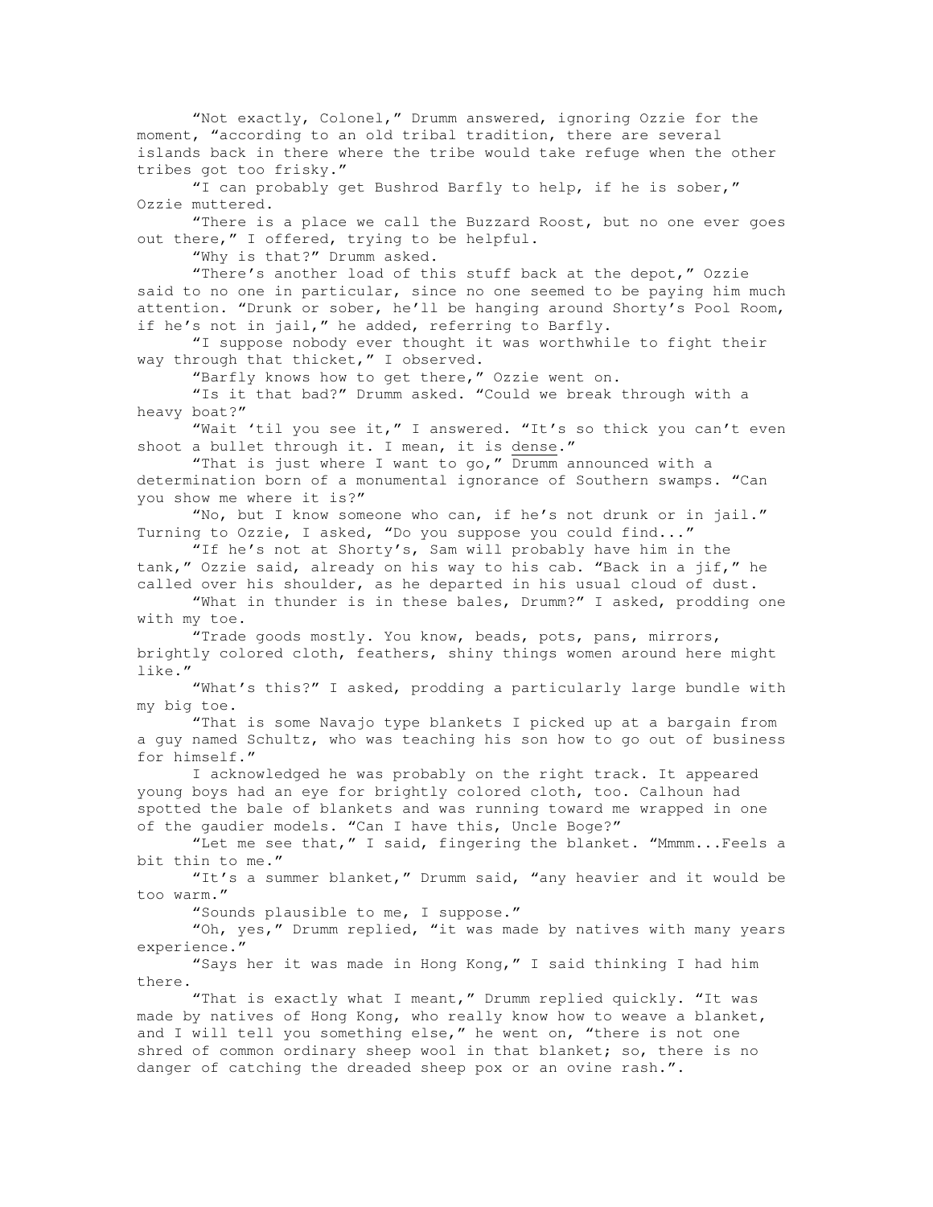"Not exactly, Colonel," Drumm answered, ignoring Ozzie for the moment, "according to an old tribal tradition, there are several islands back in there where the tribe would take refuge when the other tribes got too frisky."

"I can probably get Bushrod Barfly to help, if he is sober," Ozzie muttered.

"There is a place we call the Buzzard Roost, but no one ever goes out there," I offered, trying to be helpful.

"Why is that?" Drumm asked.

"There's another load of this stuff back at the depot," Ozzie said to no one in particular, since no one seemed to be paying him much attention. "Drunk or sober, he'll be hanging around Shorty's Pool Room, if he's not in jail," he added, referring to Barfly.

"I suppose nobody ever thought it was worthwhile to fight their way through that thicket," I observed.

"Barfly knows how to get there," Ozzie went on.

"Is it that bad?" Drumm asked. "Could we break through with a heavy boat?"

"Wait 'til you see it," I answered. "It's so thick you can't even shoot a bullet through it. I mean, it is <u>dense</u>."

"That is just where I want to go," Drumm announced with a determination born of a monumental ignorance of Southern swamps. "Can you show me where it is?"

"No, but I know someone who can, if he's not drunk or in jail." Turning to Ozzie, I asked, "Do you suppose you could find..."

"If he's not at Shorty's, Sam will probably have him in the tank," Ozzie said, already on his way to his cab. "Back in a jif," he called over his shoulder, as he departed in his usual cloud of dust.

"What in thunder is in these bales, Drumm?" I asked, prodding one with my toe.

"Trade goods mostly. You know, beads, pots, pans, mirrors, brightly colored cloth, feathers, shiny things women around here might like."

"What's this?" I asked, prodding a particularly large bundle with my big toe.

"That is some Navajo type blankets I picked up at a bargain from a guy named Schultz, who was teaching his son how to go out of business for himself."

I acknowledged he was probably on the right track. It appeared young boys had an eye for brightly colored cloth, too. Calhoun had spotted the bale of blankets and was running toward me wrapped in one of the gaudier models. "Can I have this, Uncle Boge?"

"Let me see that," I said, fingering the blanket. "Mmmm...Feels a bit thin to me."

"It's a summer blanket," Drumm said, "any heavier and it would be too warm."

"Sounds plausible to me, I suppose."

"Oh, yes," Drumm replied, "it was made by natives with many years experience."

"Says her it was made in Hong Kong," I said thinking I had him there.

"That is exactly what I meant," Drumm replied quickly. "It was made by natives of Hong Kong, who really know how to weave a blanket, and I will tell you something else," he went on, "there is not one shred of common ordinary sheep wool in that blanket; so, there is no danger of catching the dreaded sheep pox or an ovine rash.".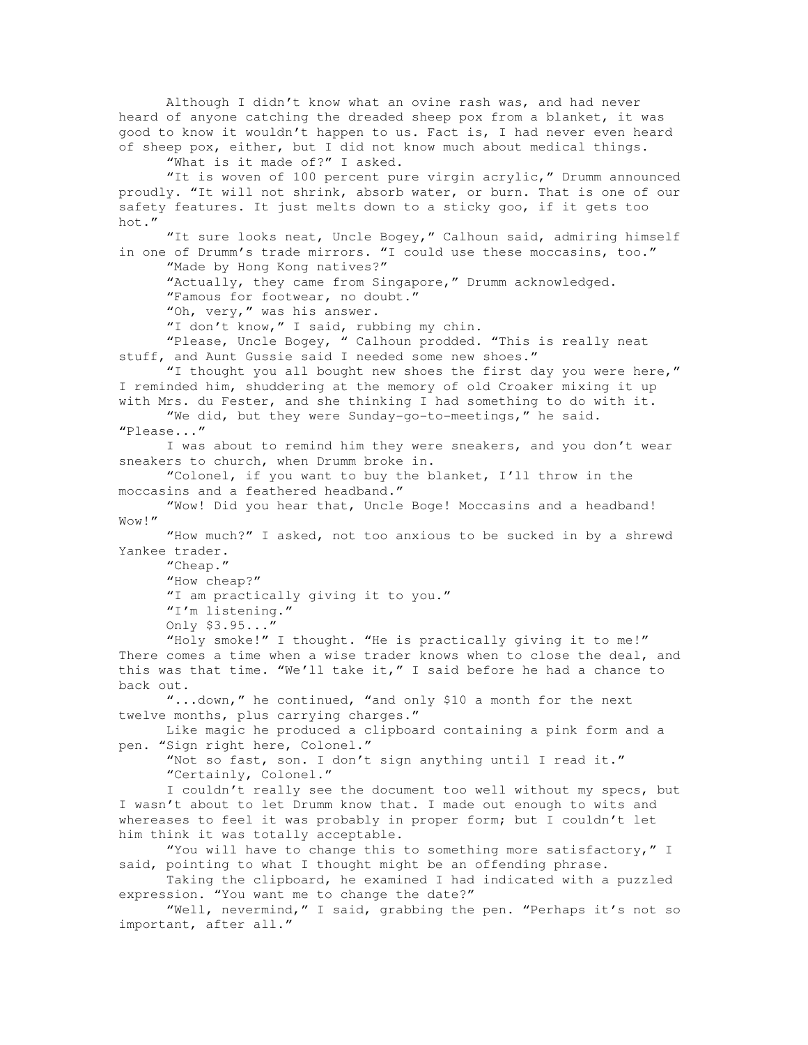Although I didn't know what an ovine rash was, and had never heard of anyone catching the dreaded sheep pox from a blanket, it was good to know it wouldn't happen to us. Fact is, I had never even heard of sheep pox, either, but I did not know much about medical things.

"What is it made of?" I asked.

"It is woven of 100 percent pure virgin acrylic," Drumm announced proudly. "It will not shrink, absorb water, or burn. That is one of our safety features. It just melts down to a sticky goo, if it gets too hot."

"It sure looks neat, Uncle Bogey," Calhoun said, admiring himself in one of Drumm's trade mirrors. "I could use these moccasins, too."

"Made by Hong Kong natives?"

"Actually, they came from Singapore," Drumm acknowledged.

"Famous for footwear, no doubt."

"Oh, very," was his answer.

"I don't know," I said, rubbing my chin.

"Please, Uncle Bogey, " Calhoun prodded. "This is really neat stuff, and Aunt Gussie said I needed some new shoes."

"I thought you all bought new shoes the first day you were here," I reminded him, shuddering at the memory of old Croaker mixing it up with Mrs. du Fester, and she thinking I had something to do with it.

"We did, but they were Sunday-go-to-meetings," he said. "Please..."

I was about to remind him they were sneakers, and you don't wear sneakers to church, when Drumm broke in.

"Colonel, if you want to buy the blanket, I'll throw in the moccasins and a feathered headband."

"Wow! Did you hear that, Uncle Boge! Moccasins and a headband! Wow!"

"How much?" I asked, not too anxious to be sucked in by a shrewd Yankee trader.

"Cheap."

"How cheap?"

"I am practically giving it to you."

"I'm listening."

Only $3.95..."

"Holy smoke!" I thought. "He is practically giving it to me!" There comes a time when a wise trader knows when to close the deal, and this was that time. "We'll take it," I said before he had a chance to back out.

"...down," he continued, "and only $10 a month for the next twelve months, plus carrying charges."

Like magic he produced a clipboard containing a pink form and a pen. "Sign right here, Colonel."

"Not so fast, son. I don't sign anything until I read it."

"Certainly, Colonel."

I couldn't really see the document too well without my specs, but I wasn't about to let Drumm know that. I made out enough to wits and whereases to feel it was probably in proper form; but I couldn't let him think it was totally acceptable.

"You will have to change this to something more satisfactory," I said, pointing to what I thought might be an offending phrase.

Taking the clipboard, he examined I had indicated with a puzzled expression. "You want me to change the date?"

"Well, nevermind," I said, grabbing the pen. "Perhaps it's not so important, after all."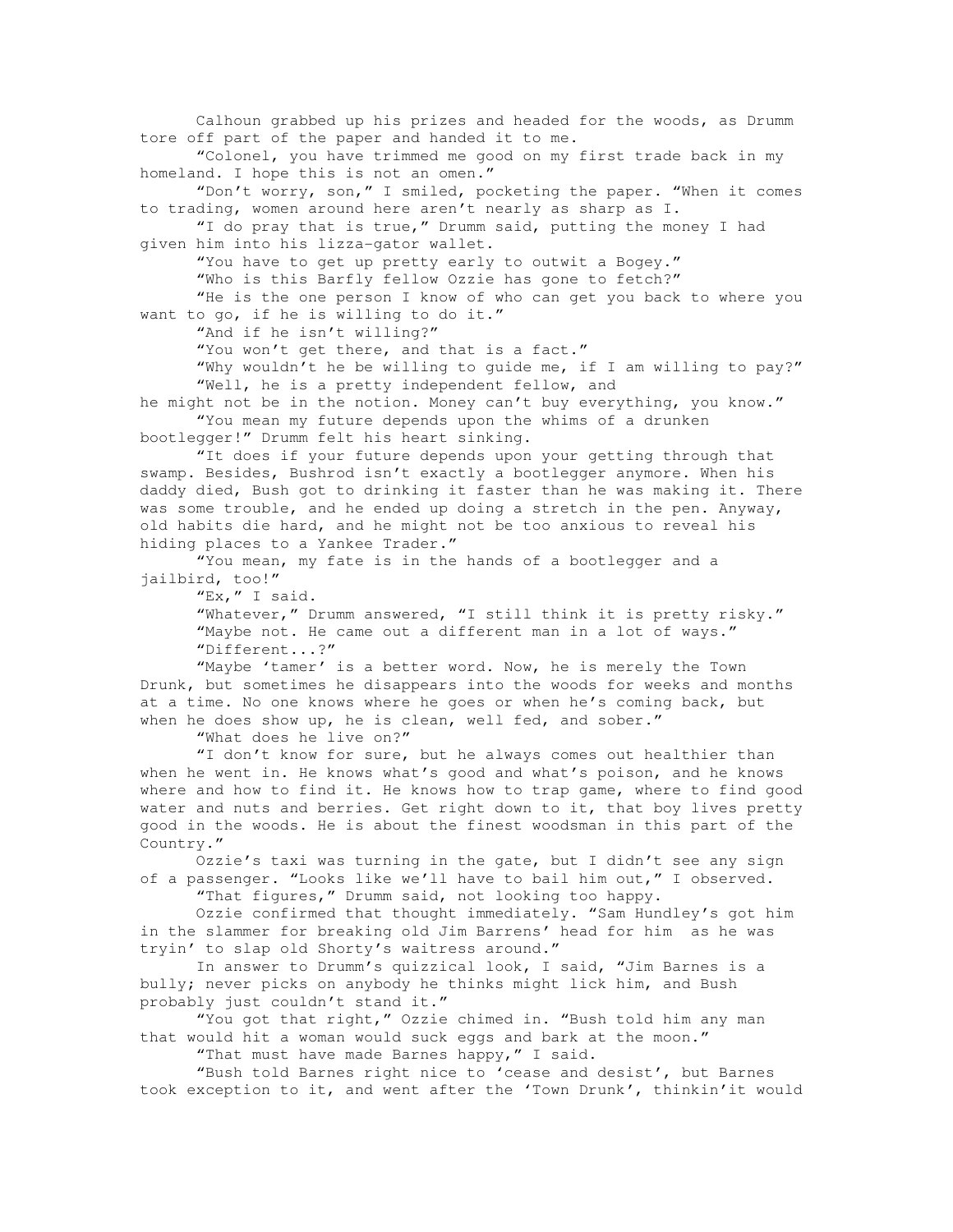Calhoun grabbed up his prizes and headed for the woods, as Drumm tore off part of the paper and handed it to me.

"Colonel, you have trimmed me good on my first trade back in my homeland. I hope this is not an omen."

"Don't worry, son," I smiled, pocketing the paper. "When it comes to trading, women around here aren't nearly as sharp as I.

"I do pray that is true," Drumm said, putting the money I had given him into his lizza-gator wallet.

"You have to get up pretty early to outwit a Bogey."

"Who is this Barfly fellow Ozzie has gone to fetch?"

"He is the one person I know of who can get you back to where you want to go, if he is willing to do it."

"And if he isn't willing?"

"You won't get there, and that is a fact."

"Why wouldn't he be willing to guide me, if I am willing to pay?"

"Well, he is a pretty independent fellow, and he might not be in the notion. Money can't buy everything, you know."

"You mean my future depends upon the whims of a drunken bootlegger!" Drumm felt his heart sinking.

"It does if your future depends upon your getting through that swamp. Besides, Bushrod isn't exactly a bootlegger anymore. When his daddy died, Bush got to drinking it faster than he was making it. There was some trouble, and he ended up doing a stretch in the pen. Anyway, old habits die hard, and he might not be too anxious to reveal his hiding places to a Yankee Trader."

"You mean, my fate is in the hands of a bootlegger and a jailbird, too!"

"Ex," I said.

"Whatever," Drumm answered, "I still think it is pretty risky."

"Maybe not. He came out a different man in a lot of ways."

"Different...?"

"Maybe 'tamer' is a better word. Now, he is merely the Town Drunk, but sometimes he disappears into the woods for weeks and months at a time. No one knows where he goes or when he's coming back, but when he does show up, he is clean, well fed, and sober."

"What does he live on?"

"I don't know for sure, but he always comes out healthier than when he went in. He knows what's good and what's poison, and he knows where and how to find it. He knows how to trap game, where to find good water and nuts and berries. Get right down to it, that boy lives pretty good in the woods. He is about the finest woodsman in this part of the Country."

Ozzie's taxi was turning in the gate, but I didn't see any sign of a passenger. "Looks like we'll have to bail him out," I observed.

"That figures," Drumm said, not looking too happy.

Ozzie confirmed that thought immediately. "Sam Hundley's got him in the slammer for breaking old Jim Barrens' head for him as he was tryin' to slap old Shorty's waitress around."

In answer to Drumm's quizzical look, I said, "Jim Barnes is a bully; never picks on anybody he thinks might lick him, and Bush probably just couldn't stand it."

"You got that right," Ozzie chimed in. "Bush told him any man that would hit a woman would suck eggs and bark at the moon."

"That must have made Barnes happy," I said.

"Bush told Barnes right nice to 'cease and desist', but Barnes took exception to it, and went after the 'Town Drunk', thinkin'it would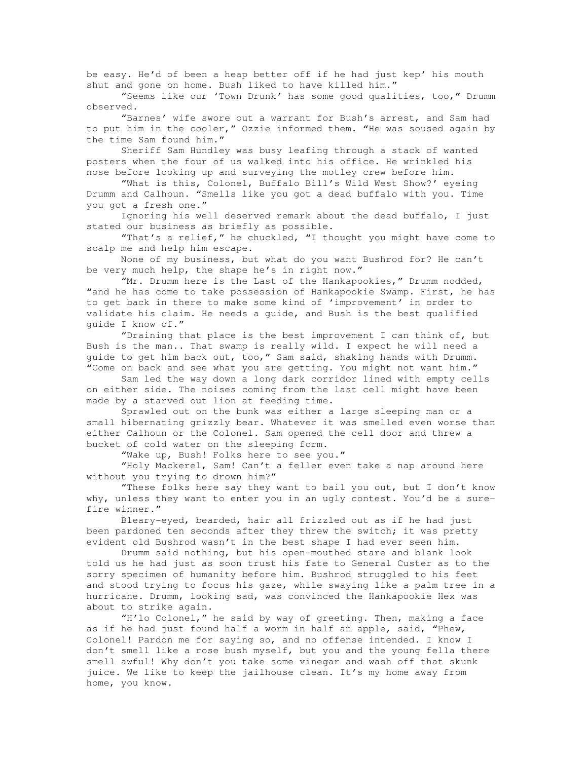be easy. He'd of been a heap better off if he had just kep' his mouth shut and gone on home. Bush liked to have killed him."

"Seems like our 'Town Drunk' has some good qualities, too," Drumm observed.

"Barnes' wife swore out a warrant for Bush's arrest, and Sam had to put him in the cooler," Ozzie informed them. "He was soused again by the time Sam found him."

Sheriff Sam Hundley was busy leafing through a stack of wanted posters when the four of us walked into his office. He wrinkled his nose before looking up and surveying the motley crew before him.

"What is this, Colonel, Buffalo Bill's Wild West Show?' eyeing Drumm and Calhoun. "Smells like you got a dead buffalo with you. Time you got a fresh one."

Ignoring his well deserved remark about the dead buffalo, I just stated our business as briefly as possible.

"That's a relief," he chuckled, "I thought you might have come to scalp me and help him escape.

None of my business, but what do you want Bushrod for? He can't be very much help, the shape he's in right now."

"Mr. Drumm here is the Last of the Hankapookies," Drumm nodded, "and he has come to take possession of Hankapookie Swamp. First, he has to get back in there to make some kind of 'improvement' in order to validate his claim. He needs a guide, and Bush is the best qualified guide I know of."

"Draining that place is the best improvement I can think of, but Bush is the man.. That swamp is really wild. I expect he will need a guide to get him back out, too," Sam said, shaking hands with Drumm. "Come on back and see what you are getting. You might not want him."

Sam led the way down a long dark corridor lined with empty cells on either side. The noises coming from the last cell might have been made by a starved out lion at feeding time.

Sprawled out on the bunk was either a large sleeping man or a small hibernating grizzly bear. Whatever it was smelled even worse than either Calhoun or the Colonel. Sam opened the cell door and threw a bucket of cold water on the sleeping form.

"Wake up, Bush! Folks here to see you."

"Holy Mackerel, Sam! Can't a feller even take a nap around here without you trying to drown him?"

"These folks here say they want to bail you out, but I don't know why, unless they want to enter you in an ugly contest. You'd be a sure-fire winner."

Bleary-eyed, bearded, hair all frizzled out as if he had just been pardoned ten seconds after they threw the switch; it was pretty evident old Bushrod wasn't in the best shape I had ever seen him.

Drumm said nothing, but his open-mouthed stare and blank look told us he had just as soon trust his fate to General Custer as to the sorry specimen of humanity before him. Bushrod struggled to his feet and stood trying to focus his gaze, while swaying like a palm tree in a hurricane. Drumm, looking sad, was convinced the Hankapookie Hex was about to strike again.

"H'lo Colonel," he said by way of greeting. Then, making a face as if he had just found half a worm in half an apple, said, "Phew, Colonel! Pardon me for saying so, and no offense intended. I know I don't smell like a rose bush myself, but you and the young fella there smell awful! Why don't you take some vinegar and wash off that skunk juice. We like to keep the jailhouse clean. It's my home away from home, you know.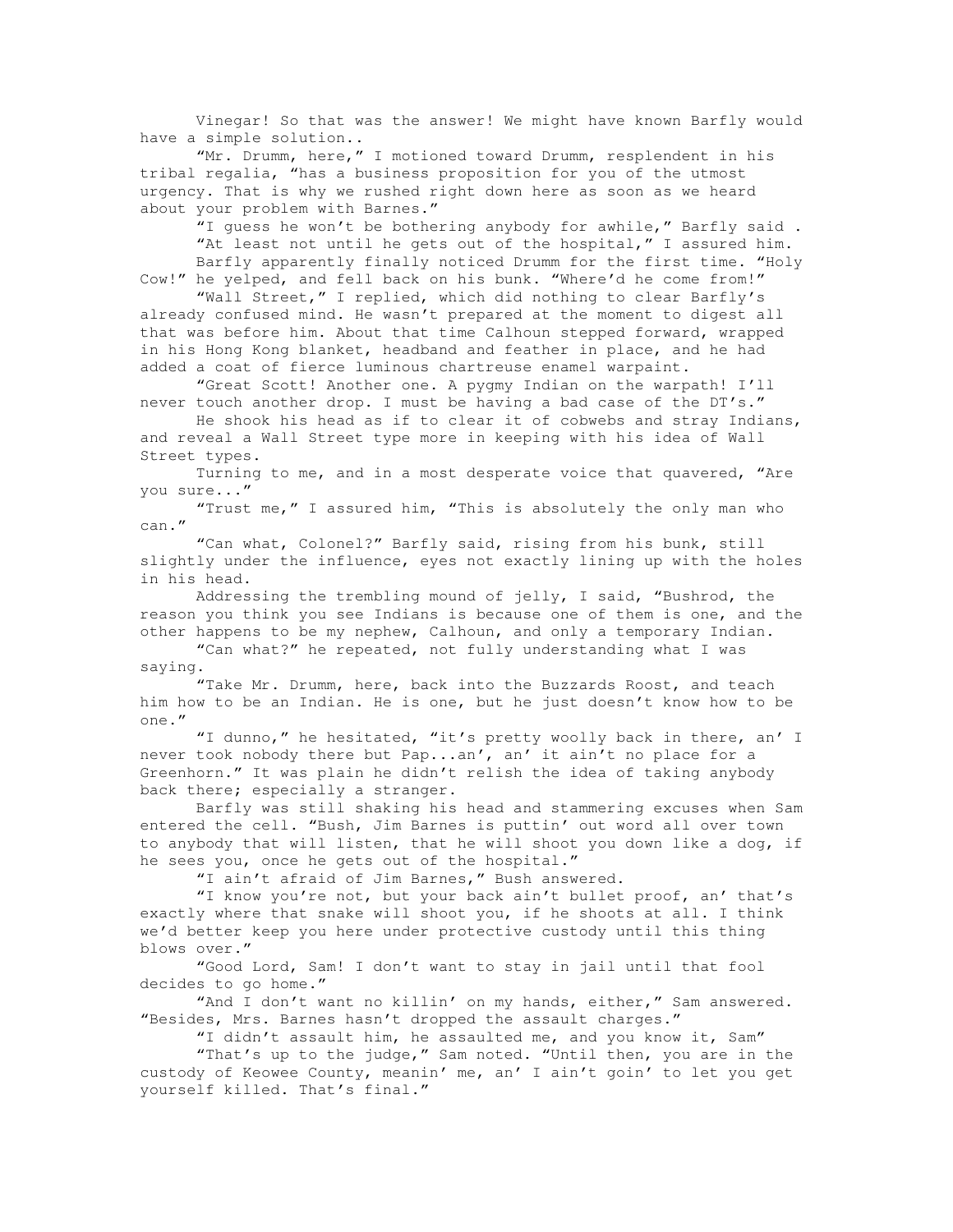Vinegar! So that was the answer! We might have known Barfly would have a simple solution..

"Mr. Drumm, here," I motioned toward Drumm, resplendent in his tribal regalia, "has a business proposition for you of the utmost urgency. That is why we rushed right down here as soon as we heard about your problem with Barnes."

"I guess he won't be bothering anybody for awhile," Barfly said .

"At least not until he gets out of the hospital," I assured him.

Barfly apparently finally noticed Drumm for the first time. "Holy Cow!" he yelped, and fell back on his bunk. "Where'd he come from!"

"Wall Street," I replied, which did nothing to clear Barfly's already confused mind. He wasn't prepared at the moment to digest all that was before him. About that time Calhoun stepped forward, wrapped in his Hong Kong blanket, headband and feather in place, and he had added a coat of fierce luminous chartreuse enamel warpaint.

"Great Scott! Another one. A pygmy Indian on the warpath! I'll never touch another drop. I must be having a bad case of the DT's."

He shook his head as if to clear it of cobwebs and stray Indians, and reveal a Wall Street type more in keeping with his idea of Wall Street types.

Turning to me, and in a most desperate voice that quavered, "Are you sure..."

"Trust me," I assured him, "This is absolutely the only man who can."

"Can what, Colonel?" Barfly said, rising from his bunk, still slightly under the influence, eyes not exactly lining up with the holes in his head.

Addressing the trembling mound of jelly, I said, "Bushrod, the reason you think you see Indians is because one of them is one, and the other happens to be my nephew, Calhoun, and only a temporary Indian.

"Can what?" he repeated, not fully understanding what I was saying.

"Take Mr. Drumm, here, back into the Buzzards Roost, and teach him how to be an Indian. He is one, but he just doesn't know how to be one."

"I dunno," he hesitated, "it's pretty woolly back in there, an' I never took nobody there but Pap...an', an' it ain't no place for a Greenhorn." It was plain he didn't relish the idea of taking anybody back there; especially a stranger.

Barfly was still shaking his head and stammering excuses when Sam entered the cell. "Bush, Jim Barnes is puttin' out word all over town to anybody that will listen, that he will shoot you down like a dog, if he sees you, once he gets out of the hospital."

"I ain't afraid of Jim Barnes," Bush answered.

"I know you're not, but your back ain't bullet proof, an' that's exactly where that snake will shoot you, if he shoots at all. I think we'd better keep you here under protective custody until this thing blows over."

"Good Lord, Sam! I don't want to stay in jail until that fool decides to go home."

"And I don't want no killin' on my hands, either," Sam answered. "Besides, Mrs. Barnes hasn't dropped the assault charges."

"I didn't assault him, he assaulted me, and you know it, Sam"

"That's up to the judge," Sam noted. "Until then, you are in the custody of Keowee County, meanin' me, an' I ain't goin' to let you get yourself killed. That's final."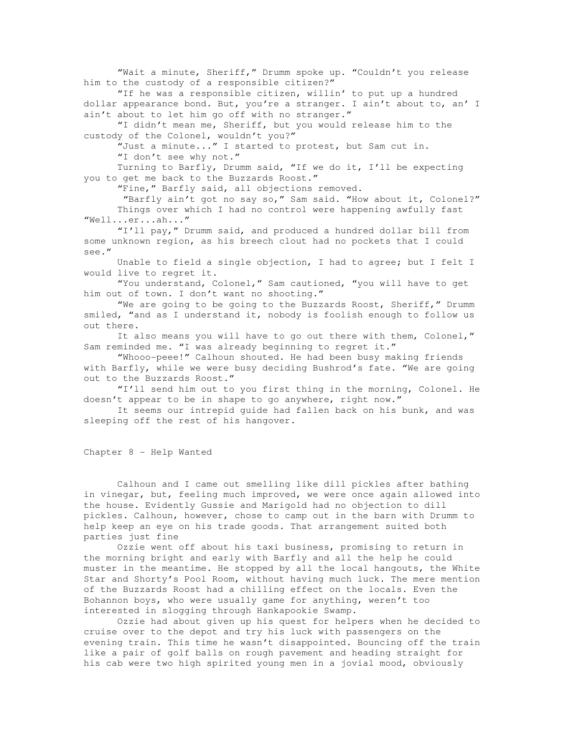"Wait a minute, Sheriff," Drumm spoke up. "Couldn't you release him to the custody of a responsible citizen?"

"If he was a responsible citizen, willin' to put up a hundred dollar appearance bond. But, you're a stranger. I ain't about to, an' I ain't about to let him go off with no stranger."

"I didn't mean me, Sheriff, but you would release him to the custody of the Colonel, wouldn't you?"

"Just a minute..." I started to protest, but Sam cut in.

"I don't see why not."

Turning to Barfly, Drumm said, "If we do it, I'll be expecting you to get me back to the Buzzards Roost."

"Fine," Barfly said, all objections removed.

"Barfly ain't got no say so," Sam said. "How about it, Colonel?"

Things over which I had no control were happening awfully fast "Well...er...ah..."

"I'll pay," Drumm said, and produced a hundred dollar bill from some unknown region, as his breech clout had no pockets that I could see."

Unable to field a single objection, I had to agree; but I felt I would live to regret it.

"You understand, Colonel," Sam cautioned, "you will have to get him out of town. I don't want no shooting."

"We are going to be going to the Buzzards Roost, Sheriff," Drumm smiled, "and as I understand it, nobody is foolish enough to follow us out there.

It also means you will have to go out there with them, Colonel," Sam reminded me. "I was already beginning to regret it."

"Whooo-peee!" Calhoun shouted. He had been busy making friends with Barfly, while we were busy deciding Bushrod's fate. "We are going out to the Buzzards Roost."

"I'll send him out to you first thing in the morning, Colonel. He doesn't appear to be in shape to go anywhere, right now."

It seems our intrepid guide had fallen back on his bunk, and was sleeping off the rest of his hangover.

## Chapter 8 – Help Wanted

Calhoun and I came out smelling like dill pickles after bathing in vinegar, but, feeling much improved, we were once again allowed into the house. Evidently Gussie and Marigold had no objection to dill pickles. Calhoun, however, chose to camp out in the barn with Drumm to help keep an eye on his trade goods. That arrangement suited both parties just fine

Ozzie went off about his taxi business, promising to return in the morning bright and early with Barfly and all the help he could muster in the meantime. He stopped by all the local hangouts, the White Star and Shorty's Pool Room, without having much luck. The mere mention of the Buzzards Roost had a chilling effect on the locals. Even the Bohannon boys, who were usually game for anything, weren't too interested in slogging through Hankapookie Swamp.

Ozzie had about given up his quest for helpers when he decided to cruise over to the depot and try his luck with passengers on the evening train. This time he wasn't disappointed. Bouncing off the train like a pair of golf balls on rough pavement and heading straight for his cab were two high spirited young men in a jovial mood, obviously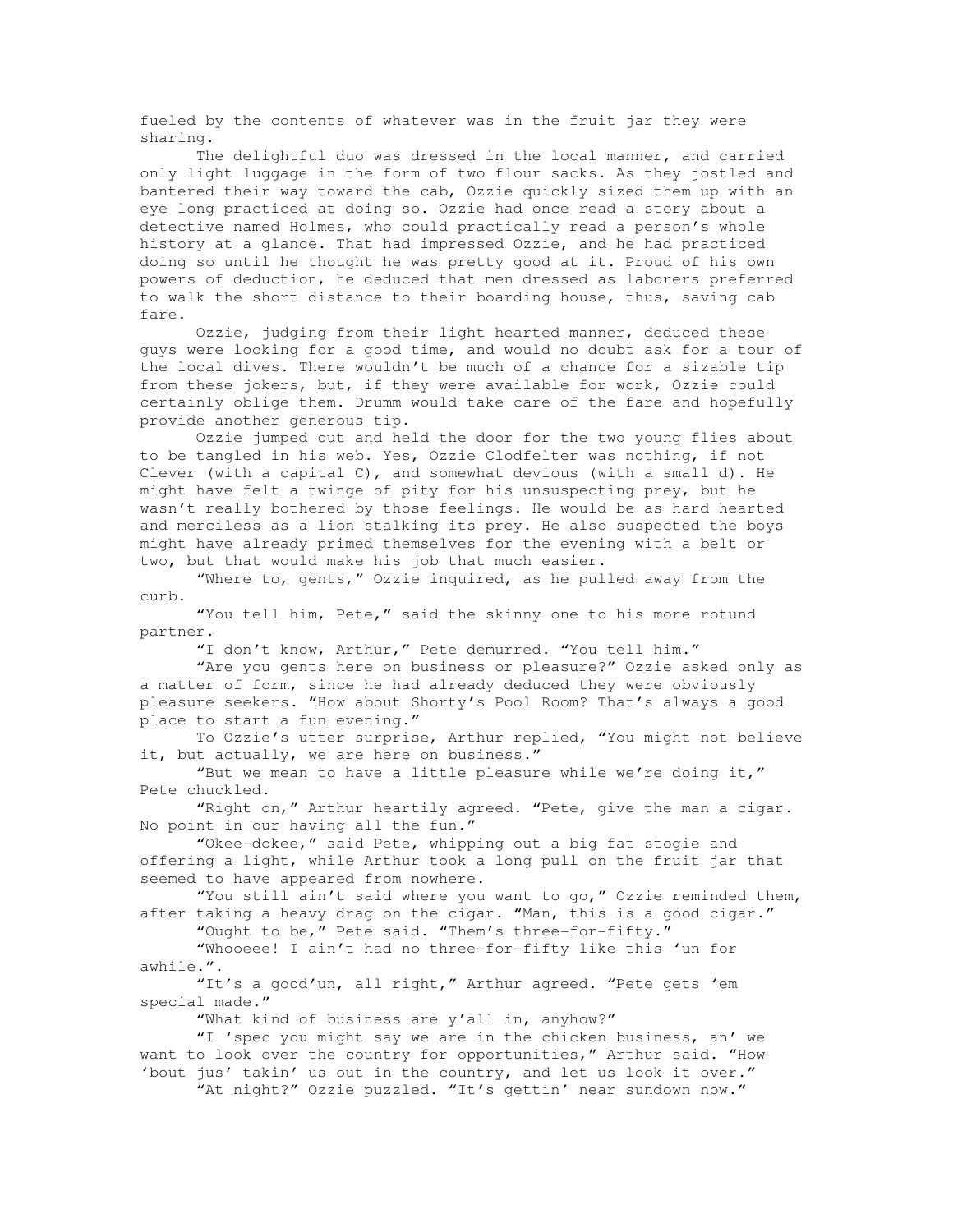fueled by the contents of whatever was in the fruit jar they were sharing.

The delightful duo was dressed in the local manner, and carried only light luggage in the form of two flour sacks. As they jostled and bantered their way toward the cab, Ozzie quickly sized them up with an eye long practiced at doing so. Ozzie had once read a story about a detective named Holmes, who could practically read a person's whole history at a glance. That had impressed Ozzie, and he had practiced doing so until he thought he was pretty good at it. Proud of his own powers of deduction, he deduced that men dressed as laborers preferred to walk the short distance to their boarding house, thus, saving cab fare.

Ozzie, judging from their light hearted manner, deduced these guys were looking for a good time, and would no doubt ask for a tour of the local dives. There wouldn't be much of a chance for a sizable tip from these jokers, but, if they were available for work, Ozzie could certainly oblige them. Drumm would take care of the fare and hopefully provide another generous tip.

Ozzie jumped out and held the door for the two young flies about to be tangled in his web. Yes, Ozzie Clodfelter was nothing, if not Clever (with a capital C), and somewhat devious (with a small d). He might have felt a twinge of pity for his unsuspecting prey, but he wasn't really bothered by those feelings. He would be as hard hearted and merciless as a lion stalking its prey. He also suspected the boys might have already primed themselves for the evening with a belt or two, but that would make his job that much easier.

"Where to, gents," Ozzie inquired, as he pulled away from the curb.

"You tell him, Pete," said the skinny one to his more rotund partner.

"I don't know, Arthur," Pete demurred. "You tell him."

"Are you gents here on business or pleasure?" Ozzie asked only as a matter of form, since he had already deduced they were obviously pleasure seekers. "How about Shorty's Pool Room? That's always a good place to start a fun evening."

To Ozzie's utter surprise, Arthur replied, "You might not believe it, but actually, we are here on business."

"But we mean to have a little pleasure while we're doing it," Pete chuckled.

"Right on," Arthur heartily agreed. "Pete, give the man a cigar. No point in our having all the fun."

"Okee-dokee," said Pete, whipping out a big fat stogie and offering a light, while Arthur took a long pull on the fruit jar that seemed to have appeared from nowhere.

"You still ain't said where you want to go," Ozzie reminded them, after taking a heavy drag on the cigar. "Man, this is a good cigar."

"Ought to be," Pete said. "Them's three-for-fifty."

"Whooeee! I ain't had no three-for-fifty like this 'un for awhile.".

"It's a good'un, all right," Arthur agreed. "Pete gets 'em special made."

"What kind of business are y'all in, anyhow?"

"I 'spec you might say we are in the chicken business, an' we want to look over the country for opportunities," Arthur said. "How 'bout jus' takin' us out in the country, and let us look it over."

"At night?" Ozzie puzzled. "It's gettin' near sundown now."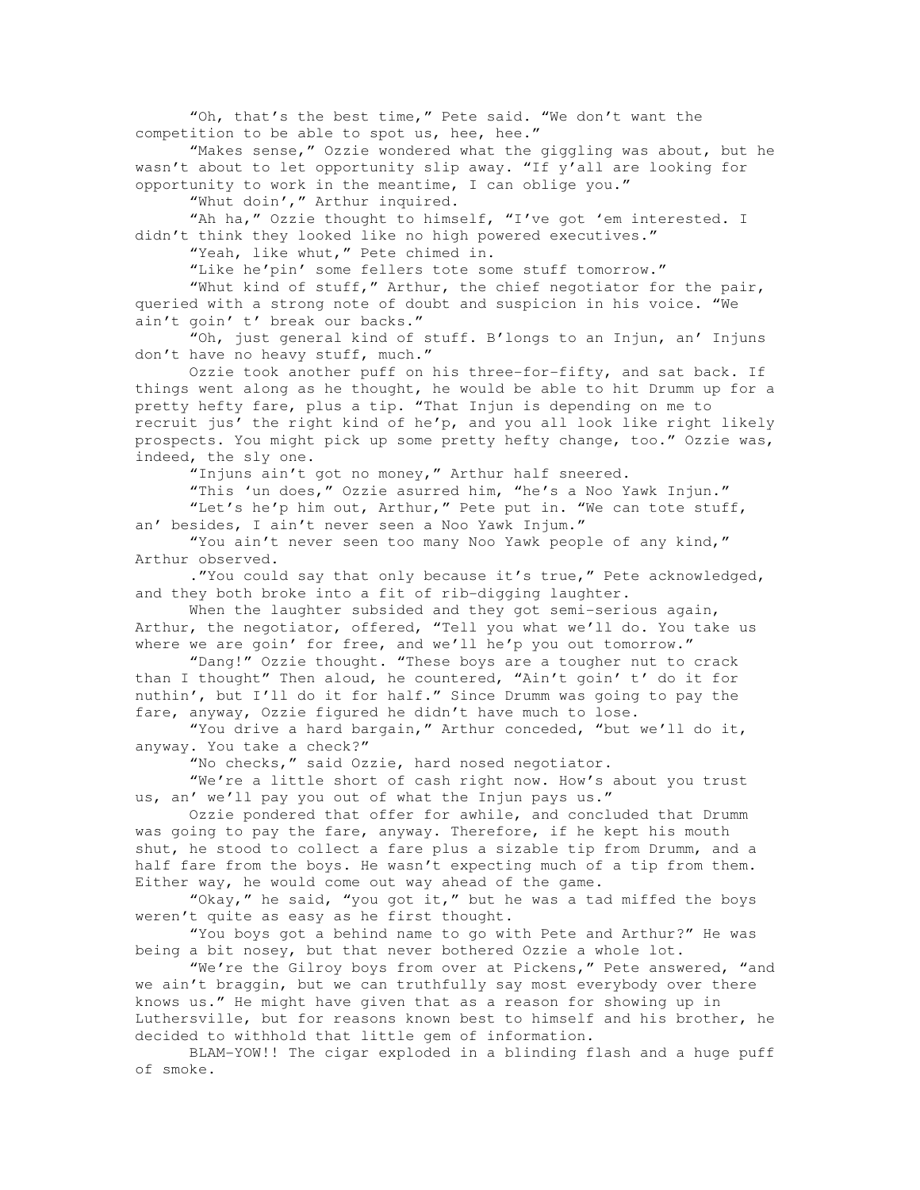"Oh, that's the best time," Pete said. "We don't want the competition to be able to spot us, hee, hee."

"Makes sense," Ozzie wondered what the giggling was about, but he wasn't about to let opportunity slip away. "If y'all are looking for opportunity to work in the meantime, I can oblige you."

"Whut doin'," Arthur inquired.

"Ah ha," Ozzie thought to himself, "I've got 'em interested. I didn't think they looked like no high powered executives."

"Yeah, like whut," Pete chimed in.

"Like he'pin' some fellers tote some stuff tomorrow."

"Whut kind of stuff," Arthur, the chief negotiator for the pair, queried with a strong note of doubt and suspicion in his voice. "We ain't goin' t' break our backs."

"Oh, just general kind of stuff. B'longs to an Injun, an' Injuns don't have no heavy stuff, much."

Ozzie took another puff on his three-for-fifty, and sat back. If things went along as he thought, he would be able to hit Drumm up for a pretty hefty fare, plus a tip. "That Injun is depending on me to recruit jus' the right kind of he'p, and you all look like right likely prospects. You might pick up some pretty hefty change, too." Ozzie was, indeed, the sly one.

"Injuns ain't got no money," Arthur half sneered.

"This 'un does," Ozzie asurred him, "he's a Noo Yawk Injun."

"Let's he'p him out, Arthur," Pete put in. "We can tote stuff, an' besides, I ain't never seen a Noo Yawk Injum."

"You ain't never seen too many Noo Yawk people of any kind," Arthur observed.

."You could say that only because it's true," Pete acknowledged, and they both broke into a fit of rib-digging laughter.

When the laughter subsided and they got semi-serious again, Arthur, the negotiator, offered, "Tell you what we'll do. You take us where we are goin' for free, and we'll he'p you out tomorrow."

"Dang!" Ozzie thought. "These boys are a tougher nut to crack than I thought" Then aloud, he countered, "Ain't goin' t' do it for nuthin', but I'll do it for half." Since Drumm was going to pay the fare, anyway, Ozzie figured he didn't have much to lose.

"You drive a hard bargain," Arthur conceded, "but we'll do it, anyway. You take a check?"

"No checks," said Ozzie, hard nosed negotiator.

"We're a little short of cash right now. How's about you trust us, an' we'll pay you out of what the Injun pays us."

Ozzie pondered that offer for awhile, and concluded that Drumm was going to pay the fare, anyway. Therefore, if he kept his mouth shut, he stood to collect a fare plus a sizable tip from Drumm, and a half fare from the boys. He wasn't expecting much of a tip from them. Either way, he would come out way ahead of the game.

"Okay," he said, "you got it," but he was a tad miffed the boys weren't quite as easy as he first thought.

"You boys got a behind name to go with Pete and Arthur?" He was being a bit nosey, but that never bothered Ozzie a whole lot.

"We're the Gilroy boys from over at Pickens," Pete answered, "and we ain't braggin, but we can truthfully say most everybody over there knows us." He might have given that as a reason for showing up in Luthersville, but for reasons known best to himself and his brother, he decided to withhold that little gem of information.

BLAM-YOW!! The cigar exploded in a blinding flash and a huge puff of smoke.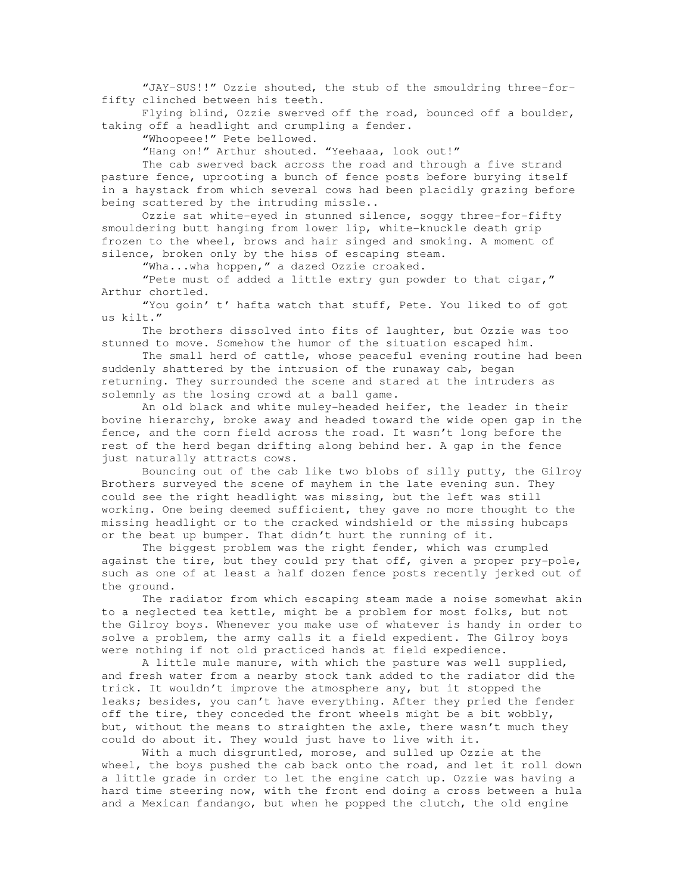"JAY-SUS!!" Ozzie shouted, the stub of the smouldring three-for-fifty clinched between his teeth.

Flying blind, Ozzie swerved off the road, bounced off a boulder, taking off a headlight and crumpling a fender.

"Whoopeee!" Pete bellowed.

"Hang on!" Arthur shouted. "Yeehaaa, look out!"

The cab swerved back across the road and through a five strand pasture fence, uprooting a bunch of fence posts before burying itself in a haystack from which several cows had been placidly grazing before being scattered by the intruding missle..

Ozzie sat white-eyed in stunned silence, soggy three-for-fifty smouldering butt hanging from lower lip, white-knuckle death grip frozen to the wheel, brows and hair singed and smoking. A moment of silence, broken only by the hiss of escaping steam.

"Wha...wha hoppen," a dazed Ozzie croaked.

"Pete must of added a little extry gun powder to that cigar," Arthur chortled.

"You goin' t' hafta watch that stuff, Pete. You liked to of got us kilt."

The brothers dissolved into fits of laughter, but Ozzie was too stunned to move. Somehow the humor of the situation escaped him.

The small herd of cattle, whose peaceful evening routine had been suddenly shattered by the intrusion of the runaway cab, began returning. They surrounded the scene and stared at the intruders as solemnly as the losing crowd at a ball game.

An old black and white muley-headed heifer, the leader in their bovine hierarchy, broke away and headed toward the wide open gap in the fence, and the corn field across the road. It wasn't long before the rest of the herd began drifting along behind her. A gap in the fence just naturally attracts cows.

Bouncing out of the cab like two blobs of silly putty, the Gilroy Brothers surveyed the scene of mayhem in the late evening sun. They could see the right headlight was missing, but the left was still working. One being deemed sufficient, they gave no more thought to the missing headlight or to the cracked windshield or the missing hubcaps or the beat up bumper. That didn't hurt the running of it.

The biggest problem was the right fender, which was crumpled against the tire, but they could pry that off, given a proper pry-pole, such as one of at least a half dozen fence posts recently jerked out of the ground.

The radiator from which escaping steam made a noise somewhat akin to a neglected tea kettle, might be a problem for most folks, but not the Gilroy boys. Whenever you make use of whatever is handy in order to solve a problem, the army calls it a field expedient. The Gilroy boys were nothing if not old practiced hands at field expedience.

A little mule manure, with which the pasture was well supplied, and fresh water from a nearby stock tank added to the radiator did the trick. It wouldn't improve the atmosphere any, but it stopped the leaks; besides, you can't have everything. After they pried the fender off the tire, they conceded the front wheels might be a bit wobbly, but, without the means to straighten the axle, there wasn't much they could do about it. They would just have to live with it.

With a much disgruntled, morose, and sulled up Ozzie at the wheel, the boys pushed the cab back onto the road, and let it roll down a little grade in order to let the engine catch up. Ozzie was having a hard time steering now, with the front end doing a cross between a hula and a Mexican fandango, but when he popped the clutch, the old engine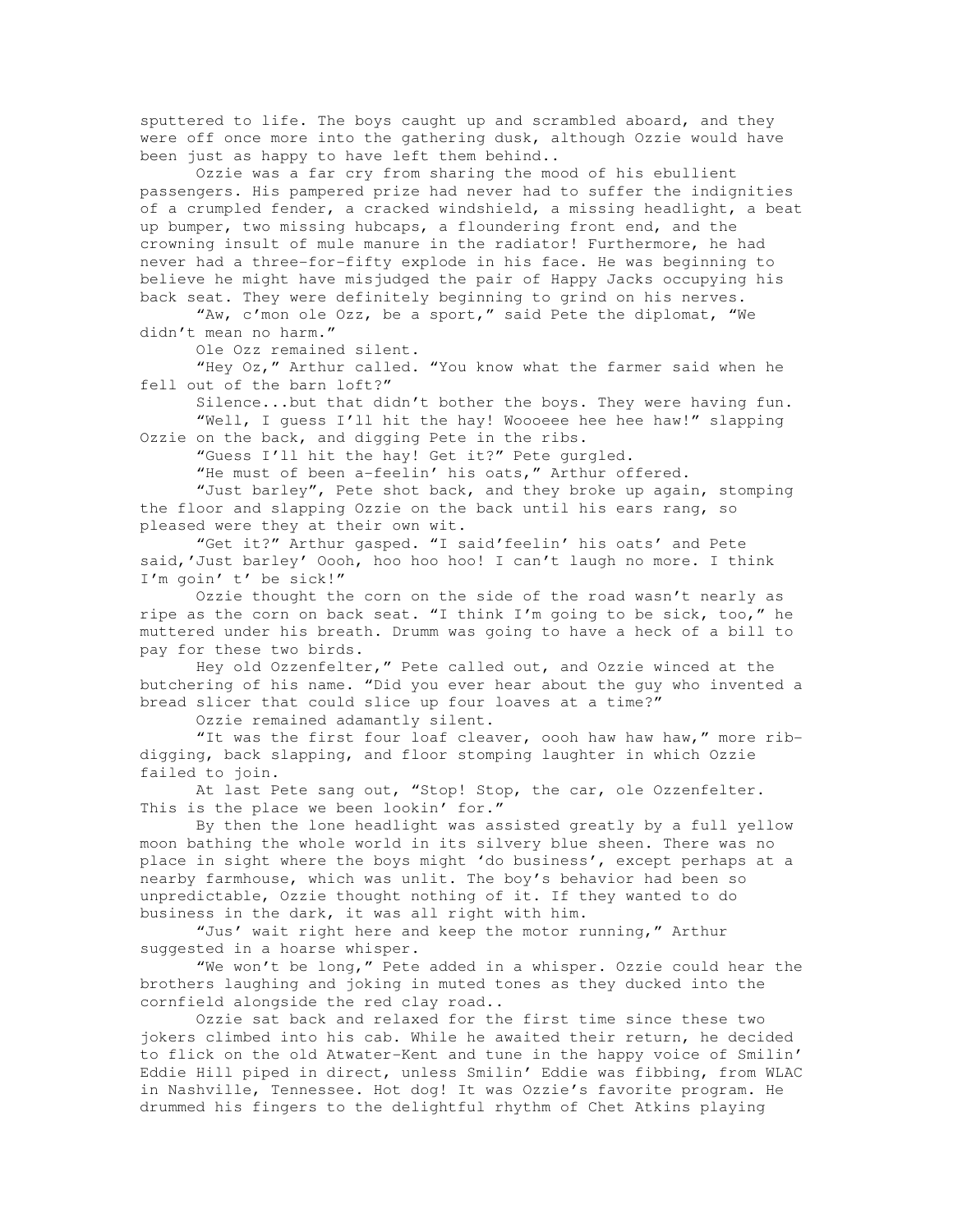sputtered to life. The boys caught up and scrambled aboard, and they were off once more into the gathering dusk, although Ozzie would have been just as happy to have left them behind..

Ozzie was a far cry from sharing the mood of his ebullient passengers. His pampered prize had never had to suffer the indignities of a crumpled fender, a cracked windshield, a missing headlight, a beat up bumper, two missing hubcaps, a floundering front end, and the crowning insult of mule manure in the radiator! Furthermore, he had never had a three-for-fifty explode in his face. He was beginning to believe he might have misjudged the pair of Happy Jacks occupying his back seat. They were definitely beginning to grind on his nerves.

"Aw, c'mon ole Ozz, be a sport," said Pete the diplomat, "We didn't mean no harm."

Ole Ozz remained silent.

"Hey Oz," Arthur called. "You know what the farmer said when he fell out of the barn loft?"

Silence...but that didn't bother the boys. They were having fun.

"Well, I guess I'll hit the hay! Woooeee hee hee haw!" slapping Ozzie on the back, and digging Pete in the ribs.

"Guess I'll hit the hay! Get it?" Pete gurgled.

"He must of been a-feelin' his oats," Arthur offered.

"Just barley", Pete shot back, and they broke up again, stomping the floor and slapping Ozzie on the back until his ears rang, so pleased were they at their own wit.

"Get it?" Arthur gasped. "I said'feelin' his oats' and Pete said,'Just barley' Oooh, hoo hoo hoo! I can't laugh no more. I think I'm goin' t' be sick!"

Ozzie thought the corn on the side of the road wasn't nearly as ripe as the corn on back seat. "I think I'm going to be sick, too," he muttered under his breath. Drumm was going to have a heck of a bill to pay for these two birds.

Hey old Ozzenfelter," Pete called out, and Ozzie winced at the butchering of his name. "Did you ever hear about the guy who invented a bread slicer that could slice up four loaves at a time?"

Ozzie remained adamantly silent.

"It was the first four loaf cleaver, oooh haw haw haw," more rib-digging, back slapping, and floor stomping laughter in which Ozzie failed to join.

At last Pete sang out, "Stop! Stop, the car, ole Ozzenfelter. This is the place we been lookin' for."

By then the lone headlight was assisted greatly by a full yellow moon bathing the whole world in its silvery blue sheen. There was no place in sight where the boys might 'do business', except perhaps at a nearby farmhouse, which was unlit. The boy's behavior had been so unpredictable, Ozzie thought nothing of it. If they wanted to do business in the dark, it was all right with him.

"Jus' wait right here and keep the motor running," Arthur suggested in a hoarse whisper.

"We won't be long," Pete added in a whisper. Ozzie could hear the brothers laughing and joking in muted tones as they ducked into the cornfield alongside the red clay road..

Ozzie sat back and relaxed for the first time since these two jokers climbed into his cab. While he awaited their return, he decided to flick on the old Atwater-Kent and tune in the happy voice of Smilin' Eddie Hill piped in direct, unless Smilin' Eddie was fibbing, from WLAC in Nashville, Tennessee. Hot dog! It was Ozzie's favorite program. He drummed his fingers to the delightful rhythm of Chet Atkins playing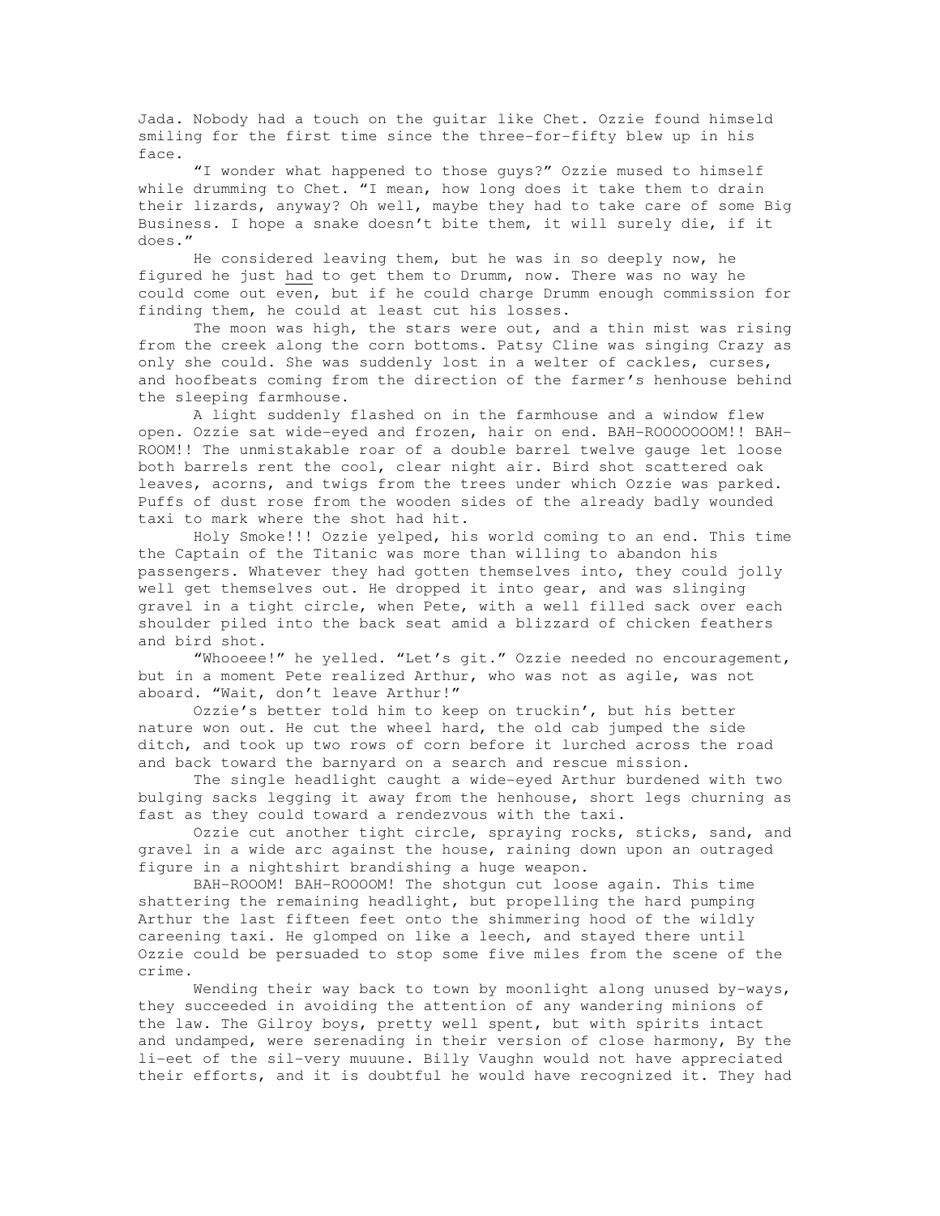Jada. Nobody had a touch on the guitar like Chet. Ozzie found himseld smiling for the first time since the three-for-fifty blew up in his face.

"I wonder what happened to those guys?" Ozzie mused to himself while drumming to Chet. "I mean, how long does it take them to drain their lizards, anyway? Oh well, maybe they had to take care of some Big Business. I hope a snake doesn't bite them, it will surely die, if it does."

He considered leaving them, but he was in so deeply now, he figured he just <u>had</u> to get them to Drumm, now. There was no way he could come out even, but if he could charge Drumm enough commission for finding them, he could at least cut his losses.

The moon was high, the stars were out, and a thin mist was rising from the creek along the corn bottoms. Patsy Cline was singing Crazy as only she could. She was suddenly lost in a welter of cackles, curses, and hoofbeats coming from the direction of the farmer's henhouse behind the sleeping farmhouse.

A light suddenly flashed on in the farmhouse and a window flew open. Ozzie sat wide-eyed and frozen, hair on end. BAH-ROOOOOOOM!! BAH-ROOM!! The unmistakable roar of a double barrel twelve gauge let loose both barrels rent the cool, clear night air. Bird shot scattered oak leaves, acorns, and twigs from the trees under which Ozzie was parked. Puffs of dust rose from the wooden sides of the already badly wounded taxi to mark where the shot had hit.

Holy Smoke!!! Ozzie yelped, his world coming to an end. This time the Captain of the Titanic was more than willing to abandon his passengers. Whatever they had gotten themselves into, they could jolly well get themselves out. He dropped it into gear, and was slinging gravel in a tight circle, when Pete, with a well filled sack over each shoulder piled into the back seat amid a blizzard of chicken feathers and bird shot.

"Whooeee!" he yelled. "Let's git." Ozzie needed no encouragement, but in a moment Pete realized Arthur, who was not as agile, was not aboard. "Wait, don't leave Arthur!"

Ozzie's better told him to keep on truckin', but his better nature won out. He cut the wheel hard, the old cab jumped the side ditch, and took up two rows of corn before it lurched across the road and back toward the barnyard on a search and rescue mission.

The single headlight caught a wide-eyed Arthur burdened with two bulging sacks legging it away from the henhouse, short legs churning as fast as they could toward a rendezvous with the taxi.

Ozzie cut another tight circle, spraying rocks, sticks, sand, and gravel in a wide arc against the house, raining down upon an outraged figure in a nightshirt brandishing a huge weapon.

BAH-ROOOM! BAH-ROOOOM! The shotgun cut loose again. This time shattering the remaining headlight, but propelling the hard pumping Arthur the last fifteen feet onto the shimmering hood of the wildly careening taxi. He glomped on like a leech, and stayed there until Ozzie could be persuaded to stop some five miles from the scene of the crime.

Wending their way back to town by moonlight along unused by-ways, they succeeded in avoiding the attention of any wandering minions of the law. The Gilroy boys, pretty well spent, but with spirits intact and undamped, were serenading in their version of close harmony, By the li-eet of the sil-very muuune. Billy Vaughn would not have appreciated their efforts, and it is doubtful he would have recognized it. They had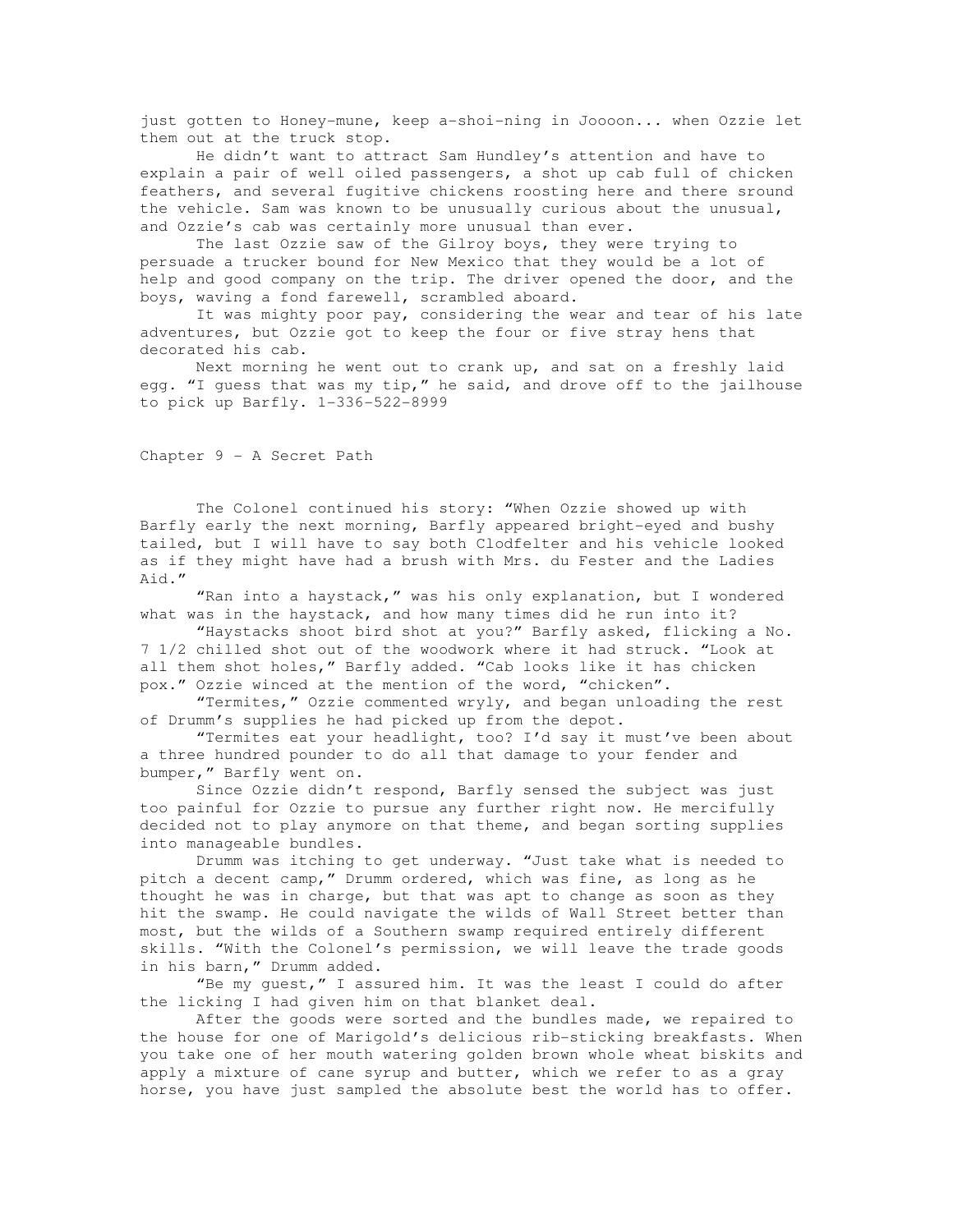just gotten to Honey-mune, keep a-shoi-ning in Joooon... when Ozzie let them out at the truck stop.

He didn't want to attract Sam Hundley's attention and have to explain a pair of well oiled passengers, a shot up cab full of chicken feathers, and several fugitive chickens roosting here and there sround the vehicle. Sam was known to be unusually curious about the unusual, and Ozzie's cab was certainly more unusual than ever.

The last Ozzie saw of the Gilroy boys, they were trying to persuade a trucker bound for New Mexico that they would be a lot of help and good company on the trip. The driver opened the door, and the boys, waving a fond farewell, scrambled aboard.

It was mighty poor pay, considering the wear and tear of his late adventures, but Ozzie got to keep the four or five stray hens that decorated his cab.

Next morning he went out to crank up, and sat on a freshly laid egg. "I guess that was my tip," he said, and drove off to the jailhouse to pick up Barfly. 1-336-522-8999

## Chapter 9 - A Secret Path

The Colonel continued his story: "When Ozzie showed up with Barfly early the next morning, Barfly appeared bright-eyed and bushy tailed, but I will have to say both Clodfelter and his vehicle looked as if they might have had a brush with Mrs. du Fester and the Ladies Aid."

"Ran into a haystack," was his only explanation, but I wondered what was in the haystack, and how many times did he run into it?

"Haystacks shoot bird shot at you?" Barfly asked, flicking a No. 7 1/2 chilled shot out of the woodwork where it had struck. "Look at all them shot holes," Barfly added. "Cab looks like it has chicken pox." Ozzie winced at the mention of the word, "chicken".

"Termites," Ozzie commented wryly, and began unloading the rest of Drumm's supplies he had picked up from the depot.

"Termites eat your headlight, too? I'd say it must've been about a three hundred pounder to do all that damage to your fender and bumper," Barfly went on.

Since Ozzie didn't respond, Barfly sensed the subject was just too painful for Ozzie to pursue any further right now. He mercifully decided not to play anymore on that theme, and began sorting supplies into manageable bundles.

Drumm was itching to get underway. "Just take what is needed to pitch a decent camp," Drumm ordered, which was fine, as long as he thought he was in charge, but that was apt to change as soon as they hit the swamp. He could navigate the wilds of Wall Street better than most, but the wilds of a Southern swamp required entirely different skills. "With the Colonel's permission, we will leave the trade goods in his barn," Drumm added.

"Be my guest," I assured him. It was the least I could do after the licking I had given him on that blanket deal.

After the goods were sorted and the bundles made, we repaired to the house for one of Marigold's delicious rib-sticking breakfasts. When you take one of her mouth watering golden brown whole wheat biskits and apply a mixture of cane syrup and butter, which we refer to as a gray horse, you have just sampled the absolute best the world has to offer.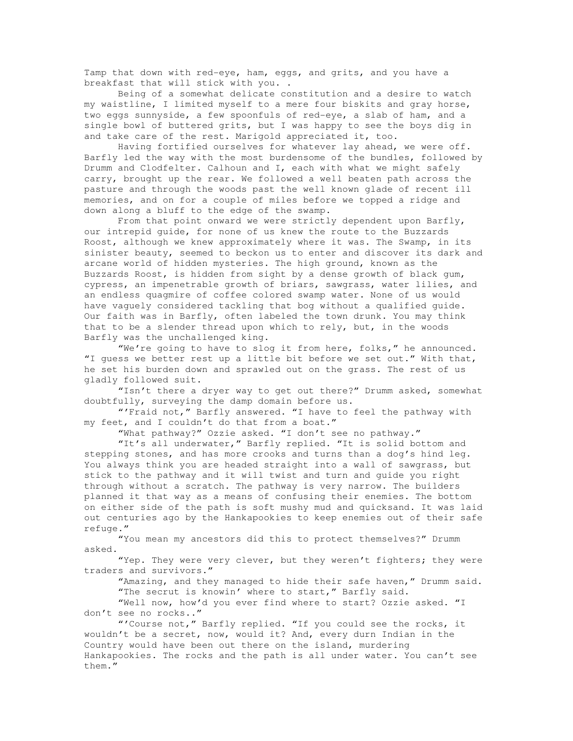Tamp that down with red-eye, ham, eggs, and grits, and you have a breakfast that will stick with you. .

Being of a somewhat delicate constitution and a desire to watch my waistline, I limited myself to a mere four biskits and gray horse, two eggs sunnyside, a few spoonfuls of red-eye, a slab of ham, and a single bowl of buttered grits, but I was happy to see the boys dig in and take care of the rest. Marigold appreciated it, too.

Having fortified ourselves for whatever lay ahead, we were off. Barfly led the way with the most burdensome of the bundles, followed by Drumm and Clodfelter. Calhoun and I, each with what we might safely carry, brought up the rear. We followed a well beaten path across the pasture and through the woods past the well known glade of recent ill memories, and on for a couple of miles before we topped a ridge and down along a bluff to the edge of the swamp.

From that point onward we were strictly dependent upon Barfly, our intrepid guide, for none of us knew the route to the Buzzards Roost, although we knew approximately where it was. The Swamp, in its sinister beauty, seemed to beckon us to enter and discover its dark and arcane world of hidden mysteries. The high ground, known as the Buzzards Roost, is hidden from sight by a dense growth of black gum, cypress, an impenetrable growth of briars, sawgrass, water lilies, and an endless quagmire of coffee colored swamp water. None of us would have vaguely considered tackling that bog without a qualified guide. Our faith was in Barfly, often labeled the town drunk. You may think that to be a slender thread upon which to rely, but, in the woods Barfly was the unchallenged king.

"We're going to have to slog it from here, folks," he announced. "I guess we better rest up a little bit before we set out." With that, he set his burden down and sprawled out on the grass. The rest of us gladly followed suit.

"Isn't there a dryer way to get out there?" Drumm asked, somewhat doubtfully, surveying the damp domain before us.

"'Fraid not," Barfly answered. "I have to feel the pathway with my feet, and I couldn't do that from a boat."

"What pathway?" Ozzie asked. "I don't see no pathway."

"It's all underwater," Barfly replied. "It is solid bottom and stepping stones, and has more crooks and turns than a dog's hind leg. You always think you are headed straight into a wall of sawgrass, but stick to the pathway and it will twist and turn and guide you right through without a scratch. The pathway is very narrow. The builders planned it that way as a means of confusing their enemies. The bottom on either side of the path is soft mushy mud and quicksand. It was laid out centuries ago by the Hankapookies to keep enemies out of their safe refuge."

"You mean my ancestors did this to protect themselves?" Drumm asked.

"Yep. They were very clever, but they weren't fighters; they were traders and survivors."

"Amazing, and they managed to hide their safe haven," Drumm said.

"The secrut is knowin' where to start," Barfly said.

"Well now, how'd you ever find where to start? Ozzie asked. "I don't see no rocks.."

"'Course not," Barfly replied. "If you could see the rocks, it wouldn't be a secret, now, would it? And, every durn Indian in the Country would have been out there on the island, murdering Hankapookies. The rocks and the path is all under water. You can't see them."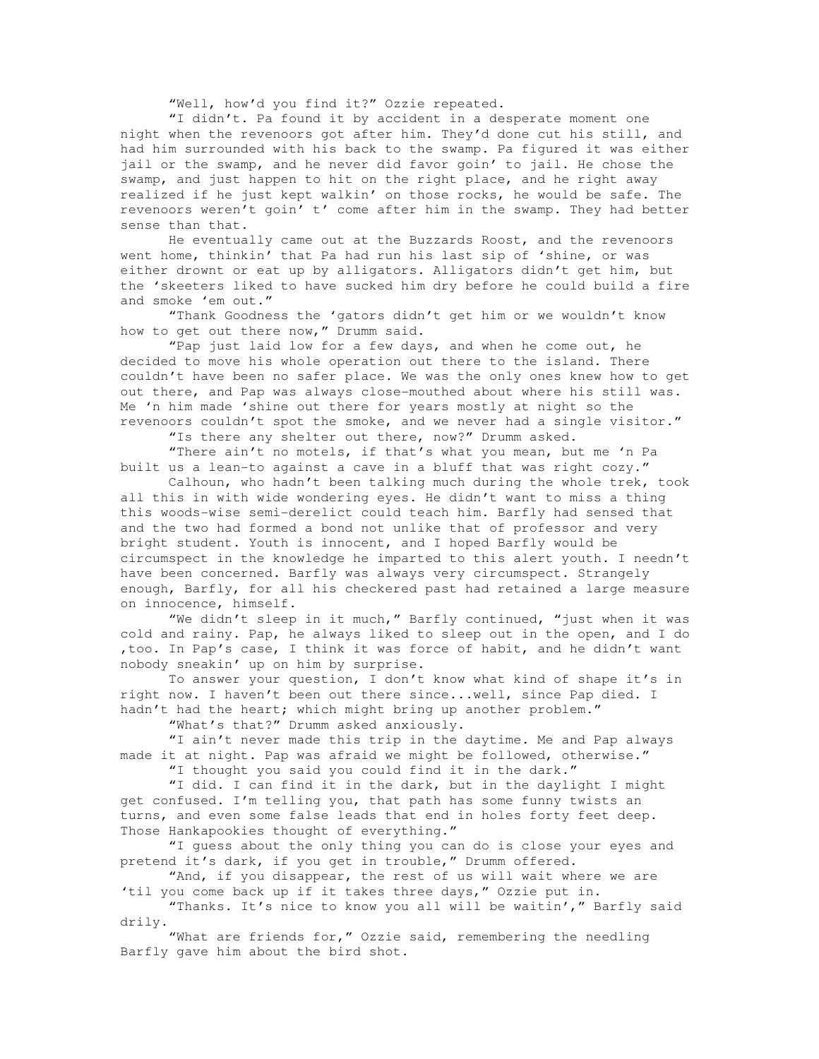"Well, how'd you find it?" Ozzie repeated.

"I didn't. Pa found it by accident in a desperate moment one night when the revenoors got after him. They'd done cut his still, and had him surrounded with his back to the swamp. Pa figured it was either jail or the swamp, and he never did favor goin' to jail. He chose the swamp, and just happen to hit on the right place, and he right away realized if he just kept walkin' on those rocks, he would be safe. The revenoors weren't goin' t' come after him in the swamp. They had better sense than that.

He eventually came out at the Buzzards Roost, and the revenoors went home, thinkin' that Pa had run his last sip of 'shine, or was either drownt or eat up by alligators. Alligators didn't get him, but the 'skeeters liked to have sucked him dry before he could build a fire and smoke 'em out."

"Thank Goodness the 'gators didn't get him or we wouldn't know how to get out there now," Drumm said.

"Pap just laid low for a few days, and when he come out, he decided to move his whole operation out there to the island. There couldn't have been no safer place. We was the only ones knew how to get out there, and Pap was always close-mouthed about where his still was. Me 'n him made 'shine out there for years mostly at night so the revenoors couldn't spot the smoke, and we never had a single visitor."

"Is there any shelter out there, now?" Drumm asked.

"There ain't no motels, if that's what you mean, but me 'n Pa built us a lean-to against a cave in a bluff that was right cozy."

Calhoun, who hadn't been talking much during the whole trek, took all this in with wide wondering eyes. He didn't want to miss a thing this woods-wise semi-derelict could teach him. Barfly had sensed that and the two had formed a bond not unlike that of professor and very bright student. Youth is innocent, and I hoped Barfly would be circumspect in the knowledge he imparted to this alert youth. I needn't have been concerned. Barfly was always very circumspect. Strangely enough, Barfly, for all his checkered past had retained a large measure on innocence, himself.

"We didn't sleep in it much," Barfly continued, "just when it was cold and rainy. Pap, he always liked to sleep out in the open, and I do ,too. In Pap's case, I think it was force of habit, and he didn't want nobody sneakin' up on him by surprise.

To answer your question, I don't know what kind of shape it's in right now. I haven't been out there since...well, since Pap died. I hadn't had the heart; which might bring up another problem."

"What's that?" Drumm asked anxiously.

"I ain't never made this trip in the daytime. Me and Pap always made it at night. Pap was afraid we might be followed, otherwise."

"I thought you said you could find it in the dark."

"I did. I can find it in the dark, but in the daylight I might get confused. I'm telling you, that path has some funny twists an turns, and even some false leads that end in holes forty feet deep. Those Hankapookies thought of everything."

"I guess about the only thing you can do is close your eyes and pretend it's dark, if you get in trouble," Drumm offered.

"And, if you disappear, the rest of us will wait where we are 'til you come back up if it takes three days," Ozzie put in.

"Thanks. It's nice to know you all will be waitin'," Barfly said drily.

"What are friends for," Ozzie said, remembering the needling Barfly gave him about the bird shot.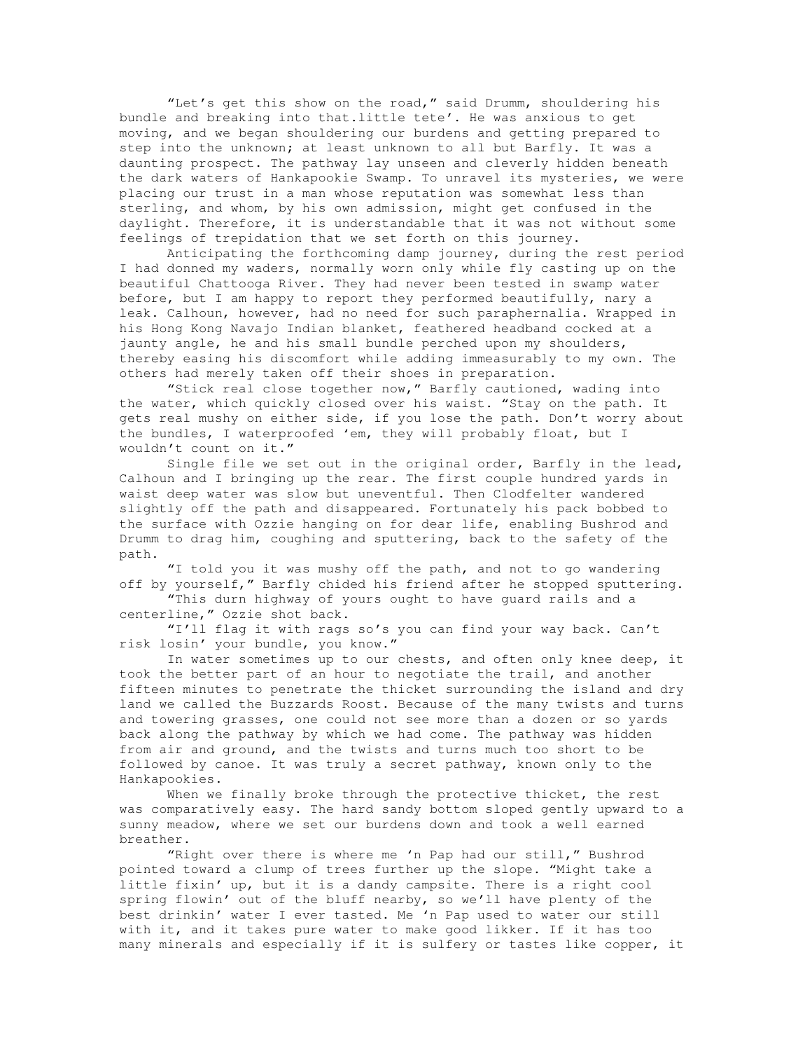"Let's get this show on the road," said Drumm, shouldering his bundle and breaking into that.little tete'. He was anxious to get moving, and we began shouldering our burdens and getting prepared to step into the unknown; at least unknown to all but Barfly. It was a daunting prospect. The pathway lay unseen and cleverly hidden beneath the dark waters of Hankapookie Swamp. To unravel its mysteries, we were placing our trust in a man whose reputation was somewhat less than sterling, and whom, by his own admission, might get confused in the daylight. Therefore, it is understandable that it was not without some feelings of trepidation that we set forth on this journey.

Anticipating the forthcoming damp journey, during the rest period I had donned my waders, normally worn only while fly casting up on the beautiful Chattooga River. They had never been tested in swamp water before, but I am happy to report they performed beautifully, nary a leak. Calhoun, however, had no need for such paraphernalia. Wrapped in his Hong Kong Navajo Indian blanket, feathered headband cocked at a jaunty angle, he and his small bundle perched upon my shoulders, thereby easing his discomfort while adding immeasurably to my own. The others had merely taken off their shoes in preparation.

"Stick real close together now," Barfly cautioned, wading into the water, which quickly closed over his waist. "Stay on the path. It gets real mushy on either side, if you lose the path. Don't worry about the bundles, I waterproofed 'em, they will probably float, but I wouldn't count on it."

Single file we set out in the original order, Barfly in the lead, Calhoun and I bringing up the rear. The first couple hundred yards in waist deep water was slow but uneventful. Then Clodfelter wandered slightly off the path and disappeared. Fortunately his pack bobbed to the surface with Ozzie hanging on for dear life, enabling Bushrod and Drumm to drag him, coughing and sputtering, back to the safety of the path.

"I told you it was mushy off the path, and not to go wandering off by yourself," Barfly chided his friend after he stopped sputtering.

"This durn highway of yours ought to have guard rails and a centerline," Ozzie shot back.

"I'll flag it with rags so's you can find your way back. Can't risk losin' your bundle, you know."

In water sometimes up to our chests, and often only knee deep, it took the better part of an hour to negotiate the trail, and another fifteen minutes to penetrate the thicket surrounding the island and dry land we called the Buzzards Roost. Because of the many twists and turns and towering grasses, one could not see more than a dozen or so yards back along the pathway by which we had come. The pathway was hidden from air and ground, and the twists and turns much too short to be followed by canoe. It was truly a secret pathway, known only to the Hankapookies.

When we finally broke through the protective thicket, the rest was comparatively easy. The hard sandy bottom sloped gently upward to a sunny meadow, where we set our burdens down and took a well earned breather.

"Right over there is where me 'n Pap had our still," Bushrod pointed toward a clump of trees further up the slope. "Might take a little fixin' up, but it is a dandy campsite. There is a right cool spring flowin' out of the bluff nearby, so we'll have plenty of the best drinkin' water I ever tasted. Me 'n Pap used to water our still with it, and it takes pure water to make good likker. If it has too many minerals and especially if it is sulfery or tastes like copper, it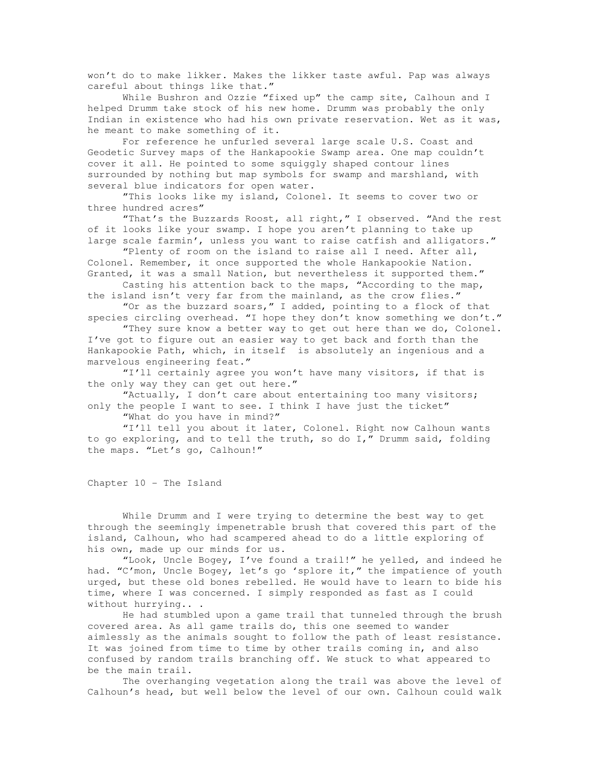won't do to make likker. Makes the likker taste awful. Pap was always careful about things like that."

While Bushron and Ozzie "fixed up" the camp site, Calhoun and I helped Drumm take stock of his new home. Drumm was probably the only Indian in existence who had his own private reservation. Wet as it was, he meant to make something of it.

For reference he unfurled several large scale U.S. Coast and Geodetic Survey maps of the Hankapookie Swamp area. One map couldn't cover it all. He pointed to some squiggly shaped contour lines surrounded by nothing but map symbols for swamp and marshland, with several blue indicators for open water.

"This looks like my island, Colonel. It seems to cover two or three hundred acres"

"That's the Buzzards Roost, all right," I observed. "And the rest of it looks like your swamp. I hope you aren't planning to take up large scale farmin', unless you want to raise catfish and alligators."

"Plenty of room on the island to raise all I need. After all, Colonel. Remember, it once supported the whole Hankapookie Nation. Granted, it was a small Nation, but nevertheless it supported them."

Casting his attention back to the maps, "According to the map, the island isn't very far from the mainland, as the crow flies."

"Or as the buzzard soars," I added, pointing to a flock of that species circling overhead. "I hope they don't know something we don't."

"They sure know a better way to get out here than we do, Colonel. I've got to figure out an easier way to get back and forth than the Hankapookie Path, which, in itself  is absolutely an ingenious and a marvelous engineering feat."

"I'll certainly agree you won't have many visitors, if that is the only way they can get out here."

"Actually, I don't care about entertaining too many visitors; only the people I want to see. I think I have just the ticket"

"What do you have in mind?"

"I'll tell you about it later, Colonel. Right now Calhoun wants to go exploring, and to tell the truth, so do I," Drumm said, folding the maps. "Let's go, Calhoun!"

## Chapter 10 – The Island

While Drumm and I were trying to determine the best way to get through the seemingly impenetrable brush that covered this part of the island, Calhoun, who had scampered ahead to do a little exploring of his own, made up our minds for us.

"Look, Uncle Bogey, I've found a trail!" he yelled, and indeed he had. "C'mon, Uncle Bogey, let's go 'splore it," the impatience of youth urged, but these old bones rebelled. He would have to learn to bide his time, where I was concerned. I simply responded as fast as I could without hurrying.. .

He had stumbled upon a game trail that tunneled through the brush covered area. As all game trails do, this one seemed to wander aimlessly as the animals sought to follow the path of least resistance. It was joined from time to time by other trails coming in, and also confused by random trails branching off. We stuck to what appeared to be the main trail.

The overhanging vegetation along the trail was above the level of Calhoun's head, but well below the level of our own. Calhoun could walk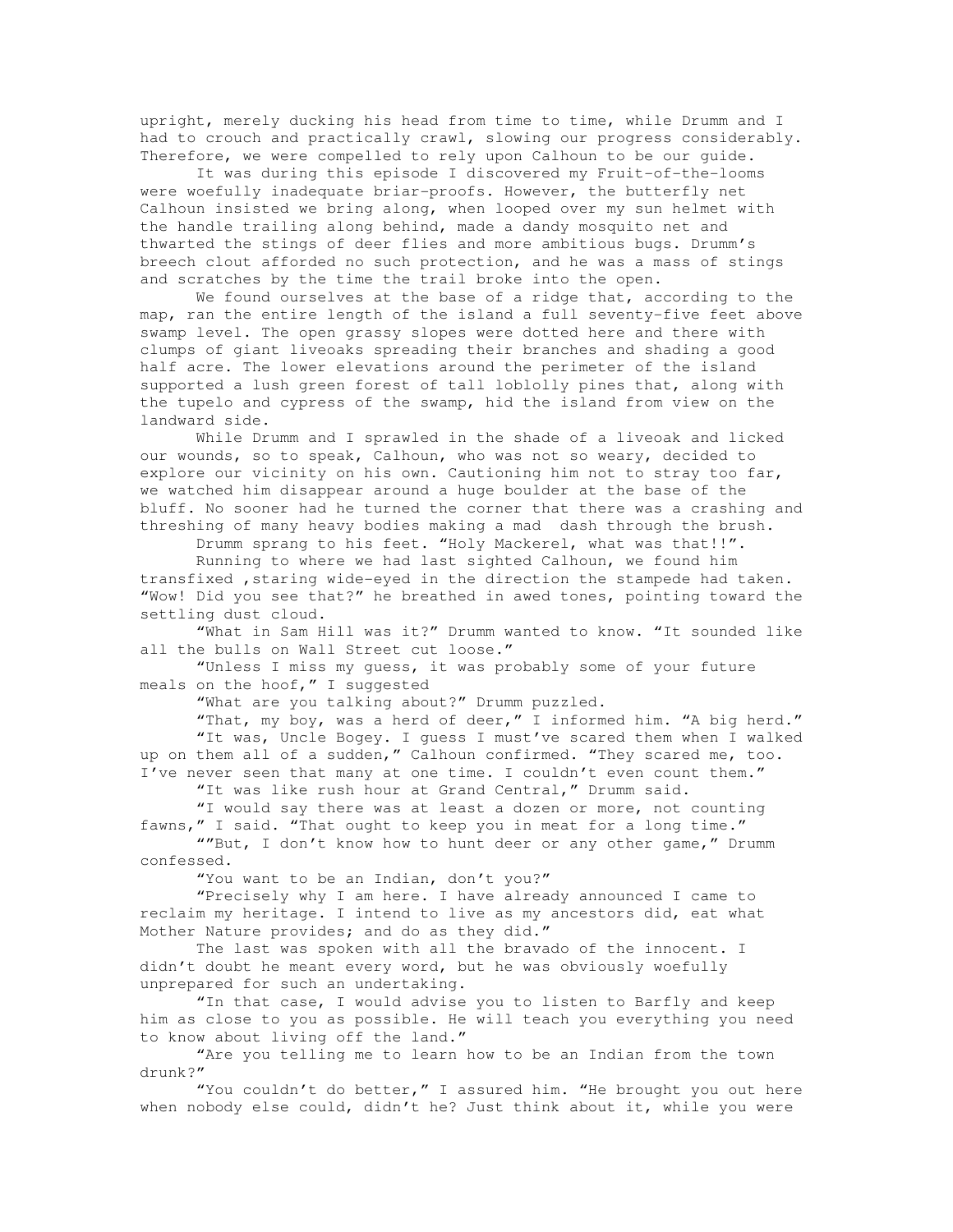upright, merely ducking his head from time to time, while Drumm and I had to crouch and practically crawl, slowing our progress considerably. Therefore, we were compelled to rely upon Calhoun to be our guide.

It was during this episode I discovered my Fruit-of-the-looms were woefully inadequate briar-proofs. However, the butterfly net Calhoun insisted we bring along, when looped over my sun helmet with the handle trailing along behind, made a dandy mosquito net and thwarted the stings of deer flies and more ambitious bugs. Drumm's breech clout afforded no such protection, and he was a mass of stings and scratches by the time the trail broke into the open.

We found ourselves at the base of a ridge that, according to the map, ran the entire length of the island a full seventy-five feet above swamp level. The open grassy slopes were dotted here and there with clumps of giant liveoaks spreading their branches and shading a good half acre. The lower elevations around the perimeter of the island supported a lush green forest of tall loblolly pines that, along with the tupelo and cypress of the swamp, hid the island from view on the landward side.

While Drumm and I sprawled in the shade of a liveoak and licked our wounds, so to speak, Calhoun, who was not so weary, decided to explore our vicinity on his own. Cautioning him not to stray too far, we watched him disappear around a huge boulder at the base of the bluff. No sooner had he turned the corner that there was a crashing and threshing of many heavy bodies making a mad dash through the brush.

Drumm sprang to his feet. "Holy Mackerel, what was that!!".

Running to where we had last sighted Calhoun, we found him transfixed ,staring wide-eyed in the direction the stampede had taken. "Wow! Did you see that?" he breathed in awed tones, pointing toward the settling dust cloud.

"What in Sam Hill was it?" Drumm wanted to know. "It sounded like all the bulls on Wall Street cut loose."

"Unless I miss my guess, it was probably some of your future meals on the hoof," I suggested

"What are you talking about?" Drumm puzzled.

"That, my boy, was a herd of deer," I informed him. "A big herd."

"It was, Uncle Bogey. I guess I must've scared them when I walked up on them all of a sudden," Calhoun confirmed. "They scared me, too. I've never seen that many at one time. I couldn't even count them."

"It was like rush hour at Grand Central," Drumm said.

"I would say there was at least a dozen or more, not counting fawns," I said. "That ought to keep you in meat for a long time."

""But, I don't know how to hunt deer or any other game," Drumm confessed.

"You want to be an Indian, don't you?"

"Precisely why I am here. I have already announced I came to reclaim my heritage. I intend to live as my ancestors did, eat what Mother Nature provides; and do as they did."

The last was spoken with all the bravado of the innocent. I didn't doubt he meant every word, but he was obviously woefully unprepared for such an undertaking.

"In that case, I would advise you to listen to Barfly and keep him as close to you as possible. He will teach you everything you need to know about living off the land."

"Are you telling me to learn how to be an Indian from the town drunk?"

"You couldn't do better," I assured him. "He brought you out here when nobody else could, didn't he? Just think about it, while you were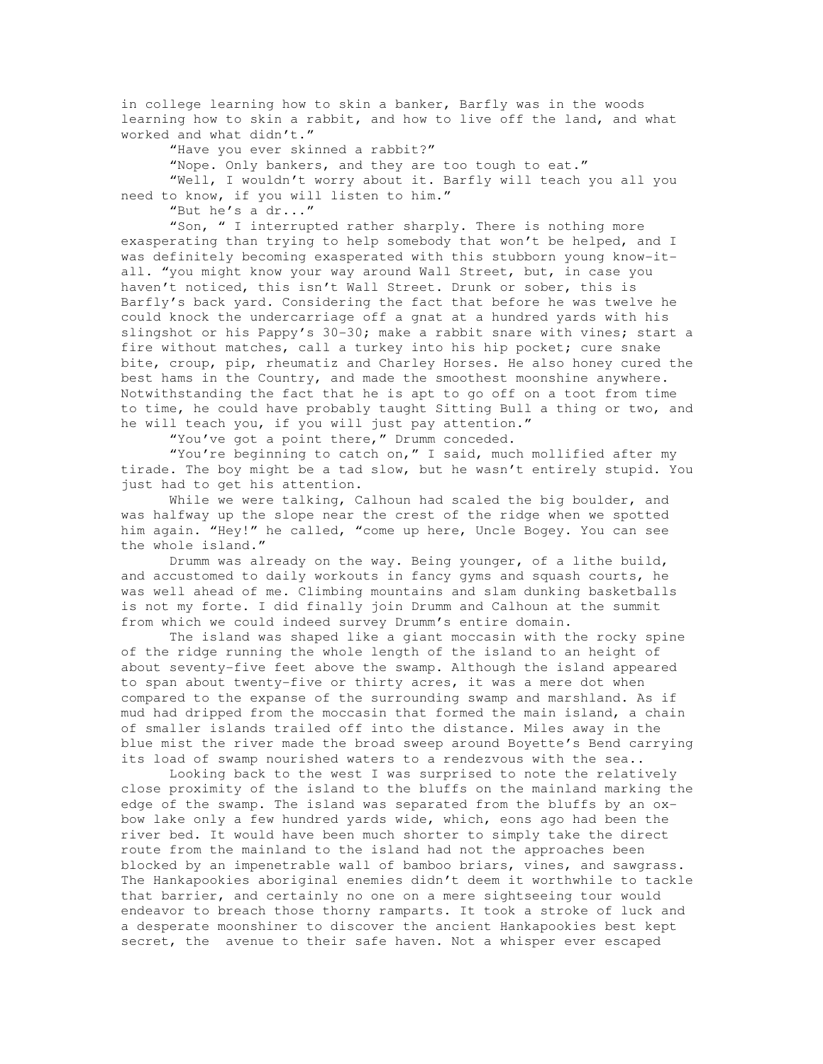in college learning how to skin a banker, Barfly was in the woods learning how to skin a rabbit, and how to live off the land, and what worked and what didn't."

"Have you ever skinned a rabbit?"

"Nope. Only bankers, and they are too tough to eat."

"Well, I wouldn't worry about it. Barfly will teach you all you need to know, if you will listen to him."

"But he's a dr..."

"Son, " I interrupted rather sharply. There is nothing more exasperating than trying to help somebody that won't be helped, and I was definitely becoming exasperated with this stubborn young know-it-all. "you might know your way around Wall Street, but, in case you haven't noticed, this isn't Wall Street. Drunk or sober, this is Barfly's back yard. Considering the fact that before he was twelve he could knock the undercarriage off a gnat at a hundred yards with his slingshot or his Pappy's 30-30; make a rabbit snare with vines; start a fire without matches, call a turkey into his hip pocket; cure snake bite, croup, pip, rheumatiz and Charley Horses. He also honey cured the best hams in the Country, and made the smoothest moonshine anywhere. Notwithstanding the fact that he is apt to go off on a toot from time to time, he could have probably taught Sitting Bull a thing or two, and he will teach you, if you will just pay attention."

"You've got a point there," Drumm conceded.

"You're beginning to catch on," I said, much mollified after my tirade. The boy might be a tad slow, but he wasn't entirely stupid. You just had to get his attention.

While we were talking, Calhoun had scaled the big boulder, and was halfway up the slope near the crest of the ridge when we spotted him again. "Hey!" he called, "come up here, Uncle Bogey. You can see the whole island."

Drumm was already on the way. Being younger, of a lithe build, and accustomed to daily workouts in fancy gyms and squash courts, he was well ahead of me. Climbing mountains and slam dunking basketballs is not my forte. I did finally join Drumm and Calhoun at the summit from which we could indeed survey Drumm's entire domain.

The island was shaped like a giant moccasin with the rocky spine of the ridge running the whole length of the island to an height of about seventy-five feet above the swamp. Although the island appeared to span about twenty-five or thirty acres, it was a mere dot when compared to the expanse of the surrounding swamp and marshland. As if mud had dripped from the moccasin that formed the main island, a chain of smaller islands trailed off into the distance. Miles away in the blue mist the river made the broad sweep around Boyette's Bend carrying its load of swamp nourished waters to a rendezvous with the sea..

Looking back to the west I was surprised to note the relatively close proximity of the island to the bluffs on the mainland marking the edge of the swamp. The island was separated from the bluffs by an ox-bow lake only a few hundred yards wide, which, eons ago had been the river bed. It would have been much shorter to simply take the direct route from the mainland to the island had not the approaches been blocked by an impenetrable wall of bamboo briars, vines, and sawgrass. The Hankapookies aboriginal enemies didn't deem it worthwhile to tackle that barrier, and certainly no one on a mere sightseeing tour would endeavor to breach those thorny ramparts. It took a stroke of luck and a desperate moonshiner to discover the ancient Hankapookies best kept secret, the avenue to their safe haven. Not a whisper ever escaped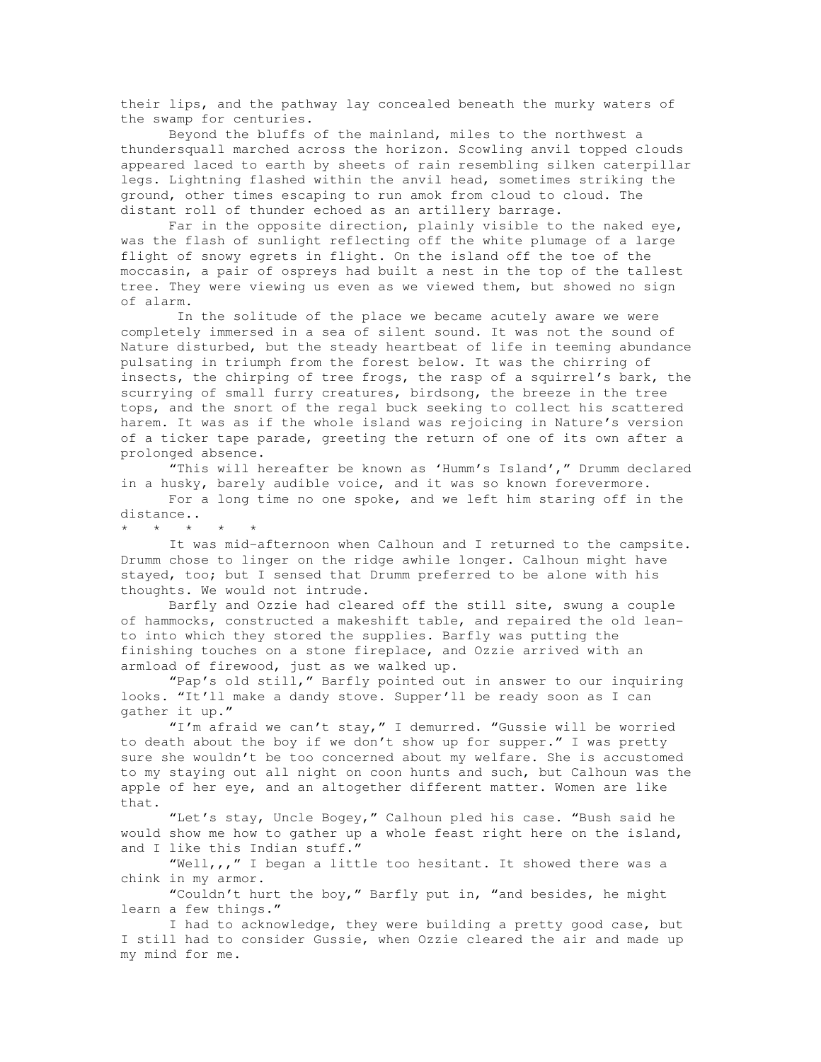their lips, and the pathway lay concealed beneath the murky waters of the swamp for centuries.

Beyond the bluffs of the mainland, miles to the northwest a thundersquall marched across the horizon. Scowling anvil topped clouds appeared laced to earth by sheets of rain resembling silken caterpillar legs. Lightning flashed within the anvil head, sometimes striking the ground, other times escaping to run amok from cloud to cloud. The distant roll of thunder echoed as an artillery barrage.

Far in the opposite direction, plainly visible to the naked eye, was the flash of sunlight reflecting off the white plumage of a large flight of snowy egrets in flight. On the island off the toe of the moccasin, a pair of ospreys had built a nest in the top of the tallest tree. They were viewing us even as we viewed them, but showed no sign of alarm.

In the solitude of the place we became acutely aware we were completely immersed in a sea of silent sound. It was not the sound of Nature disturbed, but the steady heartbeat of life in teeming abundance pulsating in triumph from the forest below. It was the chirring of insects, the chirping of tree frogs, the rasp of a squirrel's bark, the scurrying of small furry creatures, birdsong, the breeze in the tree tops, and the snort of the regal buck seeking to collect his scattered harem. It was as if the whole island was rejoicing in Nature's version of a ticker tape parade, greeting the return of one of its own after a prolonged absence.

"This will hereafter be known as 'Humm's Island'," Drumm declared in a husky, barely audible voice, and it was so known forevermore.

For a long time no one spoke, and we left him staring off in the distance..

\*   \*   \*   \*   \*

It was mid-afternoon when Calhoun and I returned to the campsite. Drumm chose to linger on the ridge awhile longer. Calhoun might have stayed, too; but I sensed that Drumm preferred to be alone with his thoughts. We would not intrude.

Barfly and Ozzie had cleared off the still site, swung a couple of hammocks, constructed a makeshift table, and repaired the old lean-to into which they stored the supplies. Barfly was putting the finishing touches on a stone fireplace, and Ozzie arrived with an armload of firewood, just as we walked up.

"Pap's old still," Barfly pointed out in answer to our inquiring looks. "It'll make a dandy stove. Supper'll be ready soon as I can gather it up."

"I'm afraid we can't stay," I demurred. "Gussie will be worried to death about the boy if we don't show up for supper." I was pretty sure she wouldn't be too concerned about my welfare. She is accustomed to my staying out all night on coon hunts and such, but Calhoun was the apple of her eye, and an altogether different matter. Women are like that.

"Let's stay, Uncle Bogey," Calhoun pled his case. "Bush said he would show me how to gather up a whole feast right here on the island, and I like this Indian stuff."

"Well,,," I began a little too hesitant. It showed there was a chink in my armor.

"Couldn't hurt the boy," Barfly put in, "and besides, he might learn a few things."

I had to acknowledge, they were building a pretty good case, but I still had to consider Gussie, when Ozzie cleared the air and made up my mind for me.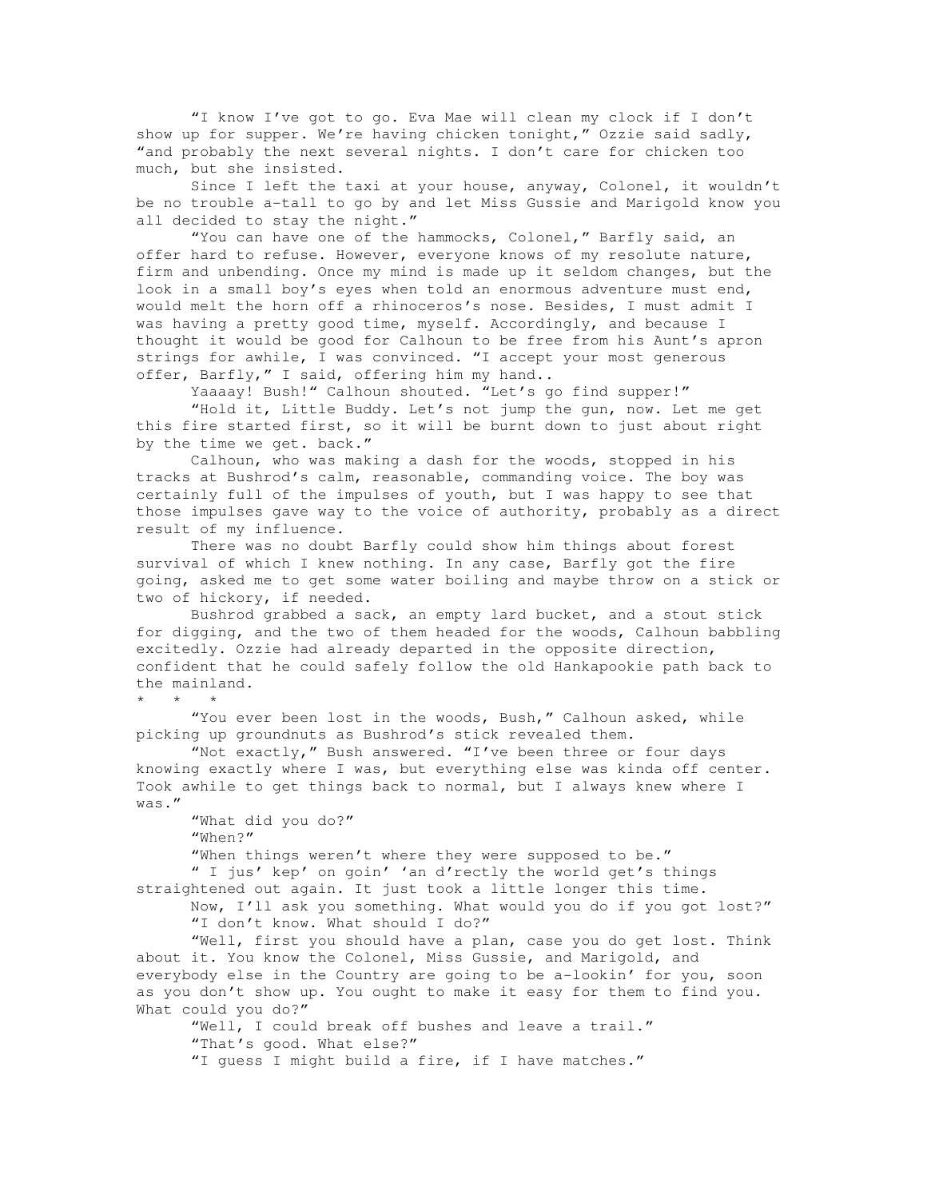"I know I've got to go. Eva Mae will clean my clock if I don't show up for supper. We're having chicken tonight," Ozzie said sadly, "and probably the next several nights. I don't care for chicken too much, but she insisted.

Since I left the taxi at your house, anyway, Colonel, it wouldn't be no trouble a-tall to go by and let Miss Gussie and Marigold know you all decided to stay the night."

"You can have one of the hammocks, Colonel," Barfly said, an offer hard to refuse. However, everyone knows of my resolute nature, firm and unbending. Once my mind is made up it seldom changes, but the look in a small boy's eyes when told an enormous adventure must end, would melt the horn off a rhinoceros's nose. Besides, I must admit I was having a pretty good time, myself. Accordingly, and because I thought it would be good for Calhoun to be free from his Aunt's apron strings for awhile, I was convinced. "I accept your most generous offer, Barfly," I said, offering him my hand..

Yaaaay! Bush!" Calhoun shouted. "Let's go find supper!"

"Hold it, Little Buddy. Let's not jump the gun, now. Let me get this fire started first, so it will be burnt down to just about right by the time we get. back."

Calhoun, who was making a dash for the woods, stopped in his tracks at Bushrod's calm, reasonable, commanding voice. The boy was certainly full of the impulses of youth, but I was happy to see that those impulses gave way to the voice of authority, probably as a direct result of my influence.

There was no doubt Barfly could show him things about forest survival of which I knew nothing. In any case, Barfly got the fire going, asked me to get some water boiling and maybe throw on a stick or two of hickory, if needed.

Bushrod grabbed a sack, an empty lard bucket, and a stout stick for digging, and the two of them headed for the woods, Calhoun babbling excitedly. Ozzie had already departed in the opposite direction, confident that he could safely follow the old Hankapookie path back to the mainland.

\*   \*   \*

"You ever been lost in the woods, Bush," Calhoun asked, while picking up groundnuts as Bushrod's stick revealed them.

"Not exactly," Bush answered. "I've been three or four days knowing exactly where I was, but everything else was kinda off center. Took awhile to get things back to normal, but I always knew where I was."

"What did you do?"

"When?"

"When things weren't where they were supposed to be."

" I jus' kep' on goin' 'an d'rectly the world get's things straightened out again. It just took a little longer this time.

Now, I'll ask you something. What would you do if you got lost?"

"I don't know. What should I do?"

"Well, first you should have a plan, case you do get lost. Think about it. You know the Colonel, Miss Gussie, and Marigold, and everybody else in the Country are going to be a-lookin' for you, soon as you don't show up. You ought to make it easy for them to find you. What could you do?"

"Well, I could break off bushes and leave a trail."

"That's good. What else?"

"I guess I might build a fire, if I have matches."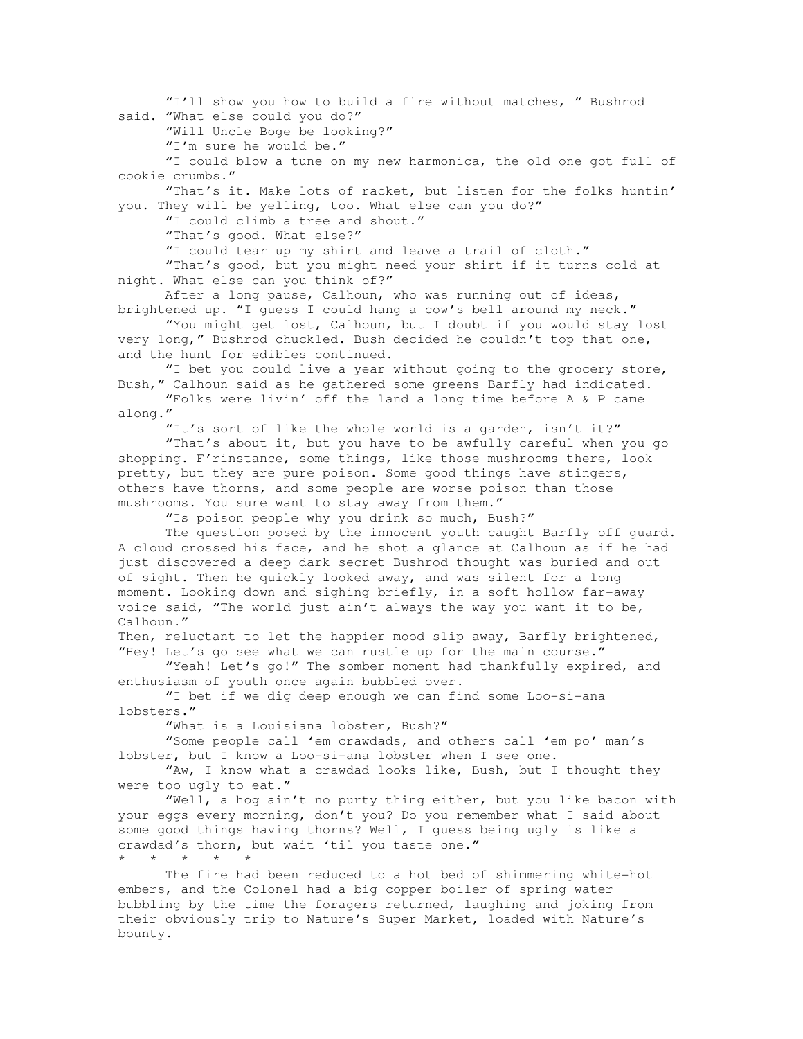"I'll show you how to build a fire without matches, " Bushrod said. "What else could you do?"

"Will Uncle Boge be looking?"

"I'm sure he would be."

"I could blow a tune on my new harmonica, the old one got full of cookie crumbs."

"That's it. Make lots of racket, but listen for the folks huntin' you. They will be yelling, too. What else can you do?"

"I could climb a tree and shout."

"That's good. What else?"

"I could tear up my shirt and leave a trail of cloth."

"That's good, but you might need your shirt if it turns cold at night. What else can you think of?"

After a long pause, Calhoun, who was running out of ideas, brightened up. "I guess I could hang a cow's bell around my neck."

"You might get lost, Calhoun, but I doubt if you would stay lost very long," Bushrod chuckled. Bush decided he couldn't top that one, and the hunt for edibles continued.

"I bet you could live a year without going to the grocery store, Bush," Calhoun said as he gathered some greens Barfly had indicated.

"Folks were livin' off the land a long time before A & P came along."

"It's sort of like the whole world is a garden, isn't it?"

"That's about it, but you have to be awfully careful when you go shopping. F'rinstance, some things, like those mushrooms there, look pretty, but they are pure poison. Some good things have stingers, others have thorns, and some people are worse poison than those mushrooms. You sure want to stay away from them."

"Is poison people why you drink so much, Bush?"

The question posed by the innocent youth caught Barfly off guard. A cloud crossed his face, and he shot a glance at Calhoun as if he had just discovered a deep dark secret Bushrod thought was buried and out of sight. Then he quickly looked away, and was silent for a long moment. Looking down and sighing briefly, in a soft hollow far-away voice said, "The world just ain't always the way you want it to be, Calhoun."

Then, reluctant to let the happier mood slip away, Barfly brightened, "Hey! Let's go see what we can rustle up for the main course."

"Yeah! Let's go!" The somber moment had thankfully expired, and enthusiasm of youth once again bubbled over.

"I bet if we dig deep enough we can find some Loo-si-ana lobsters."

"What is a Louisiana lobster, Bush?"

"Some people call 'em crawdads, and others call 'em po' man's lobster, but I know a Loo-si-ana lobster when I see one.

"Aw, I know what a crawdad looks like, Bush, but I thought they were too ugly to eat."

"Well, a hog ain't no purty thing either, but you like bacon with your eggs every morning, don't you? Do you remember what I said about some good things having thorns? Well, I guess being ugly is like a crawdad's thorn, but wait 'til you taste one."

\*   \*   \*   \*   \*

The fire had been reduced to a hot bed of shimmering white-hot embers, and the Colonel had a big copper boiler of spring water bubbling by the time the foragers returned, laughing and joking from their obviously trip to Nature's Super Market, loaded with Nature's bounty.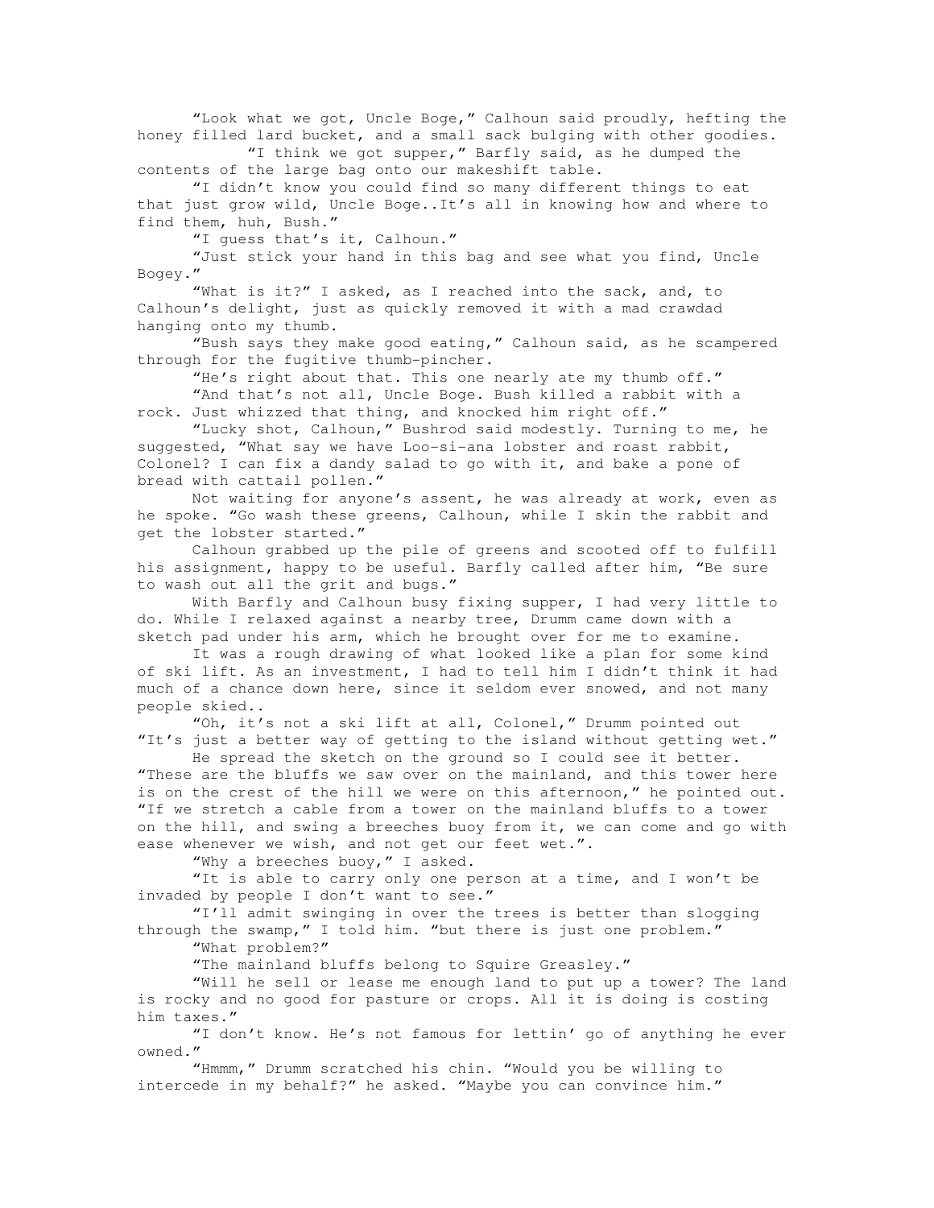"Look what we got, Uncle Boge," Calhoun said proudly, hefting the honey filled lard bucket, and a small sack bulging with other goodies.

"I think we got supper," Barfly said, as he dumped the contents of the large bag onto our makeshift table.

"I didn't know you could find so many different things to eat that just grow wild, Uncle Boge..It's all in knowing how and where to find them, huh, Bush."

"I guess that's it, Calhoun."

"Just stick your hand in this bag and see what you find, Uncle Bogey."

"What is it?" I asked, as I reached into the sack, and, to Calhoun's delight, just as quickly removed it with a mad crawdad hanging onto my thumb.

"Bush says they make good eating," Calhoun said, as he scampered through for the fugitive thumb-pincher.

"He's right about that. This one nearly ate my thumb off."

"And that's not all, Uncle Boge. Bush killed a rabbit with a rock. Just whizzed that thing, and knocked him right off."

"Lucky shot, Calhoun," Bushrod said modestly. Turning to me, he suggested, "What say we have Loo-si-ana lobster and roast rabbit, Colonel? I can fix a dandy salad to go with it, and bake a pone of bread with cattail pollen."

Not waiting for anyone's assent, he was already at work, even as he spoke. "Go wash these greens, Calhoun, while I skin the rabbit and get the lobster started."

Calhoun grabbed up the pile of greens and scooted off to fulfill his assignment, happy to be useful. Barfly called after him, "Be sure to wash out all the grit and bugs."

With Barfly and Calhoun busy fixing supper, I had very little to do. While I relaxed against a nearby tree, Drumm came down with a sketch pad under his arm, which he brought over for me to examine.

It was a rough drawing of what looked like a plan for some kind of ski lift. As an investment, I had to tell him I didn't think it had much of a chance down here, since it seldom ever snowed, and not many people skied..

"Oh, it's not a ski lift at all, Colonel," Drumm pointed out "It's just a better way of getting to the island without getting wet."

He spread the sketch on the ground so I could see it better. "These are the bluffs we saw over on the mainland, and this tower here is on the crest of the hill we were on this afternoon," he pointed out. "If we stretch a cable from a tower on the mainland bluffs to a tower on the hill, and swing a breeches buoy from it, we can come and go with ease whenever we wish, and not get our feet wet.".

"Why a breeches buoy," I asked.

"It is able to carry only one person at a time, and I won't be invaded by people I don't want to see."

"I'll admit swinging in over the trees is better than slogging through the swamp," I told him. "but there is just one problem."

"What problem?"

"The mainland bluffs belong to Squire Greasley."

"Will he sell or lease me enough land to put up a tower? The land is rocky and no good for pasture or crops. All it is doing is costing him taxes."

"I don't know. He's not famous for lettin' go of anything he ever owned."

"Hmmm," Drumm scratched his chin. "Would you be willing to intercede in my behalf?" he asked. "Maybe you can convince him."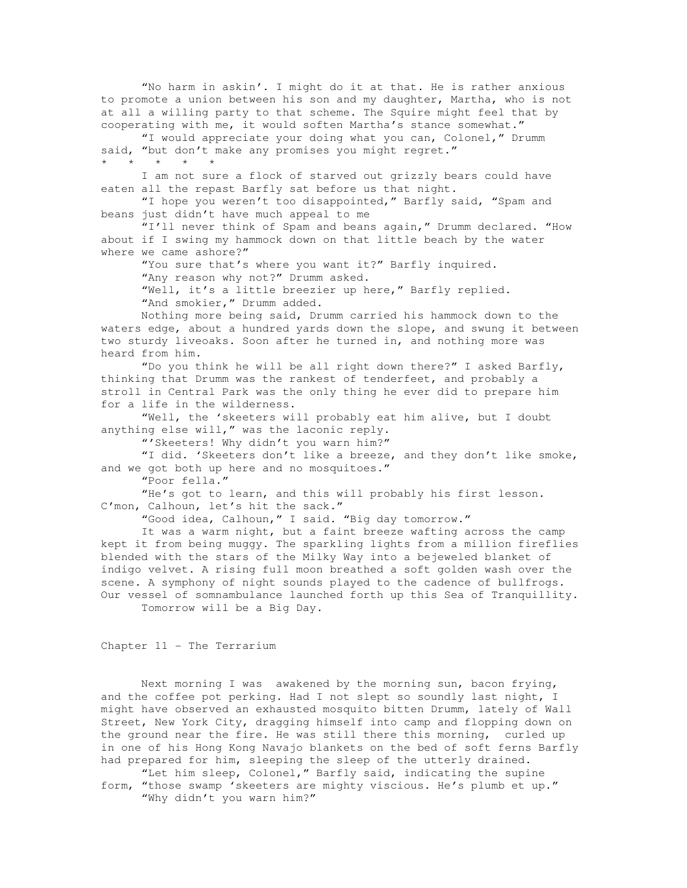"No harm in askin'. I might do it at that. He is rather anxious to promote a union between his son and my daughter, Martha, who is not at all a willing party to that scheme. The Squire might feel that by cooperating with me, it would soften Martha's stance somewhat."

"I would appreciate your doing what you can, Colonel," Drumm said, "but don't make any promises you might regret."

\*   \*   \*   \*   \*

I am not sure a flock of starved out grizzly bears could have eaten all the repast Barfly sat before us that night.

"I hope you weren't too disappointed," Barfly said, "Spam and beans just didn't have much appeal to me

"I'll never think of Spam and beans again," Drumm declared. "How about if I swing my hammock down on that little beach by the water where we came ashore?"

"You sure that's where you want it?" Barfly inquired.

"Any reason why not?" Drumm asked.

"Well, it's a little breezier up here," Barfly replied.

"And smokier," Drumm added.

Nothing more being said, Drumm carried his hammock down to the waters edge, about a hundred yards down the slope, and swung it between two sturdy liveoaks. Soon after he turned in, and nothing more was heard from him.

"Do you think he will be all right down there?" I asked Barfly, thinking that Drumm was the rankest of tenderfeet, and probably a stroll in Central Park was the only thing he ever did to prepare him for a life in the wilderness.

"Well, the 'skeeters will probably eat him alive, but I doubt anything else will," was the laconic reply.

"'Skeeters! Why didn't you warn him?"

"I did. 'Skeeters don't like a breeze, and they don't like smoke, and we got both up here and no mosquitoes."

"Poor fella."

"He's got to learn, and this will probably his first lesson. C'mon, Calhoun, let's hit the sack."

"Good idea, Calhoun," I said. "Big day tomorrow."

It was a warm night, but a faint breeze wafting across the camp kept it from being muggy. The sparkling lights from a million fireflies blended with the stars of the Milky Way into a bejeweled blanket of indigo velvet. A rising full moon breathed a soft golden wash over the scene. A symphony of night sounds played to the cadence of bullfrogs. Our vessel of somnambulance launched forth up this Sea of Tranquillity.

Tomorrow will be a Big Day.

## Chapter 11 – The Terrarium

Next morning I was awakened by the morning sun, bacon frying, and the coffee pot perking. Had I not slept so soundly last night, I might have observed an exhausted mosquito bitten Drumm, lately of Wall Street, New York City, dragging himself into camp and flopping down on the ground near the fire. He was still there this morning, curled up in one of his Hong Kong Navajo blankets on the bed of soft ferns Barfly had prepared for him, sleeping the sleep of the utterly drained.

"Let him sleep, Colonel," Barfly said, indicating the supine form, "those swamp 'skeeters are mighty viscious. He's plumb et up."

"Why didn't you warn him?"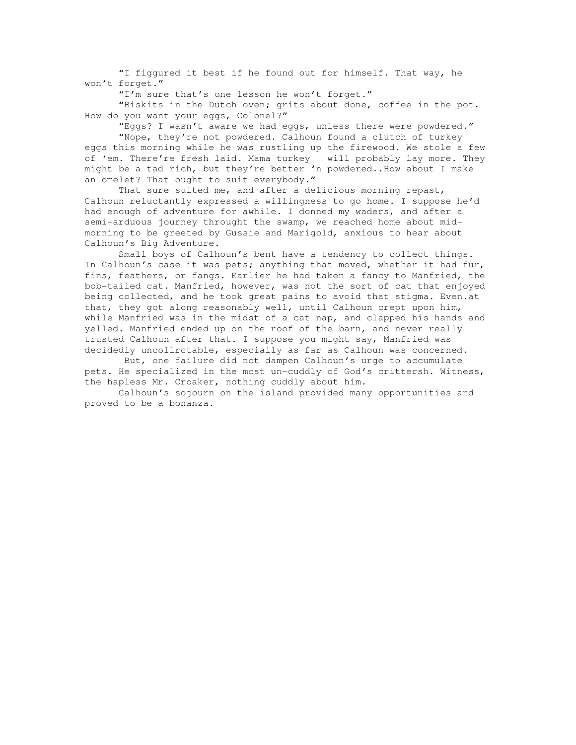"I figgured it best if he found out for himself. That way, he won't forget."

"I'm sure that's one lesson he won't forget."

"Biskits in the Dutch oven; grits about done, coffee in the pot. How do you want your eggs, Colonel?"

"Eggs? I wasn't aware we had eggs, unless there were powdered."

"Nope, they're not powdered. Calhoun found a clutch of turkey eggs this morning while he was rustling up the firewood. We stole a few of 'em. There're fresh laid. Mama turkey  will probably lay more. They might be a tad rich, but they're better 'n powdered..How about I make an omelet? That ought to suit everybody."

That sure suited me, and after a delicious morning repast, Calhoun reluctantly expressed a willingness to go home. I suppose he'd had enough of adventure for awhile. I donned my waders, and after a semi-arduous journey throught the swamp, we reached home about mid-morning to be greeted by Gussie and Marigold, anxious to hear about Calhoun's Big Adventure.

Small boys of Calhoun's bent have a tendency to collect things. In Calhoun's case it was pets; anything that moved, whether it had fur, fins, feathers, or fangs. Earlier he had taken a fancy to Manfried, the bob-tailed cat. Manfried, however, was not the sort of cat that enjoyed being collected, and he took great pains to avoid that stigma. Even.at that, they got along reasonably well, until Calhoun crept upon him, while Manfried was in the midst of a cat nap, and clapped his hands and yelled. Manfried ended up on the roof of the barn, and never really trusted Calhoun after that. I suppose you might say, Manfried was decidedly uncollrctable, especially as far as Calhoun was concerned.

But, one failure did not dampen Calhoun's urge to accumulate pets. He specialized in the most un-cuddly of God's crittersh. Witness, the hapless Mr. Croaker, nothing cuddly about him.

Calhoun's sojourn on the island provided many opportunities and proved to be a bonanza.